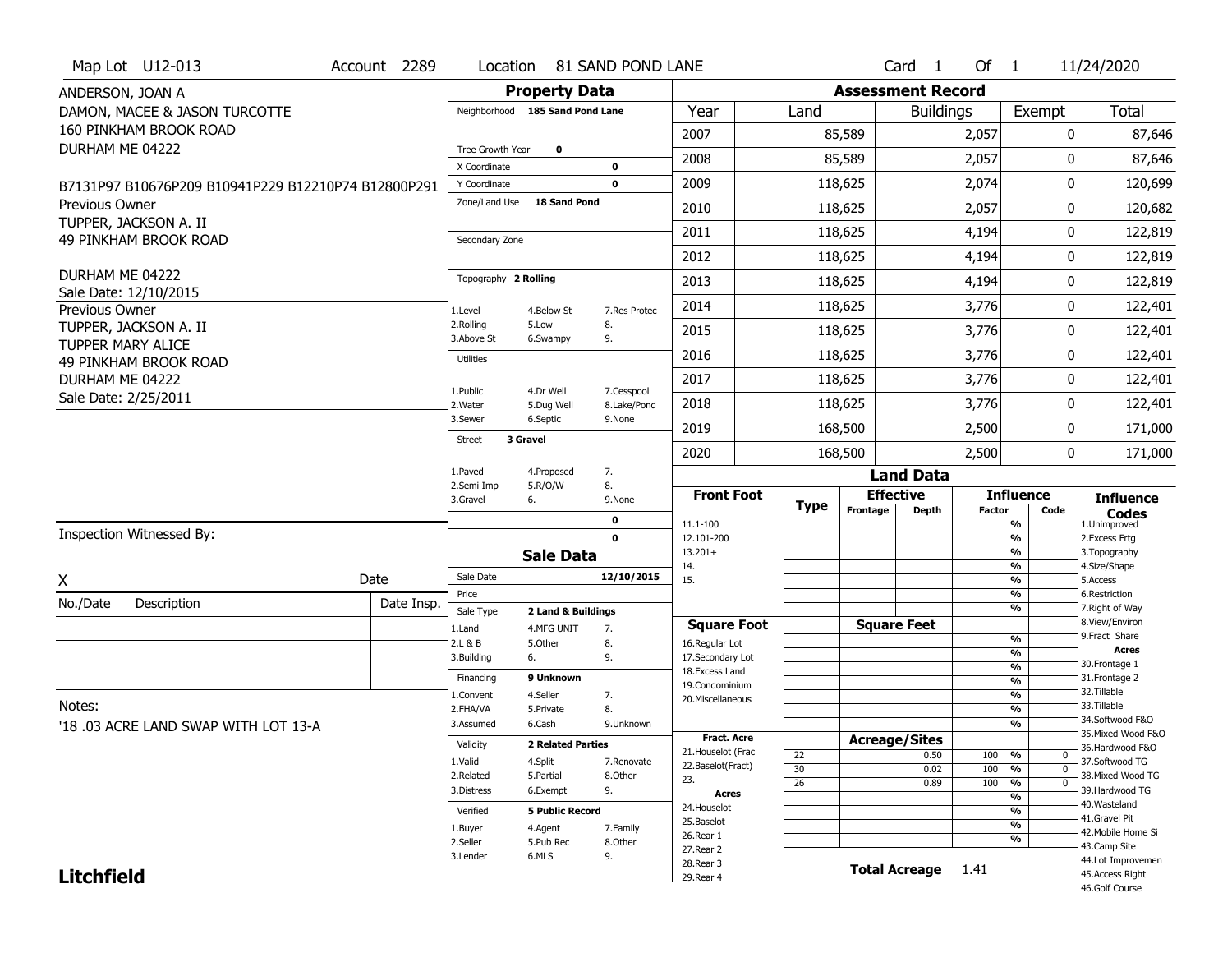Map Lot U12-013 | Account 2289 | Location 81 SAND POND LANE | Card 1 Of 1 | 11/24/2020

ANDERSON, JOAN A
DAMON, MACEE & JASON TURCOTTE
160 PINKHAM BROOK ROAD
DURHAM ME 04222

B7131P97 B10676P209 B10941P229 B12210P74 B12800P291

Previous Owner
TUPPER, JACKSON A. II
49 PINKHAM BROOK ROAD
DURHAM ME 04222
Sale Date: 12/10/2015

Previous Owner
TUPPER, JACKSON A. II
TUPPER MARY ALICE
49 PINKHAM BROOK ROAD
DURHAM ME 04222
Sale Date: 2/25/2011

## Property Data

Neighborhood: 185 Sand Pond Lane

Tree Growth Year: 0
X Coordinate: 0
Y Coordinate: 0
Zone/Land Use: 18 Sand Pond
Secondary Zone:

Topography: 2 Rolling
1.Level 4.Below St 7.Res Protec
2.Rolling 5.Low 8.
3.Above St 6.Swampy 9.

Utilities:
1.Public 4.Dr Well 7.Cesspool
2.Water 5.Dug Well 8.Lake/Pond
3.Sewer 6.Septic 9.None

Street: 3 Gravel
1.Paved 4.Proposed 7.
2.Semi Imp 5.R/O/W 8.
3.Gravel 6. 9.None

0
0

## Sale Data

Sale Date: 12/10/2015
Price:
Sale Type: 2 Land & Buildings
1.Land 4.MFG UNIT 7.
2.L & B 5.Other 8.
3.Building 6. 9.

Financing: 9 Unknown
1.Convent 4.Seller 7.
2.FHA/VA 5.Private 8.
3.Assumed 6.Cash 9.Unknown

Validity: 2 Related Parties
1.Valid 4.Split 7.Renovate
2.Related 5.Partial 8.Other
3.Distress 6.Exempt 9.

Verified: 5 Public Record
1.Buyer 4.Agent 7.Family
2.Seller 5.Pub Rec 8.Other
3.Lender 6.MLS 9.

## Assessment Record

| Year | Land | Buildings | Exempt | Total |
|---|---|---|---|---|
| 2007 | 85,589 | 2,057 | 0 | 87,646 |
| 2008 | 85,589 | 2,057 | 0 | 87,646 |
| 2009 | 118,625 | 2,074 | 0 | 120,699 |
| 2010 | 118,625 | 2,057 | 0 | 120,682 |
| 2011 | 118,625 | 4,194 | 0 | 122,819 |
| 2012 | 118,625 | 4,194 | 0 | 122,819 |
| 2013 | 118,625 | 4,194 | 0 | 122,819 |
| 2014 | 118,625 | 3,776 | 0 | 122,401 |
| 2015 | 118,625 | 3,776 | 0 | 122,401 |
| 2016 | 118,625 | 3,776 | 0 | 122,401 |
| 2017 | 118,625 | 3,776 | 0 | 122,401 |
| 2018 | 118,625 | 3,776 | 0 | 122,401 |
| 2019 | 168,500 | 2,500 | 0 | 171,000 |
| 2020 | 168,500 | 2,500 | 0 | 171,000 |

## Land Data

| Type | Effective Frontage | Effective Depth | Influence Factor | Influence Code |
|---|---|---|---|---|
| 22 | | 0.50 | 100 % | 0 |
| 30 | | 0.02 | 100 % | 0 |
| 26 | | 0.89 | 100 % | 0 |

Front Foot: 11.1-100, 12.101-200, 13.201+, 14., 15.

Square Foot: 16.Regular Lot, 17.Secondary Lot, 18.Excess Land, 19.Condominium, 20.Miscellaneous

Fract. Acre: 21.Houselot (Frac, 22.Baselot(Fract), 23.

Acres: 24.Houselot, 25.Baselot, 26.Rear 1, 27.Rear 2, 28.Rear 3, 29.Rear 4

**Total Acreage** 1.41

Influence Codes: 1.Unimproved, 2.Excess Frtg, 3.Topography, 4.Size/Shape, 5.Access, 6.Restriction, 7.Right of Way, 8.View/Environ, 9.Fract Share

Acres: 30.Frontage 1, 31.Frontage 2, 32.Tillable, 33.Tillable, 34.Softwood F&O, 35.Mixed Wood F&O, 36.Hardwood F&O, 37.Softwood TG, 38.Mixed Wood TG, 39.Hardwood TG, 40.Wasteland, 41.Gravel Pit, 42.Mobile Home Si, 43.Camp Site, 44.Lot Improvemen, 45.Access Right, 46.Golf Course

Inspection Witnessed By:

X _______________ Date

| No./Date | Description | Date Insp. |
|---|---|---|
| | | |
| | | |
| | | |

Notes:
'18 .03 ACRE LAND SWAP WITH LOT 13-A

**Litchfield**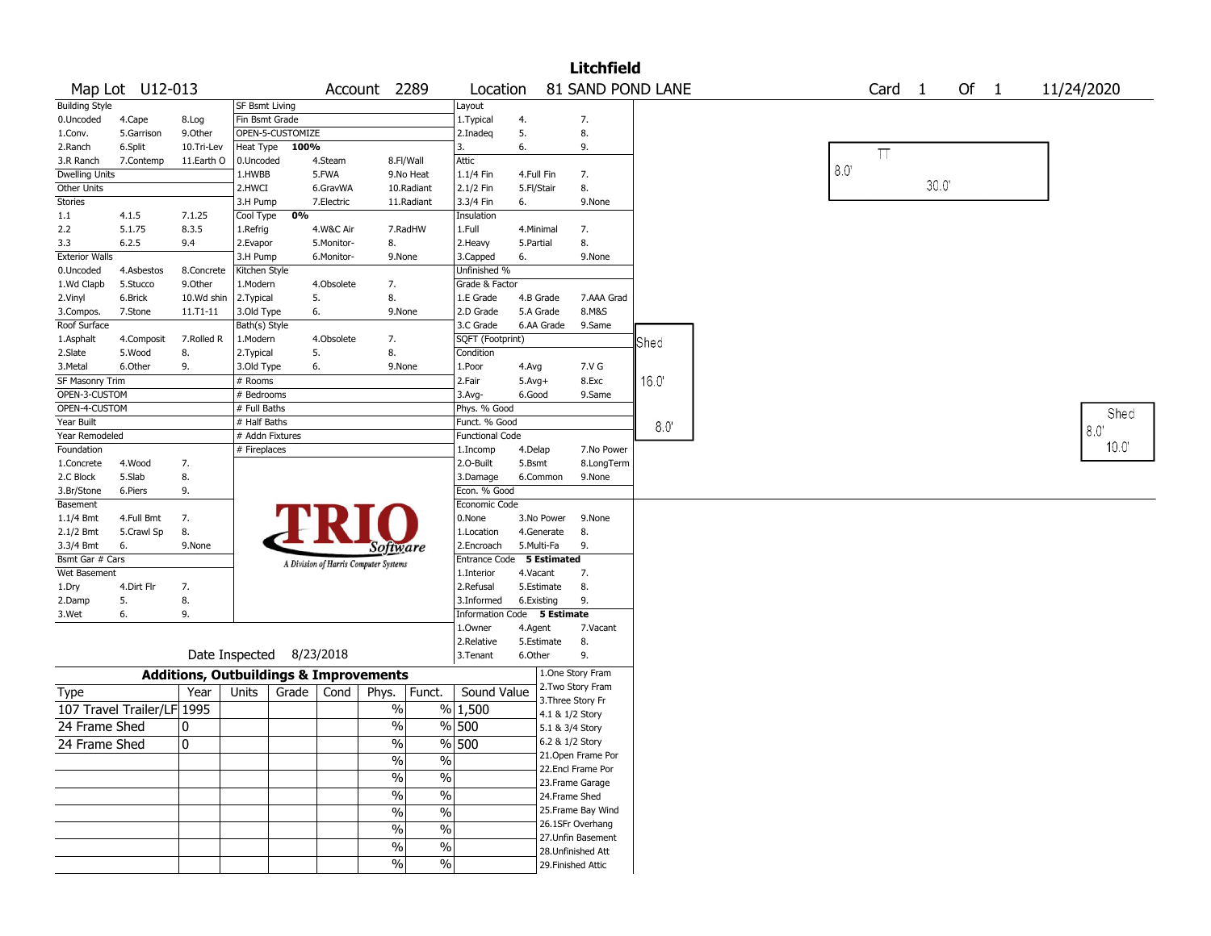# Litchfield

Map Lot U12-013 | Account 2289 | Location 81 SAND POND LANE | Card 1 Of 1 | 11/24/2020

| Building Style | | | SF Bsmt Living | | | Layout | | |
|---|---|---|---|---|---|---|---|---|
| 0.Uncoded | 4.Cape | 8.Log | Fin Bsmt Grade | | | 1.Typical | 4. | 7. |
| 1.Conv. | 5.Garrison | 9.Other | OPEN-5-CUSTOMIZE | | | 2.Inadeq | 5. | 8. |
| 2.Ranch | 6.Split | 10.Tri-Lev | Heat Type 100% | | | 3. | 6. | 9. |
| 3.R Ranch | 7.Contemp | 11.Earth O | 0.Uncoded | 4.Steam | 8.Fl/Wall | Attic | | |
| Dwelling Units | | | 1.HWBB | 5.FWA | 9.No Heat | 1.1/4 Fin | 4.Full Fin | 7. |
| Other Units | | | 2.HWCI | 6.GravWA | 10.Radiant | 2.1/2 Fin | 5.Fl/Stair | 8. |
| Stories | | | 3.H Pump | 7.Electric | 11.Radiant | 3.3/4 Fin | 6. | 9.None |
| 1.1 | 4.1.5 | 7.1.25 | Cool Type 0% | | | Insulation | | |
| 2.2 | 5.1.75 | 8.3.5 | 1.Refrig | 4.W&C Air | 7.RadHW | 1.Full | 4.Minimal | 7. |
| 3.3 | 6.2.5 | 9.4 | 2.Evapor | 5.Monitor- | 8. | 2.Heavy | 5.Partial | 8. |
| Exterior Walls | | | 3.H Pump | 6.Monitor- | 9.None | 3.Capped | 6. | 9.None |
| 0.Uncoded | 4.Asbestos | 8.Concrete | Kitchen Style | | | Unfinished % | | |
| 1.Wd Clapb | 5.Stucco | 9.Other | 1.Modern | 4.Obsolete | 7. | Grade & Factor | | |
| 2.Vinyl | 6.Brick | 10.Wd shin | 2.Typical | 5. | 8. | 1.E Grade | 4.B Grade | 7.AAA Grad |
| 3.Compos. | 7.Stone | 11.T1-11 | 3.Old Type | 6. | 9.None | 2.D Grade | 5.A Grade | 8.M&S |
| Roof Surface | | | Bath(s) Style | | | 3.C Grade | 6.AA Grade | 9.Same |
| 1.Asphalt | 4.Composit | 7.Rolled R | 1.Modern | 4.Obsolete | 7. | SQFT (Footprint) | | |
| 2.Slate | 5.Wood | 8. | 2.Typical | 5. | 8. | Condition | | |
| 3.Metal | 6.Other | 9. | 3.Old Type | 6. | 9.None | 1.Poor | 4.Avg | 7.V G |
| SF Masonry Trim | | | # Rooms | | | 2.Fair | 5.Avg+ | 8.Exc |
| OPEN-3-CUSTOM | | | # Bedrooms | | | 3.Avg- | 6.Good | 9.Same |
| OPEN-4-CUSTOM | | | # Full Baths | | | Phys. % Good | | |
| Year Built | | | # Half Baths | | | Funct. % Good | | |
| Year Remodeled | | | # Addn Fixtures | | | Functional Code | | |
| Foundation | | | # Fireplaces | | | 1.Incomp | 4.Delap | 7.No Power |
| 1.Concrete | 4.Wood | 7. | | | | 2.O-Built | 5.Bsmt | 8.LongTerm |
| 2.C Block | 5.Slab | 8. | | | | 3.Damage | 6.Common | 9.None |
| 3.Br/Stone | 6.Piers | 9. | | | | Econ. % Good | | |
| Basement | | | | | | Economic Code | | |
| 1.1/4 Bmt | 4.Full Bmt | 7. | | | | 0.None | 3.No Power | 9.None |
| 2.1/2 Bmt | 5.Crawl Sp | 8. | | | | 1.Location | 4.Generate | 8. |
| 3.3/4 Bmt | 6. | 9.None | | | | 2.Encroach | 5.Multi-Fa | 9. |
| Bsmt Gar # Cars | | | | | | Entrance Code 5 Estimated | | |
| Wet Basement | | | | | | 1.Interior | 4.Vacant | 7. |
| 1.Dry | 4.Dirt Flr | 7. | | | | 2.Refusal | 5.Estimate | 8. |
| 2.Damp | 5. | 8. | | | | 3.Informed | 6.Existing | 9. |
| 3.Wet | 6. | 9. | | | | Information Code 5 Estimate | | |
| | | | | | | 1.Owner | 4.Agent | 7.Vacant |
| | | | | | | 2.Relative | 5.Estimate | 8. |
| | | | Date Inspected 8/23/2018 | | | 3.Tenant | 6.Other | 9. |

TRIO Software — A Division of Harris Computer Systems

## Additions, Outbuildings & Improvements

| Type | Year | Units | Grade | Cond | Phys. | Funct. | Sound Value |
|---|---|---|---|---|---|---|---|
| 107 Travel Trailer/LF | 1995 | | | | % | % | 1,500 |
| 24 Frame Shed | 0 | | | | % | % | 500 |
| 24 Frame Shed | 0 | | | | % | % | 500 |
| | | | | | % | % | |
| | | | | | % | % | |
| | | | | | % | % | |
| | | | | | % | % | |
| | | | | | % | % | |
| | | | | | % | % | |
| | | | | | % | % | |

1.One Story Fram
2.Two Story Fram
3.Three Story Fr
4.1 & 1/2 Story
5.1 & 3/4 Story
6.2 & 1/2 Story
21.Open Frame Por
22.Encl Frame Por
23.Frame Garage
24.Frame Shed
25.Frame Bay Wind
26.1SFr Overhang
27.Unfin Basement
28.Unfinished Att
29.Finished Attic

Sketch labels: TT 8.0' 30.0'; Shed 16.0' 8.0'; Shed 8.0' 10.0'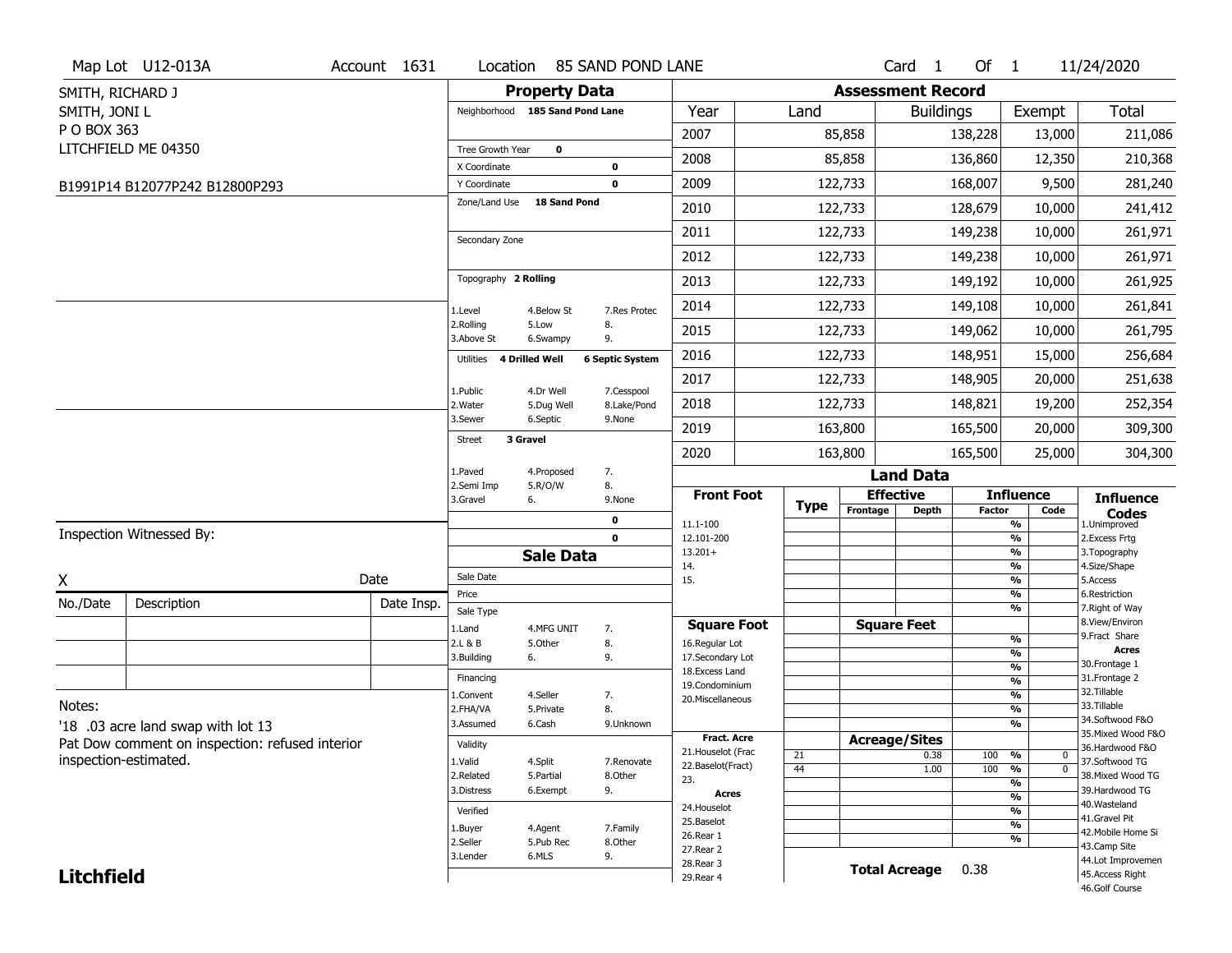Map Lot U12-013A | Account 1631 | Location 85 SAND POND LANE | Card 1 Of 1 | 11/24/2020

SMITH, RICHARD J
SMITH, JONI L
P O BOX 363
LITCHFIELD ME 04350

B1991P14 B12077P242 B12800P293

## Property Data

Neighborhood **185 Sand Pond Lane**

Tree Growth Year **0**
X Coordinate **0**
Y Coordinate **0**
Zone/Land Use **18 Sand Pond**

Secondary Zone

Topography **2 Rolling**

1.Level 4.Below St 7.Res Protec
2.Rolling 5.Low 8.
3.Above St 6.Swampy 9.

Utilities **4 Drilled Well** **6 Septic System**

1.Public 4.Dr Well 7.Cesspool
2.Water 5.Dug Well 8.Lake/Pond
3.Sewer 6.Septic 9.None

Street **3 Gravel**

1.Paved 4.Proposed 7.
2.Semi Imp 5.R/O/W 8.
3.Gravel 6. 9.None

0
0

## Sale Data

Sale Date
Price
Sale Type
1.Land 4.MFG UNIT 7.
2.L & B 5.Other 8.
3.Building 6. 9.

Financing
1.Convent 4.Seller 7.
2.FHA/VA 5.Private 8.
3.Assumed 6.Cash 9.Unknown

Validity
1.Valid 4.Split 7.Renovate
2.Related 5.Partial 8.Other
3.Distress 6.Exempt 9.

Verified
1.Buyer 4.Agent 7.Family
2.Seller 5.Pub Rec 8.Other
3.Lender 6.MLS 9.

## Assessment Record

| Year | Land | Buildings | Exempt | Total |
|---|---|---|---|---|
| 2007 | 85,858 | 138,228 | 13,000 | 211,086 |
| 2008 | 85,858 | 136,860 | 12,350 | 210,368 |
| 2009 | 122,733 | 168,007 | 9,500 | 281,240 |
| 2010 | 122,733 | 128,679 | 10,000 | 241,412 |
| 2011 | 122,733 | 149,238 | 10,000 | 261,971 |
| 2012 | 122,733 | 149,238 | 10,000 | 261,971 |
| 2013 | 122,733 | 149,192 | 10,000 | 261,925 |
| 2014 | 122,733 | 149,108 | 10,000 | 261,841 |
| 2015 | 122,733 | 149,062 | 10,000 | 261,795 |
| 2016 | 122,733 | 148,951 | 15,000 | 256,684 |
| 2017 | 122,733 | 148,905 | 20,000 | 251,638 |
| 2018 | 122,733 | 148,821 | 19,200 | 252,354 |
| 2019 | 163,800 | 165,500 | 20,000 | 309,300 |
| 2020 | 163,800 | 165,500 | 25,000 | 304,300 |

## Land Data

| Front Foot | Type | Effective Frontage | Effective Depth | Influence Factor | Influence Code |
|---|---|---|---|---|---|
| 11.1-100 | | | | % | |
| 12.101-200 | | | | % | |
| 13.201+ | | | | % | |
| 14. | | | | % | |
| 15. | | | | % | |
| | | | | % | |
| | | | | % | |

| Square Foot | | Square Feet | | |
|---|---|---|---|---|
| 16.Regular Lot | | | % | |
| 17.Secondary Lot | | | % | |
| 18.Excess Land | | | % | |
| 19.Condominium | | | % | |
| 20.Miscellaneous | | | % | |
| | | | % | |
| | | | % | |

| Fract. Acre | Type | Acreage/Sites | Factor | Code |
|---|---|---|---|---|
| 21.Houselot (Frac | 21 | 0.38 | 100 % | 0 |
| 22.Baselot(Fract) | 44 | 1.00 | 100 % | 0 |
| 23. | | | % | |
| **Acres** | | | % | |
| 24.Houselot | | | % | |
| 25.Baselot | | | % | |
| 26.Rear 1 | | | % | |
| 27.Rear 2 | | | | |
| 28.Rear 3 | | | | |
| 29.Rear 4 | | | | |

**Total Acreage** 0.38

**Influence Codes**
1.Unimproved
2.Excess Frtg
3.Topography
4.Size/Shape
5.Access
6.Restriction
7.Right of Way
8.View/Environ
9.Fract Share
**Acres**
30.Frontage 1
31.Frontage 2
32.Tillable
33.Tillable
34.Softwood F&O
35.Mixed Wood F&O
36.Hardwood F&O
37.Softwood TG
38.Mixed Wood TG
39.Hardwood TG
40.Wasteland
41.Gravel Pit
42.Mobile Home Si
43.Camp Site
44.Lot Improvemen
45.Access Right
46.Golf Course

Inspection Witnessed By:

X Date

| No./Date | Description | Date Insp. |
|---|---|---|
| | | |
| | | |
| | | |

Notes:
'18 .03 acre land swap with lot 13
Pat Dow comment on inspection: refused interior inspection-estimated.

**Litchfield**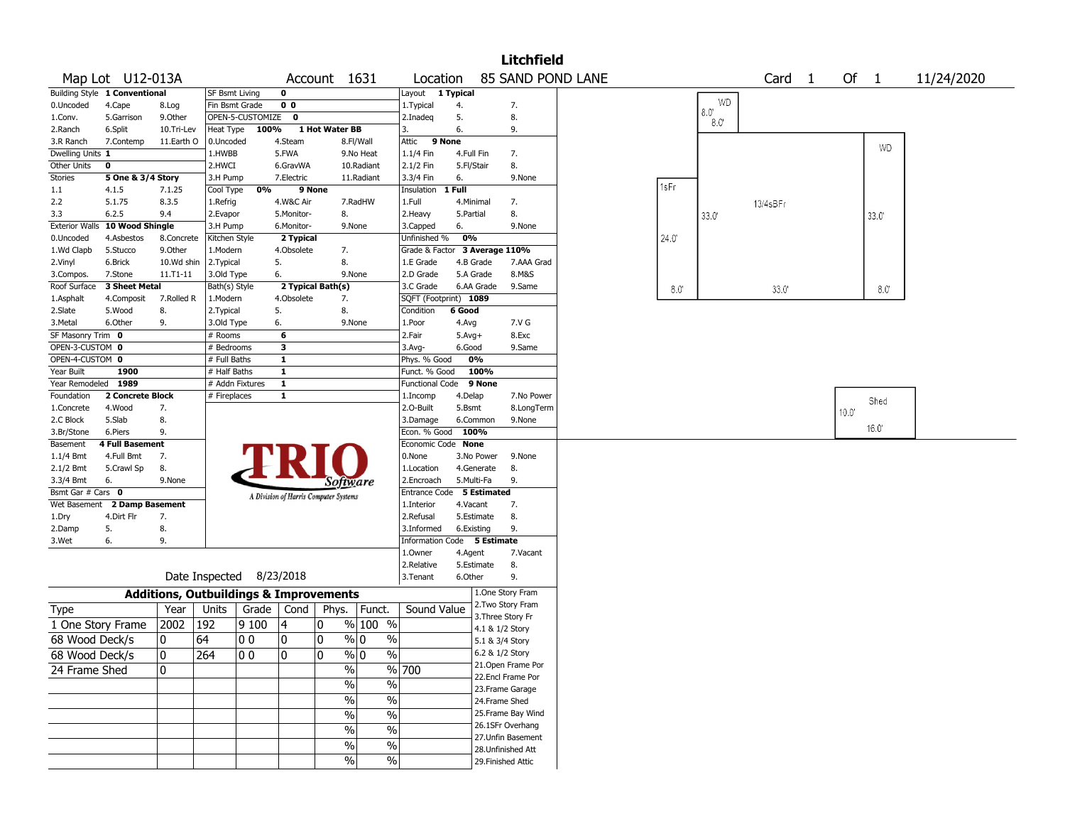# Litchfield

| Map Lot | U12-013A | Account | 1631 | Location | 85 SAND POND LANE | Card | 1 | Of | 1 | 11/24/2020 |
|---|---|---|---|---|---|---|---|---|---|---|

| Building Style **1 Conventional** | | | SF Bsmt Living **0** | | | Layout **1 Typical** | | |
|---|---|---|---|---|---|---|---|---|
| 0.Uncoded | 4.Cape | 8.Log | Fin Bsmt Grade **0 0** | | | 1.Typical | 4. | 7. |
| 1.Conv. | 5.Garrison | 9.Other | OPEN-5-CUSTOMIZE **0** | | | 2.Inadeq | 5. | 8. |
| 2.Ranch | 6.Split | 10.Tri-Lev | Heat Type **100%** **1 Hot Water BB** | | | 3. | 6. | 9. |
| 3.R Ranch | 7.Contemp | 11.Earth O | 0.Uncoded | 4.Steam | 8.Fl/Wall | Attic **9 None** | | |
| Dwelling Units **1** | | | 1.HWBB | 5.FWA | 9.No Heat | 1.1/4 Fin | 4.Full Fin | 7. |
| Other Units **0** | | | 2.HWCI | 6.GravWA | 10.Radiant | 2.1/2 Fin | 5.Fl/Stair | 8. |
| Stories **5 One & 3/4 Story** | | | 3.H Pump | 7.Electric | 11.Radiant | 3.3/4 Fin | 6. | 9.None |
| 1.1 | 4.1.5 | 7.1.25 | Cool Type **0%** **9 None** | | | Insulation **1 Full** | | |
| 2.2 | 5.1.75 | 8.3.5 | 1.Refrig | 4.W&C Air | 7.RadHW | 1.Full | 4.Minimal | 7. |
| 3.3 | 6.2.5 | 9.4 | 2.Evapor | 5.Monitor- | 8. | 2.Heavy | 5.Partial | 8. |
| Exterior Walls **10 Wood Shingle** | | | 3.H Pump | 6.Monitor- | 9.None | 3.Capped | 6. | 9.None |
| 0.Uncoded | 4.Asbestos | 8.Concrete | Kitchen Style **2 Typical** | | | Unfinished % **0%** | | |
| 1.Wd Clapb | 5.Stucco | 9.Other | 1.Modern | 4.Obsolete | 7. | Grade & Factor **3 Average 110%** | | |
| 2.Vinyl | 6.Brick | 10.Wd shin | 2.Typical | 5. | 8. | 1.E Grade | 4.B Grade | 7.AAA Grad |
| 3.Compos. | 7.Stone | 11.T1-11 | 3.Old Type | 6. | 9.None | 2.D Grade | 5.A Grade | 8.M&S |
| Roof Surface **3 Sheet Metal** | | | Bath(s) Style **2 Typical Bath(s)** | | | 3.C Grade | 6.AA Grade | 9.Same |
| 1.Asphalt | 4.Composit | 7.Rolled R | 1.Modern | 4.Obsolete | 7. | SQFT (Footprint) **1089** | | |
| 2.Slate | 5.Wood | 8. | 2.Typical | 5. | 8. | Condition **6 Good** | | |
| 3.Metal | 6.Other | 9. | 3.Old Type | 6. | 9.None | 1.Poor | 4.Avg | 7.V G |
| SF Masonry Trim **0** | | | # Rooms **6** | | | 2.Fair | 5.Avg+ | 8.Exc |
| OPEN-3-CUSTOM **0** | | | # Bedrooms **3** | | | 3.Avg- | 6.Good | 9.Same |
| OPEN-4-CUSTOM **0** | | | # Full Baths **1** | | | Phys. % Good **0%** | | |
| Year Built **1900** | | | # Half Baths **1** | | | Funct. % Good **100%** | | |
| Year Remodeled **1989** | | | # Addn Fixtures **1** | | | Functional Code **9 None** | | |
| Foundation **2 Concrete Block** | | | # Fireplaces **1** | | | 1.Incomp | 4.Delap | 7.No Power |
| 1.Concrete | 4.Wood | 7. | | | | 2.O-Built | 5.Bsmt | 8.LongTerm |
| 2.C Block | 5.Slab | 8. | | | | 3.Damage | 6.Common | 9.None |
| 3.Br/Stone | 6.Piers | 9. | | | | Econ. % Good **100%** | | |
| Basement **4 Full Basement** | | | | | | Economic Code **None** | | |
| 1.1/4 Bmt | 4.Full Bmt | 7. | | | | 0.None | 3.No Power | 9.None |
| 2.1/2 Bmt | 5.Crawl Sp | 8. | | | | 1.Location | 4.Generate | 8. |
| 3.3/4 Bmt | 6. | 9.None | | | | 2.Encroach | 5.Multi-Fa | 9. |
| Bsmt Gar # Cars **0** | | | | | | Entrance Code **5 Estimated** | | |
| Wet Basement **2 Damp Basement** | | | | | | 1.Interior | 4.Vacant | 7. |
| 1.Dry | 4.Dirt Flr | 7. | | | | 2.Refusal | 5.Estimate | 8. |
| 2.Damp | 5. | 8. | | | | 3.Informed | 6.Existing | 9. |
| 3.Wet | 6. | 9. | | | | Information Code **5 Estimate** | | |
| | | | | | | 1.Owner | 4.Agent | 7.Vacant |
| | | | | | | 2.Relative | 5.Estimate | 8. |
| Date Inspected 8/23/2018 | | | | | | 3.Tenant | 6.Other | 9. |

TRIO Software — A Division of Harris Computer Systems

## Additions, Outbuildings & Improvements

| Type | Year | Units | Grade | Cond | Phys. | Funct. | Sound Value |
|---|---|---|---|---|---|---|---|
| 1 One Story Frame | 2002 | 192 | 9 100 | 4 | 0 % | 100 % | |
| 68 Wood Deck/s | 0 | 64 | 0 0 | 0 | 0 % | 0 % | |
| 68 Wood Deck/s | 0 | 264 | 0 0 | 0 | 0 % | 0 % | |
| 24 Frame Shed | 0 | | | | % | % | 700 |
| | | | | | % | % | |
| | | | | | % | % | |
| | | | | | % | % | |
| | | | | | % | % | |
| | | | | | % | % | |
| | | | | | % | % | |

1.One Story Fram
2.Two Story Fram
3.Three Story Fr
4.1 & 1/2 Story
5.1 & 3/4 Story
6.2 & 1/2 Story
21.Open Frame Por
22.Encl Frame Por
23.Frame Garage
24.Frame Shed
25.Frame Bay Wind
26.1SFr Overhang
27.Unfin Basement
28.Unfinished Att
29.Finished Attic

Sketch: WD 8.0' x 8.0'; WD; 1sFr 24.0' x 8.0'; 13/4sBFr 33.0' x 33.0'; 8.0'; Shed 10.0' x 16.0'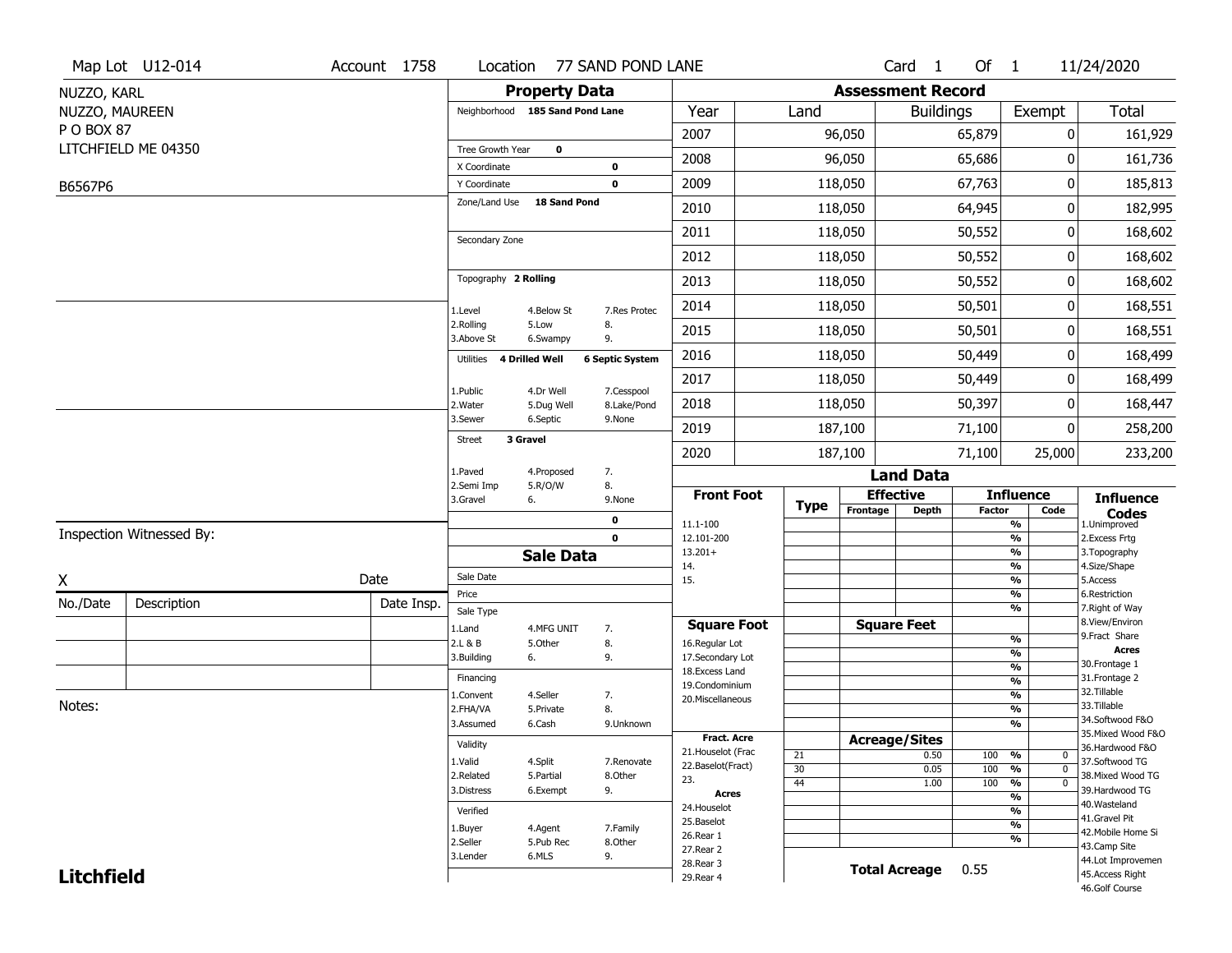Map Lot U12-014 | Account 1758 | Location 77 SAND POND LANE | Card 1 Of 1 | 11/24/2020

NUZZO, KARL
NUZZO, MAUREEN
P O BOX 87
LITCHFIELD ME 04350

B6567P6

## Property Data

Neighborhood **185 Sand Pond Lane**

Tree Growth Year **0**
X Coordinate **0**
Y Coordinate **0**
Zone/Land Use **18 Sand Pond**

Secondary Zone

Topography **2 Rolling**

1.Level 4.Below St 7.Res Protec
2.Rolling 5.Low 8.
3.Above St 6.Swampy 9.

Utilities **4 Drilled Well** **6 Septic System**

1.Public 4.Dr Well 7.Cesspool
2.Water 5.Dug Well 8.Lake/Pond
3.Sewer 6.Septic 9.None

Street **3 Gravel**

1.Paved 4.Proposed 7.
2.Semi Imp 5.R/O/W 8.
3.Gravel 6. 9.None

**0**
**0**

## Assessment Record

| Year | Land | Buildings | Exempt | Total |
|---|---|---|---|---|
| 2007 | 96,050 | 65,879 | 0 | 161,929 |
| 2008 | 96,050 | 65,686 | 0 | 161,736 |
| 2009 | 118,050 | 67,763 | 0 | 185,813 |
| 2010 | 118,050 | 64,945 | 0 | 182,995 |
| 2011 | 118,050 | 50,552 | 0 | 168,602 |
| 2012 | 118,050 | 50,552 | 0 | 168,602 |
| 2013 | 118,050 | 50,552 | 0 | 168,602 |
| 2014 | 118,050 | 50,501 | 0 | 168,551 |
| 2015 | 118,050 | 50,501 | 0 | 168,551 |
| 2016 | 118,050 | 50,449 | 0 | 168,499 |
| 2017 | 118,050 | 50,449 | 0 | 168,499 |
| 2018 | 118,050 | 50,397 | 0 | 168,447 |
| 2019 | 187,100 | 71,100 | 0 | 258,200 |
| 2020 | 187,100 | 71,100 | 25,000 | 233,200 |

Inspection Witnessed By:

X Date

| No./Date | Description | Date Insp. |
|---|---|---|
| | | |
| | | |
| | | |

Notes:

## Sale Data

Sale Date
Price
Sale Type
1.Land 4.MFG UNIT 7.
2.L & B 5.Other 8.
3.Building 6. 9.

Financing
1.Convent 4.Seller 7.
2.FHA/VA 5.Private 8.
3.Assumed 6.Cash 9.Unknown

Validity
1.Valid 4.Split 7.Renovate
2.Related 5.Partial 8.Other
3.Distress 6.Exempt 9.

Verified
1.Buyer 4.Agent 7.Family
2.Seller 5.Pub Rec 8.Other
3.Lender 6.MLS 9.

## Land Data

**Front Foot**: 11.1-100, 12.101-200, 13.201+, 14., 15.

**Square Foot**: 16.Regular Lot, 17.Secondary Lot, 18.Excess Land, 19.Condominium, 20.Miscellaneous

**Fract. Acre**: 21.Houselot (Frac, 22.Baselot(Fract), 23.

**Acres**: 24.Houselot, 25.Baselot, 26.Rear 1, 27.Rear 2, 28.Rear 3, 29.Rear 4

### Acreage/Sites

| Type | Acreage/Sites | Influence Factor | Code |
|---|---|---|---|
| 21 | 0.50 | 100 % | 0 |
| 30 | 0.05 | 100 % | 0 |
| 44 | 1.00 | 100 % | 0 |

**Total Acreage** 0.55

**Influence Codes**: 1.Unimproved, 2.Excess Frtg, 3.Topography, 4.Size/Shape, 5.Access, 6.Restriction, 7.Right of Way, 8.View/Environ, 9.Fract Share

**Acres**: 30.Frontage 1, 31.Frontage 2, 32.Tillable, 33.Tillable, 34.Softwood F&O, 35.Mixed Wood F&O, 36.Hardwood F&O, 37.Softwood TG, 38.Mixed Wood TG, 39.Hardwood TG, 40.Wasteland, 41.Gravel Pit, 42.Mobile Home Si, 43.Camp Site, 44.Lot Improvemen, 45.Access Right, 46.Golf Course

**Litchfield**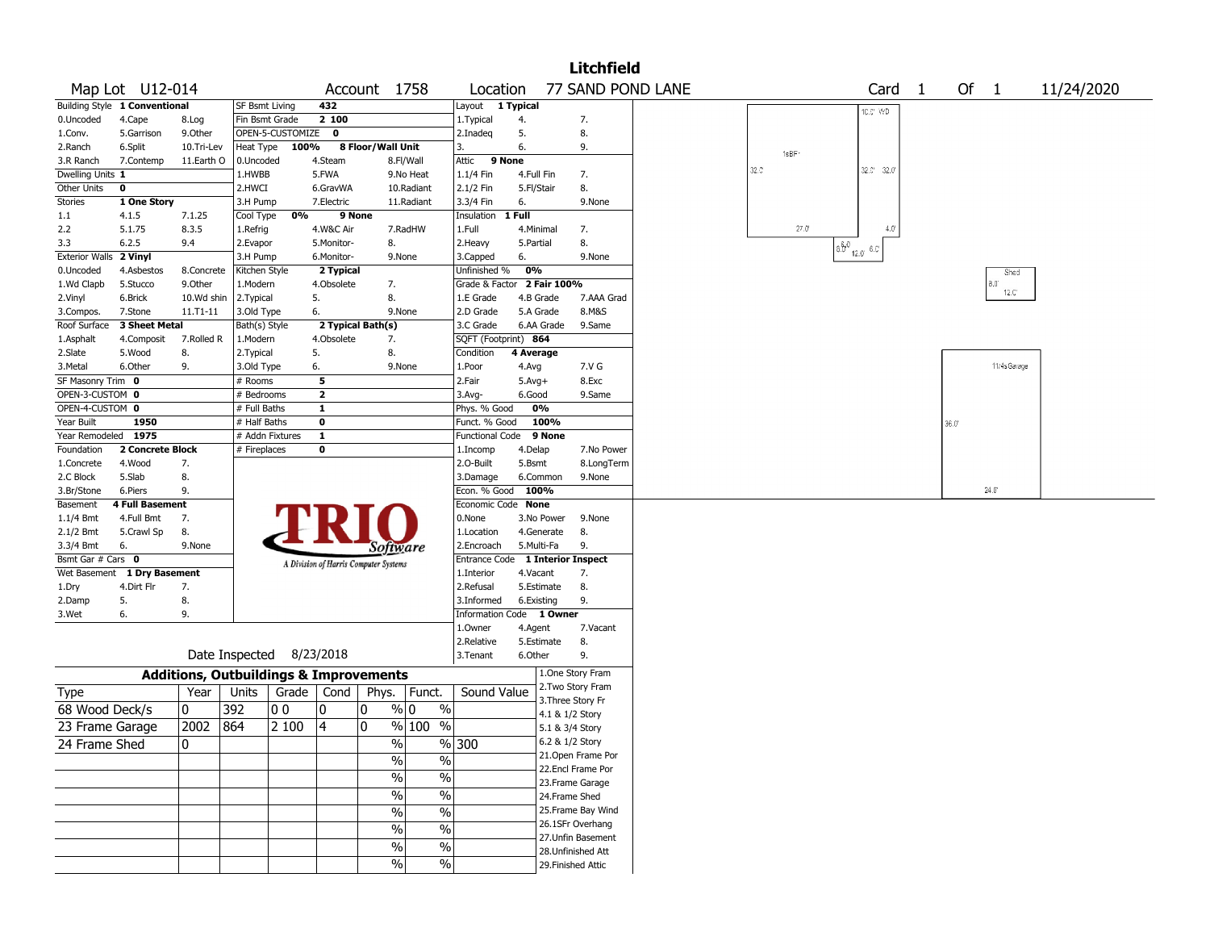# Litchfield

**Map Lot** U12-014 | **Account** 1758 | **Location** 77 SAND POND LANE | **Card** 1 **Of** 1 | 11/24/2020

| Building Style | 1 Conventional | | SF Bsmt Living | 432 | | Layout | 1 Typical | |
|---|---|---|---|---|---|---|---|---|
| 0.Uncoded | 4.Cape | 8.Log | Fin Bsmt Grade | 2 100 | | 1.Typical | 4. | 7. |
| 1.Conv. | 5.Garrison | 9.Other | OPEN-5-CUSTOMIZE | 0 | | 2.Inadeq | 5. | 8. |
| 2.Ranch | 6.Split | 10.Tri-Lev | Heat Type 100% | 8 Floor/Wall Unit | | 3. | 6. | 9. |
| 3.R Ranch | 7.Contemp | 11.Earth O | 0.Uncoded | 4.Steam | 8.Fl/Wall | Attic | 9 None | |
| Dwelling Units | 1 | | 1.HWBB | 5.FWA | 9.No Heat | 1.1/4 Fin | 4.Full Fin | 7. |
| Other Units | 0 | | 2.HWCI | 6.GravWA | 10.Radiant | 2.1/2 Fin | 5.Fl/Stair | 8. |
| Stories | 1 One Story | | 3.H Pump | 7.Electric | 11.Radiant | 3.3/4 Fin | 6. | 9.None |
| 1.1 | 4.1.5 | 7.1.25 | Cool Type 0% | 9 None | | Insulation | 1 Full | |
| 2.2 | 5.1.75 | 8.3.5 | 1.Refrig | 4.W&C Air | 7.RadHW | 1.Full | 4.Minimal | 7. |
| 3.3 | 6.2.5 | 9.4 | 2.Evapor | 5.Monitor- | 8. | 2.Heavy | 5.Partial | 8. |
| Exterior Walls | 2 Vinyl | | 3.H Pump | 6.Monitor- | 9.None | 3.Capped | 6. | 9.None |
| 0.Uncoded | 4.Asbestos | 8.Concrete | Kitchen Style | 2 Typical | | Unfinished % | 0% | |
| 1.Wd Clapb | 5.Stucco | 9.Other | 1.Modern | 4.Obsolete | 7. | Grade & Factor | 2 Fair 100% | |
| 2.Vinyl | 6.Brick | 10.Wd shin | 2.Typical | 5. | 8. | 1.E Grade | 4.B Grade | 7.AAA Grad |
| 3.Compos. | 7.Stone | 11.T1-11 | 3.Old Type | 6. | 9.None | 2.D Grade | 5.A Grade | 8.M&S |
| Roof Surface | 3 Sheet Metal | | Bath(s) Style | 2 Typical Bath(s) | | 3.C Grade | 6.AA Grade | 9.Same |
| 1.Asphalt | 4.Composit | 7.Rolled R | 1.Modern | 4.Obsolete | 7. | SQFT (Footprint) | 864 | |
| 2.Slate | 5.Wood | 8. | 2.Typical | 5. | 8. | Condition | 4 Average | |
| 3.Metal | 6.Other | 9. | 3.Old Type | 6. | 9.None | 1.Poor | 4.Avg | 7.V G |
| SF Masonry Trim | 0 | | # Rooms | 5 | | 2.Fair | 5.Avg+ | 8.Exc |
| OPEN-3-CUSTOM | 0 | | # Bedrooms | 2 | | 3.Avg- | 6.Good | 9.Same |
| OPEN-4-CUSTOM | 0 | | # Full Baths | 1 | | Phys. % Good | 0% | |
| Year Built | 1950 | | # Half Baths | 0 | | Funct. % Good | 100% | |
| Year Remodeled | 1975 | | # Addn Fixtures | 1 | | Functional Code | 9 None | |
| Foundation | 2 Concrete Block | | # Fireplaces | 0 | | 1.Incomp | 4.Delap | 7.No Power |
| 1.Concrete | 4.Wood | 7. | | | | 2.O-Built | 5.Bsmt | 8.LongTerm |
| 2.C Block | 5.Slab | 8. | | | | 3.Damage | 6.Common | 9.None |
| 3.Br/Stone | 6.Piers | 9. | | | | Econ. % Good | 100% | |
| Basement | 4 Full Basement | | | | | Economic Code | None | |
| 1.1/4 Bmt | 4.Full Bmt | 7. | | | | 0.None | 3.No Power | 9.None |
| 2.1/2 Bmt | 5.Crawl Sp | 8. | | | | 1.Location | 4.Generate | 8. |
| 3.3/4 Bmt | 6. | 9.None | | | | 2.Encroach | 5.Multi-Fa | 9. |
| Bsmt Gar # Cars | 0 | | | | | Entrance Code | 1 Interior Inspect | |
| Wet Basement | 1 Dry Basement | | | | | 1.Interior | 4.Vacant | 7. |
| 1.Dry | 4.Dirt Flr | 7. | | | | 2.Refusal | 5.Estimate | 8. |
| 2.Damp | 5. | 8. | | | | 3.Informed | 6.Existing | 9. |
| 3.Wet | 6. | 9. | | | | Information Code | 1 Owner | |
| | | | | | | 1.Owner | 4.Agent | 7.Vacant |
| | | | | | | 2.Relative | 5.Estimate | 8. |
| | | | | | | 3.Tenant | 6.Other | 9. |

TRIO Software — A Division of Harris Computer Systems

Date Inspected 8/23/2018

## Additions, Outbuildings & Improvements

| Type | Year | Units | Grade | Cond | Phys. | Funct. | Sound Value |
|---|---|---|---|---|---|---|---|
| 68 Wood Deck/s | 0 | 392 | 0 0 | 0 | 0 % | 0 % | |
| 23 Frame Garage | 2002 | 864 | 2 100 | 4 | 0 % | 100 % | |
| 24 Frame Shed | 0 | | | | % | % | 300 |
| | | | | | % | % | |
| | | | | | % | % | |
| | | | | | % | % | |
| | | | | | % | % | |
| | | | | | % | % | |
| | | | | | % | % | |
| | | | | | % | % | |

1.One Story Fram
2.Two Story Fram
3.Three Story Fr
4.1 & 1/2 Story
5.1 & 3/4 Story
6.2 & 1/2 Story
21.Open Frame Por
22.Encl Frame Por
23.Frame Garage
24.Frame Shed
25.Frame Bay Wind
26.1SFr Overhang
27.Unfin Basement
28.Unfinished Att
29.Finished Attic

Sketch labels: 10.0' WD, 1sBFr, 32.0', 32.0', 32.0', 27.0', 4.0', 6.0', 12.0', 6.0', 6.0', Shed 8.0' 12.0', 11/4s Garage, 36.0', 24.0'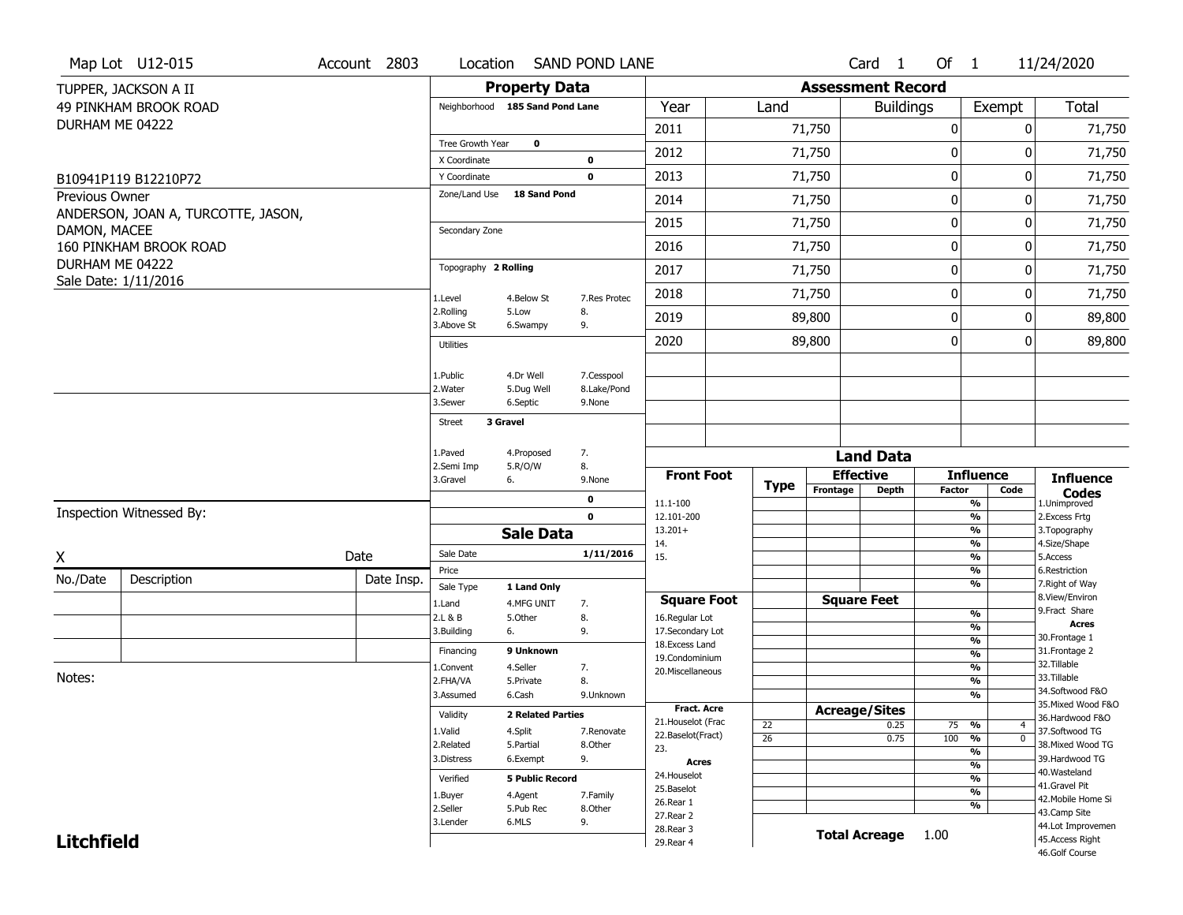Map Lot U12-015 | Account 2803 | Location SAND POND LANE | Card 1 Of 1 | 11/24/2020

TUPPER, JACKSON A II
49 PINKHAM BROOK ROAD
DURHAM ME 04222

B10941P119 B12210P72

Previous Owner
ANDERSON, JOAN A, TURCOTTE, JASON, DAMON, MACEE
160 PINKHAM BROOK ROAD
DURHAM ME 04222
Sale Date: 1/11/2016

## Property Data

| | | |
|---|---|---|
| Neighborhood | 185 Sand Pond Lane | |
| Tree Growth Year | 0 | |
| X Coordinate | | 0 |
| Y Coordinate | | 0 |
| Zone/Land Use | 18 Sand Pond | |
| Secondary Zone | | |
| Topography | 2 Rolling | |
| 1.Level | 4.Below St | 7.Res Protec |
| 2.Rolling | 5.Low | 8. |
| 3.Above St | 6.Swampy | 9. |
| Utilities | | |
| 1.Public | 4.Dr Well | 7.Cesspool |
| 2.Water | 5.Dug Well | 8.Lake/Pond |
| 3.Sewer | 6.Septic | 9.None |
| Street | 3 Gravel | |
| 1.Paved | 4.Proposed | 7. |
| 2.Semi Imp | 5.R/O/W | 8. |
| 3.Gravel | 6. | 9.None |
| | | 0 |
| | | 0 |

## Sale Data

| | | |
|---|---|---|
| Sale Date | | 1/11/2016 |
| Price | | |
| Sale Type | 1 Land Only | |
| 1.Land | 4.MFG UNIT | 7. |
| 2.L & B | 5.Other | 8. |
| 3.Building | 6. | 9. |
| Financing | 9 Unknown | |
| 1.Convent | 4.Seller | 7. |
| 2.FHA/VA | 5.Private | 8. |
| 3.Assumed | 6.Cash | 9.Unknown |
| Validity | 2 Related Parties | |
| 1.Valid | 4.Split | 7.Renovate |
| 2.Related | 5.Partial | 8.Other |
| 3.Distress | 6.Exempt | 9. |
| Verified | 5 Public Record | |
| 1.Buyer | 4.Agent | 7.Family |
| 2.Seller | 5.Pub Rec | 8.Other |
| 3.Lender | 6.MLS | 9. |

## Assessment Record

| Year | Land | Buildings | Exempt | Total |
|---|---|---|---|---|
| 2011 | 71,750 | 0 | 0 | 71,750 |
| 2012 | 71,750 | 0 | 0 | 71,750 |
| 2013 | 71,750 | 0 | 0 | 71,750 |
| 2014 | 71,750 | 0 | 0 | 71,750 |
| 2015 | 71,750 | 0 | 0 | 71,750 |
| 2016 | 71,750 | 0 | 0 | 71,750 |
| 2017 | 71,750 | 0 | 0 | 71,750 |
| 2018 | 71,750 | 0 | 0 | 71,750 |
| 2019 | 89,800 | 0 | 0 | 89,800 |
| 2020 | 89,800 | 0 | 0 | 89,800 |

## Land Data

| Front Foot | Type | Effective Frontage | Effective Depth | Influence Factor | Influence Code |
|---|---|---|---|---|---|
| 11.1-100 | | | | % | |
| 12.101-200 | | | | % | |
| 13.201+ | | | | % | |
| 14. | | | | % | |
| 15. | | | | % | |
| | | | | % | |
| **Square Foot** | | **Square Feet** | | | |
| 16.Regular Lot | | | | % | |
| 17.Secondary Lot | | | | % | |
| 18.Excess Land | | | | % | |
| 19.Condominium | | | | % | |
| 20.Miscellaneous | | | | % | |
| | | | | % | |
| | | | | % | |
| **Fract. Acre** | | **Acreage/Sites** | | | |
| 21.Houselot (Frac | 22 | | 0.25 | 75 % | 4 |
| 22.Baselot(Fract) | 26 | | 0.75 | 100 % | 0 |
| 23. | | | | % | |
| **Acres** | | | | % | |
| 24.Houselot | | | | % | |
| 25.Baselot | | | | % | |
| 26.Rear 1 | | | | % | |
| 27.Rear 2 | | | | | |
| 28.Rear 3 | | | | | |
| 29.Rear 4 | | | | | |

**Total Acreage** 1.00

### Influence Codes
1.Unimproved
2.Excess Frtg
3.Topography
4.Size/Shape
5.Access
6.Restriction
7.Right of Way
8.View/Environ
9.Fract Share

**Acres**
30.Frontage 1
31.Frontage 2
32.Tillable
33.Tillable
34.Softwood F&O
35.Mixed Wood F&O
36.Hardwood F&O
37.Softwood TG
38.Mixed Wood TG
39.Hardwood TG
40.Wasteland
41.Gravel Pit
42.Mobile Home Si
43.Camp Site
44.Lot Improvemen
45.Access Right
46.Golf Course

Inspection Witnessed By:

X ______________________ Date

| No./Date | Description | Date Insp. |
|---|---|---|
| | | |
| | | |
| | | |

Notes:

**Litchfield**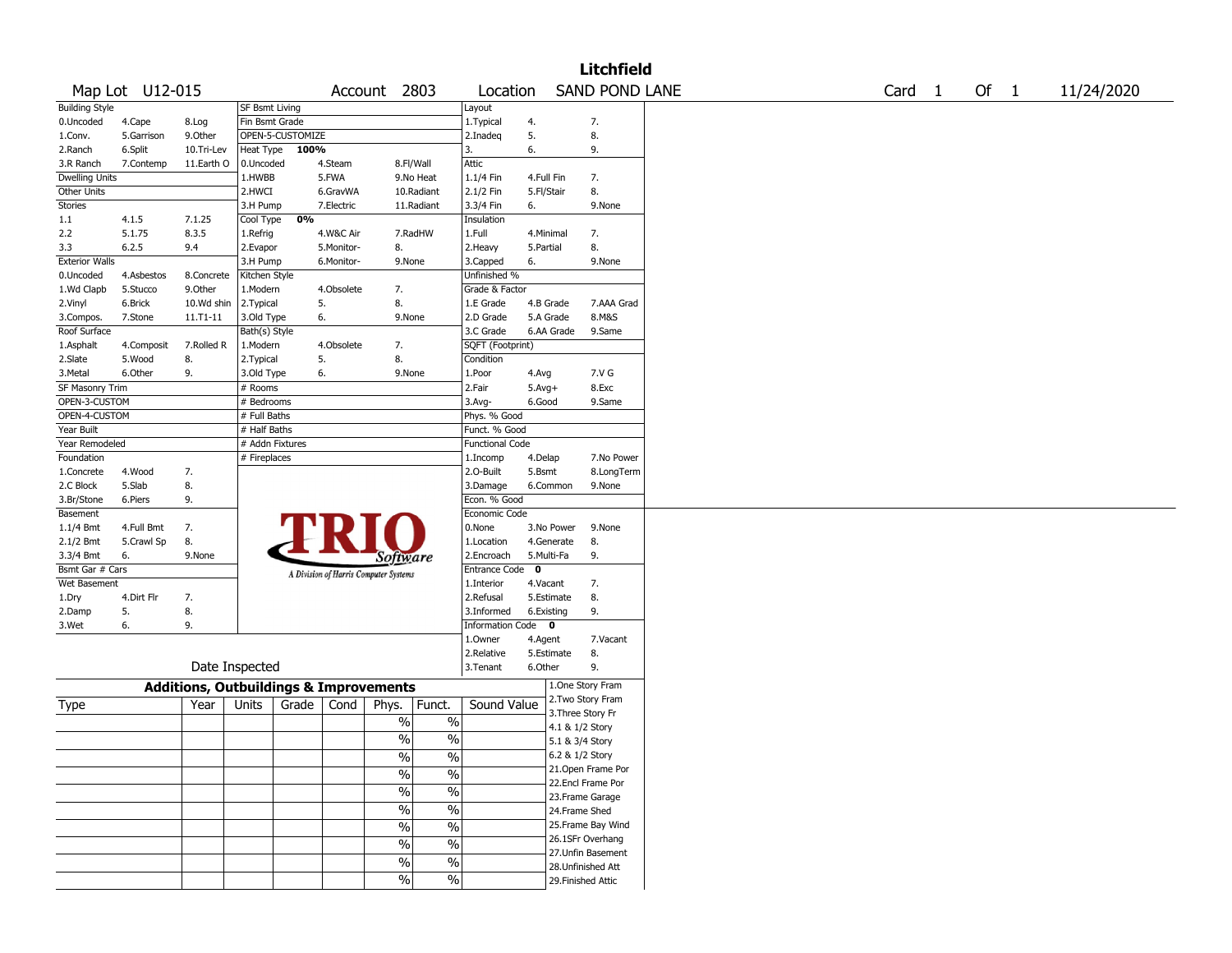# Litchfield

Map Lot U12-015 | Account 2803 | Location SAND POND LANE | Card 1 Of 1 | 11/24/2020

| Building Style | | | SF Bsmt Living | | | Layout | | |
|---|---|---|---|---|---|---|---|---|
| 0.Uncoded | 4.Cape | 8.Log | Fin Bsmt Grade | | | 1.Typical | 4. | 7. |
| 1.Conv. | 5.Garrison | 9.Other | OPEN-5-CUSTOMIZE | | | 2.Inadeq | 5. | 8. |
| 2.Ranch | 6.Split | 10.Tri-Lev | Heat Type 100% | | | 3. | 6. | 9. |
| 3.R Ranch | 7.Contemp | 11.Earth O | 0.Uncoded | 4.Steam | 8.Fl/Wall | Attic | | |
| Dwelling Units | | | 1.HWBB | 5.FWA | 9.No Heat | 1.1/4 Fin | 4.Full Fin | 7. |
| Other Units | | | 2.HWCI | 6.GravWA | 10.Radiant | 2.1/2 Fin | 5.Fl/Stair | 8. |
| Stories | | | 3.H Pump | 7.Electric | 11.Radiant | 3.3/4 Fin | 6. | 9.None |
| 1.1 | 4.1.5 | 7.1.25 | Cool Type 0% | | | Insulation | | |
| 2.2 | 5.1.75 | 8.3.5 | 1.Refrig | 4.W&C Air | 7.RadHW | 1.Full | 4.Minimal | 7. |
| 3.3 | 6.2.5 | 9.4 | 2.Evapor | 5.Monitor- | 8. | 2.Heavy | 5.Partial | 8. |
| Exterior Walls | | | 3.H Pump | 6.Monitor- | 9.None | 3.Capped | 6. | 9.None |
| 0.Uncoded | 4.Asbestos | 8.Concrete | Kitchen Style | | | Unfinished % | | |
| 1.Wd Clapb | 5.Stucco | 9.Other | 1.Modern | 4.Obsolete | 7. | Grade & Factor | | |
| 2.Vinyl | 6.Brick | 10.Wd shin | 2.Typical | 5. | 8. | 1.E Grade | 4.B Grade | 7.AAA Grad |
| 3.Compos. | 7.Stone | 11.T1-11 | 3.Old Type | 6. | 9.None | 2.D Grade | 5.A Grade | 8.M&S |
| Roof Surface | | | Bath(s) Style | | | 3.C Grade | 6.AA Grade | 9.Same |
| 1.Asphalt | 4.Composit | 7.Rolled R | 1.Modern | 4.Obsolete | 7. | SQFT (Footprint) | | |
| 2.Slate | 5.Wood | 8. | 2.Typical | 5. | 8. | Condition | | |
| 3.Metal | 6.Other | 9. | 3.Old Type | 6. | 9.None | 1.Poor | 4.Avg | 7.V G |
| SF Masonry Trim | | | # Rooms | | | 2.Fair | 5.Avg+ | 8.Exc |
| OPEN-3-CUSTOM | | | # Bedrooms | | | 3.Avg- | 6.Good | 9.Same |
| OPEN-4-CUSTOM | | | # Full Baths | | | Phys. % Good | | |
| Year Built | | | # Half Baths | | | Funct. % Good | | |
| Year Remodeled | | | # Addn Fixtures | | | Functional Code | | |
| Foundation | | | # Fireplaces | | | 1.Incomp | 4.Delap | 7.No Power |
| 1.Concrete | 4.Wood | 7. | | | | 2.O-Built | 5.Bsmt | 8.LongTerm |
| 2.C Block | 5.Slab | 8. | | | | 3.Damage | 6.Common | 9.None |
| 3.Br/Stone | 6.Piers | 9. | | | | Econ. % Good | | |
| Basement | | | | | | Economic Code | | |
| 1.1/4 Bmt | 4.Full Bmt | 7. | | | | 0.None | 3.No Power | 9.None |
| 2.1/2 Bmt | 5.Crawl Sp | 8. | | | | 1.Location | 4.Generate | 8. |
| 3.3/4 Bmt | 6. | 9.None | | | | 2.Encroach | 5.Multi-Fa | 9. |
| Bsmt Gar # Cars | | | | | | Entrance Code 0 | | |
| Wet Basement | | | | | | 1.Interior | 4.Vacant | 7. |
| 1.Dry | 4.Dirt Flr | 7. | | | | 2.Refusal | 5.Estimate | 8. |
| 2.Damp | 5. | 8. | | | | 3.Informed | 6.Existing | 9. |
| 3.Wet | 6. | 9. | | | | Information Code 0 | | |
| | | | | | | 1.Owner | 4.Agent | 7.Vacant |
| | | | | | | 2.Relative | 5.Estimate | 8. |
| Date Inspected | | | | | | 3.Tenant | 6.Other | 9. |

TRIO Software — A Division of Harris Computer Systems

## Additions, Outbuildings & Improvements

| Type | Year | Units | Grade | Cond | Phys. | Funct. | Sound Value |
|---|---|---|---|---|---|---|---|
| | | | | | % | % | |
| | | | | | % | % | |
| | | | | | % | % | |
| | | | | | % | % | |
| | | | | | % | % | |
| | | | | | % | % | |
| | | | | | % | % | |
| | | | | | % | % | |
| | | | | | % | % | |
| | | | | | % | % | |

1.One Story Fram
2.Two Story Fram
3.Three Story Fr
4.1 & 1/2 Story
5.1 & 3/4 Story
6.2 & 1/2 Story
21.Open Frame Por
22.Encl Frame Por
23.Frame Garage
24.Frame Shed
25.Frame Bay Wind
26.1SFr Overhang
27.Unfin Basement
28.Unfinished Att
29.Finished Attic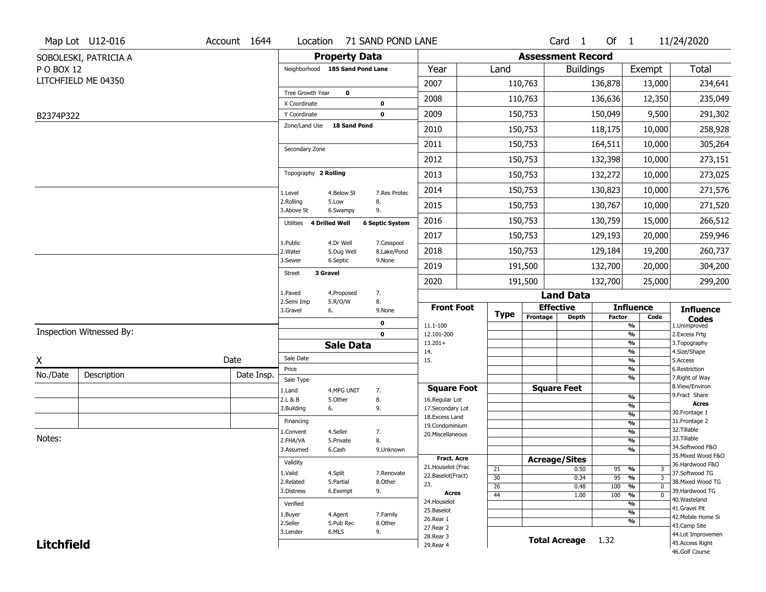Map Lot U12-016 | Account 1644 | Location 71 SAND POND LANE | Card 1 Of 1 | 11/24/2020

SOBOLESKI, PATRICIA A
P O BOX 12
LITCHFIELD ME 04350

B2374P322

## Property Data

Neighborhood **185 Sand Pond Lane**

Tree Growth Year **0**
X Coordinate **0**
Y Coordinate **0**
Zone/Land Use **18 Sand Pond**

Secondary Zone

Topography **2 Rolling**

| | | |
|---|---|---|
| 1.Level | 4.Below St | 7.Res Protec |
| 2.Rolling | 5.Low | 8. |
| 3.Above St | 6.Swampy | 9. |

Utilities **4 Drilled Well** **6 Septic System**

| | | |
|---|---|---|
| 1.Public | 4.Dr Well | 7.Cesspool |
| 2.Water | 5.Dug Well | 8.Lake/Pond |
| 3.Sewer | 6.Septic | 9.None |

Street **3 Gravel**

| | | |
|---|---|---|
| 1.Paved | 4.Proposed | 7. |
| 2.Semi Imp | 5.R/O/W | 8. |
| 3.Gravel | 6. | 9.None |

**0**
**0**

## Sale Data

Sale Date
Price
Sale Type

| | | |
|---|---|---|
| 1.Land | 4.MFG UNIT | 7. |
| 2.L & B | 5.Other | 8. |
| 3.Building | 6. | 9. |

Financing

| | | |
|---|---|---|
| 1.Convent | 4.Seller | 7. |
| 2.FHA/VA | 5.Private | 8. |
| 3.Assumed | 6.Cash | 9.Unknown |

Validity

| | | |
|---|---|---|
| 1.Valid | 4.Split | 7.Renovate |
| 2.Related | 5.Partial | 8.Other |
| 3.Distress | 6.Exempt | 9. |

Verified

| | | |
|---|---|---|
| 1.Buyer | 4.Agent | 7.Family |
| 2.Seller | 5.Pub Rec | 8.Other |
| 3.Lender | 6.MLS | 9. |

## Assessment Record

| Year | Land | Buildings | Exempt | Total |
|---|---|---|---|---|
| 2007 | 110,763 | 136,878 | 13,000 | 234,641 |
| 2008 | 110,763 | 136,636 | 12,350 | 235,049 |
| 2009 | 150,753 | 150,049 | 9,500 | 291,302 |
| 2010 | 150,753 | 118,175 | 10,000 | 258,928 |
| 2011 | 150,753 | 164,511 | 10,000 | 305,264 |
| 2012 | 150,753 | 132,398 | 10,000 | 273,151 |
| 2013 | 150,753 | 132,272 | 10,000 | 273,025 |
| 2014 | 150,753 | 130,823 | 10,000 | 271,576 |
| 2015 | 150,753 | 130,767 | 10,000 | 271,520 |
| 2016 | 150,753 | 130,759 | 15,000 | 266,512 |
| 2017 | 150,753 | 129,193 | 20,000 | 259,946 |
| 2018 | 150,753 | 129,184 | 19,200 | 260,737 |
| 2019 | 191,500 | 132,700 | 20,000 | 304,200 |
| 2020 | 191,500 | 132,700 | 25,000 | 299,200 |

## Land Data

Front Foot: 11.1-100, 12.101-200, 13.201+, 14., 15.

Square Foot: 16.Regular Lot, 17.Secondary Lot, 18.Excess Land, 19.Condominium, 20.Miscellaneous

Fract. Acre: 21.Houselot (Frac, 22.Baselot(Fract), 23.

Acres: 24.Houselot, 25.Baselot, 26.Rear 1, 27.Rear 2, 28.Rear 3, 29.Rear 4

### Acreage/Sites

| Type | Acreage/Sites | Factor | Code |
|---|---|---|---|
| 21 | 0.50 | 95 % | 3 |
| 30 | 0.34 | 95 % | 3 |
| 26 | 0.48 | 100 % | 0 |
| 44 | 1.00 | 100 % | 0 |

**Total Acreage** 1.32

### Influence Codes

1.Unimproved, 2.Excess Frtg, 3.Topography, 4.Size/Shape, 5.Access, 6.Restriction, 7.Right of Way, 8.View/Environ, 9.Fract Share

**Acres**: 30.Frontage 1, 31.Frontage 2, 32.Tillable, 33.Tillable, 34.Softwood F&O, 35.Mixed Wood F&O, 36.Hardwood F&O, 37.Softwood TG, 38.Mixed Wood TG, 39.Hardwood TG, 40.Wasteland, 41.Gravel Pit, 42.Mobile Home Si, 43.Camp Site, 44.Lot Improvemen, 45.Access Right, 46.Golf Course

Inspection Witnessed By:

X Date

| No./Date | Description | Date Insp. |
|---|---|---|
| | | |
| | | |
| | | |

Notes:

**Litchfield**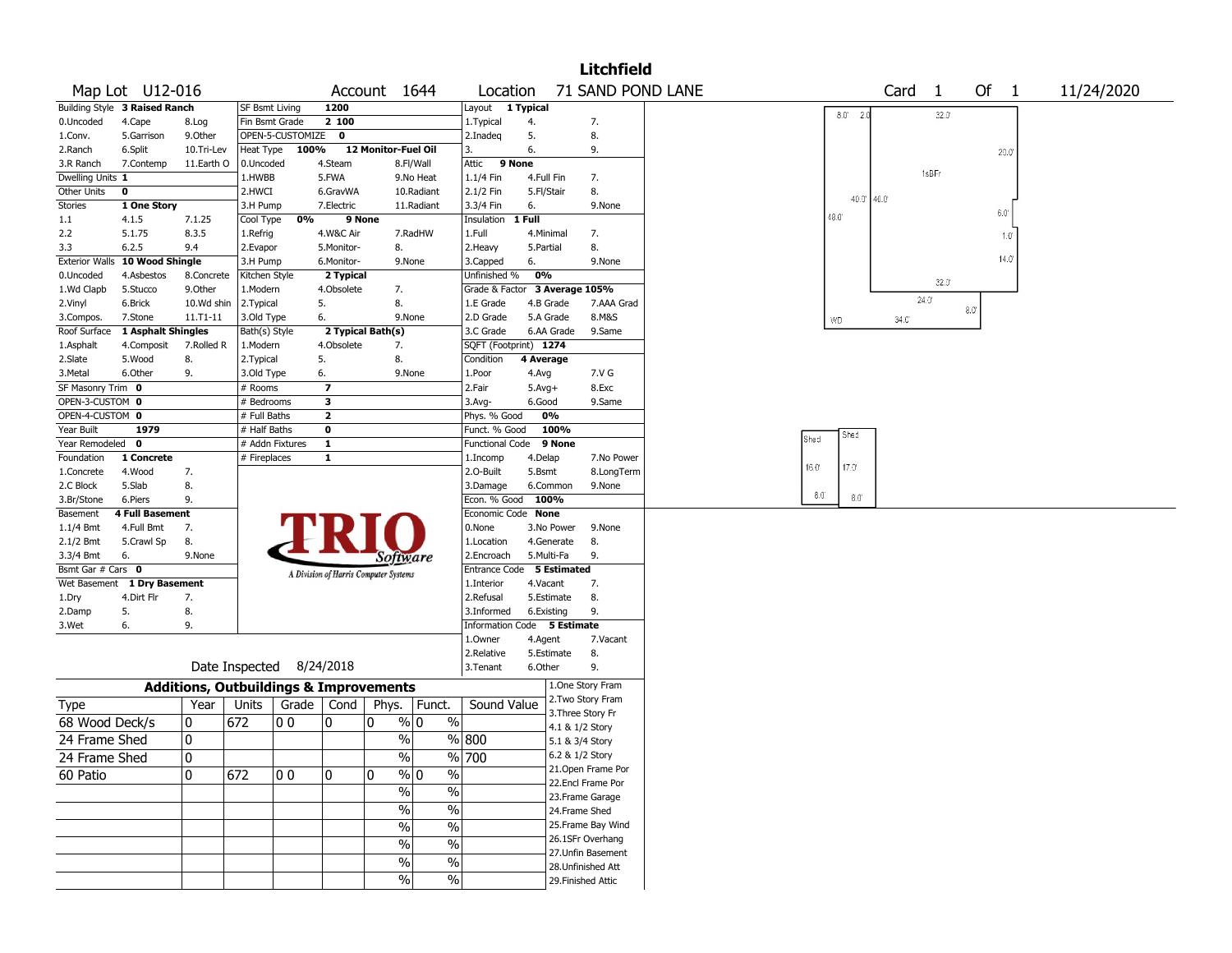# Litchfield

**Map Lot** U12-016 **Account** 1644 **Location** 71 SAND POND LANE **Card** 1 **Of** 1 11/24/2020

| | | | | | | |
|---|---|---|---|---|---|---|
| Building Style **3 Raised Ranch** | | | SF Bsmt Living **1200** | | | |
| 0.Uncoded | 4.Cape | 8.Log | Fin Bsmt Grade **2 100** | | | |
| 1.Conv. | 5.Garrison | 9.Other | OPEN-5-CUSTOMIZE **0** | | | |
| 2.Ranch | 6.Split | 10.Tri-Lev | Heat Type **100%** **12 Monitor-Fuel Oil** | | | |
| 3.R Ranch | 7.Contemp | 11.Earth O | 0.Uncoded | 4.Steam | 8.Fl/Wall | |
| Dwelling Units **1** | | | 1.HWBB | 5.FWA | 9.No Heat | |
| Other Units **0** | | | 2.HWCI | 6.GravWA | 10.Radiant | |
| Stories **1 One Story** | | | 3.H Pump | 7.Electric | 11.Radiant | |
| 1.1 | 4.1.5 | 7.1.25 | Cool Type **0%** **9 None** | | | |
| 2.2 | 5.1.75 | 8.3.5 | 1.Refrig | 4.W&C Air | 7.RadHW | |
| 3.3 | 6.2.5 | 9.4 | 2.Evapor | 5.Monitor- | 8. | |
| Exterior Walls **10 Wood Shingle** | | | 3.H Pump | 6.Monitor- | 9.None | |
| 0.Uncoded | 4.Asbestos | 8.Concrete | Kitchen Style **2 Typical** | | | |
| 1.Wd Clapb | 5.Stucco | 9.Other | 1.Modern | 4.Obsolete | 7. | |
| 2.Vinyl | 6.Brick | 10.Wd shin | 2.Typical | 5. | 8. | |
| 3.Compos. | 7.Stone | 11.T1-11 | 3.Old Type | 6. | 9.None | |
| Roof Surface **1 Asphalt Shingles** | | | Bath(s) Style **2 Typical Bath(s)** | | | |
| 1.Asphalt | 4.Composit | 7.Rolled R | 1.Modern | 4.Obsolete | 7. | |
| 2.Slate | 5.Wood | 8. | 2.Typical | 5. | 8. | |
| 3.Metal | 6.Other | 9. | 3.Old Type | 6. | 9.None | |
| SF Masonry Trim **0** | | | # Rooms **7** | | | |
| OPEN-3-CUSTOM **0** | | | # Bedrooms **3** | | | |
| OPEN-4-CUSTOM **0** | | | # Full Baths **2** | | | |
| Year Built **1979** | | | # Half Baths **0** | | | |
| Year Remodeled **0** | | | # Addn Fixtures **1** | | | |
| Foundation **1 Concrete** | | | # Fireplaces **1** | | | |
| 1.Concrete | 4.Wood | 7. | | | | |
| 2.C Block | 5.Slab | 8. | | | | |
| 3.Br/Stone | 6.Piers | 9. | | | | |
| Basement **4 Full Basement** | | | | | | |
| 1.1/4 Bmt | 4.Full Bmt | 7. | | | | |
| 2.1/2 Bmt | 5.Crawl Sp | 8. | | | | |
| 3.3/4 Bmt | 6. | 9.None | | | | |
| Bsmt Gar # Cars **0** | | | | | | |
| Wet Basement **1 Dry Basement** | | | | | | |
| 1.Dry | 4.Dirt Flr | 7. | | | | |
| 2.Damp | 5. | 8. | | | | |
| 3.Wet | 6. | 9. | | | | |

TRIO Software — A Division of Harris Computer Systems

| | | |
|---|---|---|
| Layout **1 Typical** | | |
| 1.Typical | 4. | 7. |
| 2.Inadeq | 5. | 8. |
| 3. | 6. | 9. |
| Attic **9 None** | | |
| 1.1/4 Fin | 4.Full Fin | 7. |
| 2.1/2 Fin | 5.Fl/Stair | 8. |
| 3.3/4 Fin | 6. | 9.None |
| Insulation **1 Full** | | |
| 1.Full | 4.Minimal | 7. |
| 2.Heavy | 5.Partial | 8. |
| 3.Capped | 6. | 9.None |
| Unfinished % **0%** | | |
| Grade & Factor **3 Average 105%** | | |
| 1.E Grade | 4.B Grade | 7.AAA Grad |
| 2.D Grade | 5.A Grade | 8.M&S |
| 3.C Grade | 6.AA Grade | 9.Same |
| SQFT (Footprint) **1274** | | |
| Condition **4 Average** | | |
| 1.Poor | 4.Avg | 7.V G |
| 2.Fair | 5.Avg+ | 8.Exc |
| 3.Avg- | 6.Good | 9.Same |
| Phys. % Good **0%** | | |
| Funct. % Good **100%** | | |
| Functional Code **9 None** | | |
| 1.Incomp | 4.Delap | 7.No Power |
| 2.O-Built | 5.Bsmt | 8.LongTerm |
| 3.Damage | 6.Common | 9.None |
| Econ. % Good **100%** | | |
| Economic Code **None** | | |
| 0.None | 3.No Power | 9.None |
| 1.Location | 4.Generate | 8. |
| 2.Encroach | 5.Multi-Fa | 9. |
| Entrance Code **5 Estimated** | | |
| 1.Interior | 4.Vacant | 7. |
| 2.Refusal | 5.Estimate | 8. |
| 3.Informed | 6.Existing | 9. |
| Information Code **5 Estimate** | | |
| 1.Owner | 4.Agent | 7.Vacant |
| 2.Relative | 5.Estimate | 8. |
| 3.Tenant | 6.Other | 9. |

Date Inspected 8/24/2018

## Additions, Outbuildings & Improvements

| Type | Year | Units | Grade | Cond | Phys. | Funct. | Sound Value |
|---|---|---|---|---|---|---|---|
| 68 Wood Deck/s | 0 | 672 | 0 0 | 0 | 0 % | 0 % | |
| 24 Frame Shed | 0 | | | | % | % | 800 |
| 24 Frame Shed | 0 | | | | % | % | 700 |
| 60 Patio | 0 | 672 | 0 0 | 0 | 0 % | 0 % | |
| | | | | | % | % | |
| | | | | | % | % | |
| | | | | | % | % | |
| | | | | | % | % | |
| | | | | | % | % | |
| | | | | | % | % | |

1.One Story Fram
2.Two Story Fram
3.Three Story Fr
4.1 & 1/2 Story
5.1 & 3/4 Story
6.2 & 1/2 Story
21.Open Frame Por
22.Encl Frame Por
23.Frame Garage
24.Frame Shed
25.Frame Bay Wind
26.1SFr Overhang
27.Unfin Basement
28.Unfinished Att
29.Finished Attic

Sketch labels: 1sBFr; 8.0' 2.0' 32.0' 20.0' 40.0' 40.0' 48.0' 6.0' 1.0' 14.0' 32.0' 24.0' 8.0' WD 34.0'; Shed 16.0' 8.0'; Shed 17.0' 8.0'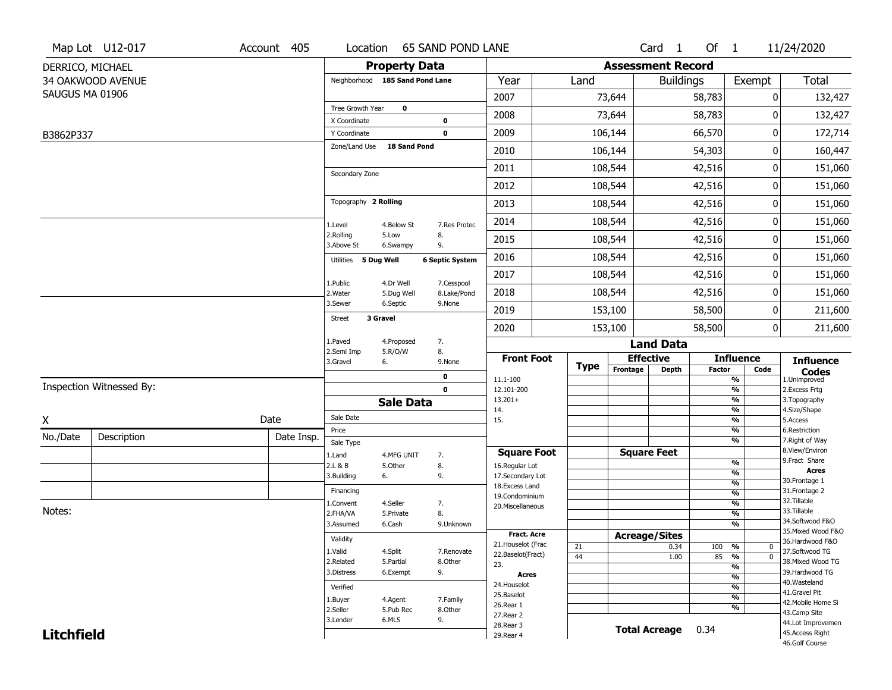Map Lot U12-017 | Account 405 | Location 65 SAND POND LANE | Card 1 Of 1 | 11/24/2020

DERRICO, MICHAEL
34 OAKWOOD AVENUE
SAUGUS MA 01906

B3862P337

## Property Data

Neighborhood **185 Sand Pond Lane**

Tree Growth Year **0**
X Coordinate **0**
Y Coordinate **0**
Zone/Land Use **18 Sand Pond**

Secondary Zone

Topography **2 Rolling**

1.Level 4.Below St 7.Res Protec
2.Rolling 5.Low 8.
3.Above St 6.Swampy 9.

Utilities **5 Dug Well** **6 Septic System**

1.Public 4.Dr Well 7.Cesspool
2.Water 5.Dug Well 8.Lake/Pond
3.Sewer 6.Septic 9.None

Street **3 Gravel**

1.Paved 4.Proposed 7.
2.Semi Imp 5.R/O/W 8.
3.Gravel 6. 9.None

0
0

## Sale Data

Sale Date
Price
Sale Type
1.Land 4.MFG UNIT 7.
2.L & B 5.Other 8.
3.Building 6. 9.

Financing
1.Convent 4.Seller 7.
2.FHA/VA 5.Private 8.
3.Assumed 6.Cash 9.Unknown

Validity
1.Valid 4.Split 7.Renovate
2.Related 5.Partial 8.Other
3.Distress 6.Exempt 9.

Verified
1.Buyer 4.Agent 7.Family
2.Seller 5.Pub Rec 8.Other
3.Lender 6.MLS 9.

## Assessment Record

| Year | Land | Buildings | Exempt | Total |
|---|---|---|---|---|
| 2007 | 73,644 | 58,783 | 0 | 132,427 |
| 2008 | 73,644 | 58,783 | 0 | 132,427 |
| 2009 | 106,144 | 66,570 | 0 | 172,714 |
| 2010 | 106,144 | 54,303 | 0 | 160,447 |
| 2011 | 108,544 | 42,516 | 0 | 151,060 |
| 2012 | 108,544 | 42,516 | 0 | 151,060 |
| 2013 | 108,544 | 42,516 | 0 | 151,060 |
| 2014 | 108,544 | 42,516 | 0 | 151,060 |
| 2015 | 108,544 | 42,516 | 0 | 151,060 |
| 2016 | 108,544 | 42,516 | 0 | 151,060 |
| 2017 | 108,544 | 42,516 | 0 | 151,060 |
| 2018 | 108,544 | 42,516 | 0 | 151,060 |
| 2019 | 153,100 | 58,500 | 0 | 211,600 |
| 2020 | 153,100 | 58,500 | 0 | 211,600 |

## Land Data

| Front Foot | Type | Effective Frontage | Effective Depth | Influence Factor | Influence Code |
|---|---|---|---|---|---|
| 11.1-100 | | | | % | |
| 12.101-200 | | | | % | |
| 13.201+ | | | | % | |
| 14. | | | | % | |
| 15. | | | | % | |
| | | | | % | |
| | | | | % | |

| Square Foot | Square Feet | Influence Factor | Influence Code |
|---|---|---|---|
| 16.Regular Lot | | % | |
| 17.Secondary Lot | | % | |
| 18.Excess Land | | % | |
| 19.Condominium | | % | |
| 20.Miscellaneous | | % | |
| | | % | |
| | | % | |

| Fract. Acre / Acres | Type | Acreage/Sites | Influence Factor | Influence Code |
|---|---|---|---|---|
| 21.Houselot (Frac | 21 | 0.34 | 100 % | 0 |
| 22.Baselot(Fract) | 44 | 1.00 | 85 % | 0 |
| 23. | | | % | |
| 24.Houselot | | | % | |
| 25.Baselot | | | % | |
| 26.Rear 1 | | | % | |
| 27.Rear 2 | | | % | |
| 28.Rear 3 | | | | |
| 29.Rear 4 | | | | |

**Total Acreage** 0.34

**Influence Codes**
1.Unimproved
2.Excess Frtg
3.Topography
4.Size/Shape
5.Access
6.Restriction
7.Right of Way
8.View/Environ
9.Fract Share

**Acres**
30.Frontage 1
31.Frontage 2
32.Tillable
33.Tillable
34.Softwood F&O
35.Mixed Wood F&O
36.Hardwood F&O
37.Softwood TG
38.Mixed Wood TG
39.Hardwood TG
40.Wasteland
41.Gravel Pit
42.Mobile Home Si
43.Camp Site
44.Lot Improvemen
45.Access Right
46.Golf Course

Inspection Witnessed By:

X Date

| No./Date | Description | Date Insp. |
|---|---|---|
| | | |
| | | |
| | | |

Notes:

**Litchfield**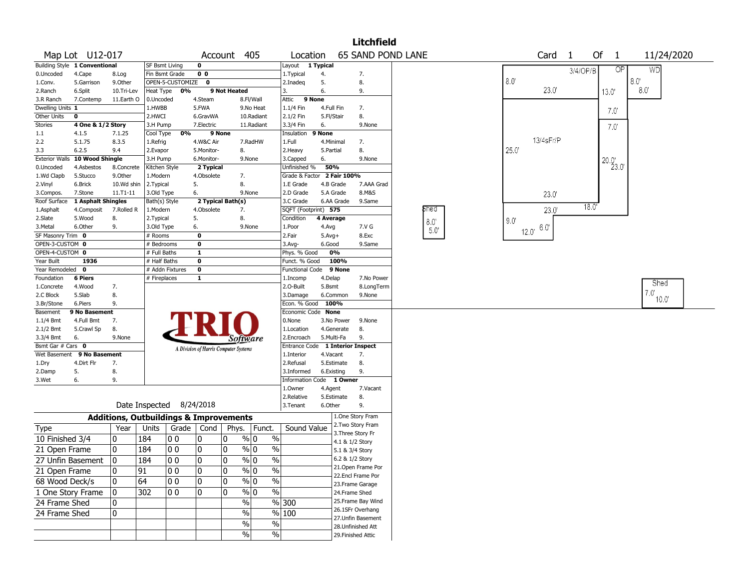# Litchfield

**Map Lot** U12-017 **Account** 405 **Location** 65 SAND POND LANE **Card** 1 **Of** 1 11/24/2020

| Building Style | 1 Conventional | | SF Bsmt Living | 0 | | Layout | 1 Typical | |
|---|---|---|---|---|---|---|---|---|
| 0.Uncoded | 4.Cape | 8.Log | Fin Bsmt Grade | 0 0 | | 1.Typical | 4. | 7. |
| 1.Conv. | 5.Garrison | 9.Other | OPEN-5-CUSTOMIZE | 0 | | 2.Inadeq | 5. | 8. |
| 2.Ranch | 6.Split | 10.Tri-Lev | Heat Type 0% | 9 Not Heated | | 3. | 6. | 9. |
| 3.R Ranch | 7.Contemp | 11.Earth O | 0.Uncoded | 4.Steam | 8.Fl/Wall | Attic | 9 None | |
| Dwelling Units | 1 | | 1.HWBB | 5.FWA | 9.No Heat | 1.1/4 Fin | 4.Full Fin | 7. |
| Other Units | 0 | | 2.HWCI | 6.GravWA | 10.Radiant | 2.1/2 Fin | 5.Fl/Stair | 8. |
| Stories | 4 One & 1/2 Story | | 3.H Pump | 7.Electric | 11.Radiant | 3.3/4 Fin | 6. | 9.None |
| 1.1 | 4.1.5 | 7.1.25 | Cool Type 0% | 9 None | | Insulation | 9 None | |
| 2.2 | 5.1.75 | 8.3.5 | 1.Refrig | 4.W&C Air | 7.RadHW | 1.Full | 4.Minimal | 7. |
| 3.3 | 6.2.5 | 9.4 | 2.Evapor | 5.Monitor- | 8. | 2.Heavy | 5.Partial | 8. |
| Exterior Walls | 10 Wood Shingle | | 3.H Pump | 6.Monitor- | 9.None | 3.Capped | 6. | 9.None |
| 0.Uncoded | 4.Asbestos | 8.Concrete | Kitchen Style | 2 Typical | | Unfinished % | 50% | |
| 1.Wd Clapb | 5.Stucco | 9.Other | 1.Modern | 4.Obsolete | 7. | Grade & Factor | 2 Fair 100% | |
| 2.Vinyl | 6.Brick | 10.Wd shin | 2.Typical | 5. | 8. | 1.E Grade | 4.B Grade | 7.AAA Grad |
| 3.Compos. | 7.Stone | 11.T1-11 | 3.Old Type | 6. | 9.None | 2.D Grade | 5.A Grade | 8.M&S |
| Roof Surface | 1 Asphalt Shingles | | Bath(s) Style | 2 Typical Bath(s) | | 3.C Grade | 6.AA Grade | 9.Same |
| 1.Asphalt | 4.Composit | 7.Rolled R | 1.Modern | 4.Obsolete | 7. | SQFT (Footprint) | 575 | |
| 2.Slate | 5.Wood | 8. | 2.Typical | 5. | 8. | Condition | 4 Average | |
| 3.Metal | 6.Other | 9. | 3.Old Type | 6. | 9.None | 1.Poor | 4.Avg | 7.V G |
| SF Masonry Trim | 0 | | # Rooms | 0 | | 2.Fair | 5.Avg+ | 8.Exc |
| OPEN-3-CUSTOM | 0 | | # Bedrooms | 0 | | 3.Avg- | 6.Good | 9.Same |
| OPEN-4-CUSTOM | 0 | | # Full Baths | 1 | | Phys. % Good | 0% | |
| Year Built | 1936 | | # Half Baths | 0 | | Funct. % Good | 100% | |
| Year Remodeled | 0 | | # Addn Fixtures | 0 | | Functional Code | 9 None | |
| Foundation | 6 Piers | | # Fireplaces | 1 | | 1.Incomp | 4.Delap | 7.No Power |
| 1.Concrete | 4.Wood | 7. | | | | 2.O-Built | 5.Bsmt | 8.LongTerm |
| 2.C Block | 5.Slab | 8. | | | | 3.Damage | 6.Common | 9.None |
| 3.Br/Stone | 6.Piers | 9. | | | | Econ. % Good | 100% | |
| Basement | 9 No Basement | | | | | Economic Code | None | |
| 1.1/4 Bmt | 4.Full Bmt | 7. | | | | 0.None | 3.No Power | 9.None |
| 2.1/2 Bmt | 5.Crawl Sp | 8. | | | | 1.Location | 4.Generate | 8. |
| 3.3/4 Bmt | 6. | 9.None | | | | 2.Encroach | 5.Multi-Fa | 9. |
| Bsmt Gar # Cars | 0 | | | | | Entrance Code | 1 Interior Inspect | |
| Wet Basement | 9 No Basement | | | | | 1.Interior | 4.Vacant | 7. |
| 1.Dry | 4.Dirt Flr | 7. | | | | 2.Refusal | 5.Estimate | 8. |
| 2.Damp | 5. | 8. | | | | 3.Informed | 6.Existing | 9. |
| 3.Wet | 6. | 9. | | | | Information Code | 1 Owner | |
| | | | | | | 1.Owner | 4.Agent | 7.Vacant |
| | | | | | | 2.Relative | 5.Estimate | 8. |
| | Date Inspected | 8/24/2018 | | | | 3.Tenant | 6.Other | 9. |

TRIO Software — A Division of Harris Computer Systems

## Additions, Outbuildings & Improvements

| Type | Year | Units | Grade | Cond | Phys. | Funct. | Sound Value |
|---|---|---|---|---|---|---|---|
| 10 Finished 3/4 | 0 | 184 | 0 0 | 0 | 0 % | 0 % | |
| 21 Open Frame | 0 | 184 | 0 0 | 0 | 0 % | 0 % | |
| 27 Unfin Basement | 0 | 184 | 0 0 | 0 | 0 % | 0 % | |
| 21 Open Frame | 0 | 91 | 0 0 | 0 | 0 % | 0 % | |
| 68 Wood Deck/s | 0 | 64 | 0 0 | 0 | 0 % | 0 % | |
| 1 One Story Frame | 0 | 302 | 0 0 | 0 | 0 % | 0 % | |
| 24 Frame Shed | 0 | | | | % | % | 300 |
| 24 Frame Shed | 0 | | | | % | % | 100 |
| | | | | | % | % | |
| | | | | | % | % | |

1.One Story Fram
2.Two Story Fram
3.Three Story Fr
4.1 & 1/2 Story
5.1 & 3/4 Story
6.2 & 1/2 Story
21.Open Frame Por
22.Encl Frame Por
23.Frame Garage
24.Frame Shed
25.Frame Bay Wind
26.1SFr Overhang
27.Unfin Basement
28.Unfinished Att
29.Finished Attic

Sketch labels: 3/4/OP/B, OP, WD, 8.0', 23.0', 13.0', 8.0', 8.0', 7.0', 7.0', 13/4sFr/P, 25.0', 20.0', 23.0', 23.0', 23.0', 18.0', 9.0', 12.0', 6.0', Shed 8.0' 5.0', Shed 7.0' 10.0'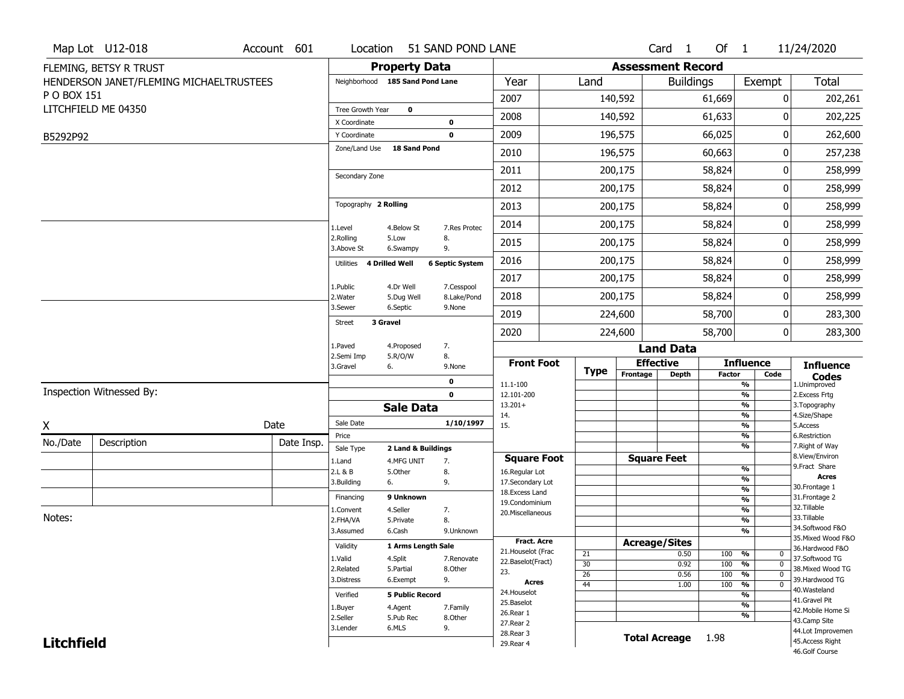Map Lot U12-018 | Account 601 | Location 51 SAND POND LANE | Card 1 Of 1 | 11/24/2020

FLEMING, BETSY R TRUST
HENDERSON JANET/FLEMING MICHAELTRUSTEES
P O BOX 151
LITCHFIELD ME 04350

B5292P92

## Property Data

| | | |
|---|---|---|
| Neighborhood | 185 Sand Pond Lane | |
| Tree Growth Year | 0 | |
| X Coordinate | | 0 |
| Y Coordinate | | 0 |
| Zone/Land Use | 18 Sand Pond | |
| Secondary Zone | | |
| Topography | 2 Rolling | |
| 1.Level | 4.Below St | 7.Res Protec |
| 2.Rolling | 5.Low | 8. |
| 3.Above St | 6.Swampy | 9. |
| Utilities | 4 Drilled Well | 6 Septic System |
| 1.Public | 4.Dr Well | 7.Cesspool |
| 2.Water | 5.Dug Well | 8.Lake/Pond |
| 3.Sewer | 6.Septic | 9.None |
| Street | 3 Gravel | |
| 1.Paved | 4.Proposed | 7. |
| 2.Semi Imp | 5.R/O/W | 8. |
| 3.Gravel | 6. | 9.None |
| | | 0 |
| | | 0 |

## Sale Data

| | | |
|---|---|---|
| Sale Date | | 1/10/1997 |
| Price | | |
| Sale Type | 2 Land & Buildings | |
| 1.Land | 4.MFG UNIT | 7. |
| 2.L & B | 5.Other | 8. |
| 3.Building | 6. | 9. |
| Financing | 9 Unknown | |
| 1.Convent | 4.Seller | 7. |
| 2.FHA/VA | 5.Private | 8. |
| 3.Assumed | 6.Cash | 9.Unknown |
| Validity | 1 Arms Length Sale | |
| 1.Valid | 4.Split | 7.Renovate |
| 2.Related | 5.Partial | 8.Other |
| 3.Distress | 6.Exempt | 9. |
| Verified | 5 Public Record | |
| 1.Buyer | 4.Agent | 7.Family |
| 2.Seller | 5.Pub Rec | 8.Other |
| 3.Lender | 6.MLS | 9. |

## Assessment Record

| Year | Land | Buildings | Exempt | Total |
|---|---|---|---|---|
| 2007 | 140,592 | 61,669 | 0 | 202,261 |
| 2008 | 140,592 | 61,633 | 0 | 202,225 |
| 2009 | 196,575 | 66,025 | 0 | 262,600 |
| 2010 | 196,575 | 60,663 | 0 | 257,238 |
| 2011 | 200,175 | 58,824 | 0 | 258,999 |
| 2012 | 200,175 | 58,824 | 0 | 258,999 |
| 2013 | 200,175 | 58,824 | 0 | 258,999 |
| 2014 | 200,175 | 58,824 | 0 | 258,999 |
| 2015 | 200,175 | 58,824 | 0 | 258,999 |
| 2016 | 200,175 | 58,824 | 0 | 258,999 |
| 2017 | 200,175 | 58,824 | 0 | 258,999 |
| 2018 | 200,175 | 58,824 | 0 | 258,999 |
| 2019 | 224,600 | 58,700 | 0 | 283,300 |
| 2020 | 224,600 | 58,700 | 0 | 283,300 |

## Land Data

| Front Foot | Type | Effective Frontage | Effective Depth | Influence Factor | Influence Code |
|---|---|---|---|---|---|
| 11.1-100 | | | | % | |
| 12.101-200 | | | | % | |
| 13.201+ | | | | % | |
| 14. | | | | % | |
| 15. | | | | % | |
| | | | | % | |
| | | | | % | |
| **Square Foot** | | **Square Feet** | | | |
| 16.Regular Lot | | | | % | |
| 17.Secondary Lot | | | | % | |
| 18.Excess Land | | | | % | |
| 19.Condominium | | | | % | |
| 20.Miscellaneous | | | | % | |
| | | | | % | |
| | | | | % | |
| **Fract. Acre** | | **Acreage/Sites** | | | |
| 21.Houselot (Frac | 21 | | 0.50 | 100 % | 0 |
| 22.Baselot(Fract) | 30 | | 0.92 | 100 % | 0 |
| 23. | 26 | | 0.56 | 100 % | 0 |
| **Acres** | 44 | | 1.00 | 100 % | 0 |
| 24.Houselot | | | | % | |
| 25.Baselot | | | | % | |
| 26.Rear 1 | | | | % | |
| 27.Rear 2 | | | | | |
| 28.Rear 3 | | **Total Acreage** | | 1.98 | |
| 29.Rear 4 | | | | | |

**Influence Codes**
1.Unimproved
2.Excess Frtg
3.Topography
4.Size/Shape
5.Access
6.Restriction
7.Right of Way
8.View/Environ
9.Fract Share

**Acres**
30.Frontage 1
31.Frontage 2
32.Tillable
33.Tillable
34.Softwood F&O
35.Mixed Wood F&O
36.Hardwood F&O
37.Softwood TG
38.Mixed Wood TG
39.Hardwood TG
40.Wasteland
41.Gravel Pit
42.Mobile Home Si
43.Camp Site
44.Lot Improvemen
45.Access Right
46.Golf Course

Inspection Witnessed By:

X _______________ Date

| No./Date | Description | Date Insp. |
|---|---|---|
| | | |
| | | |
| | | |

Notes:

**Litchfield**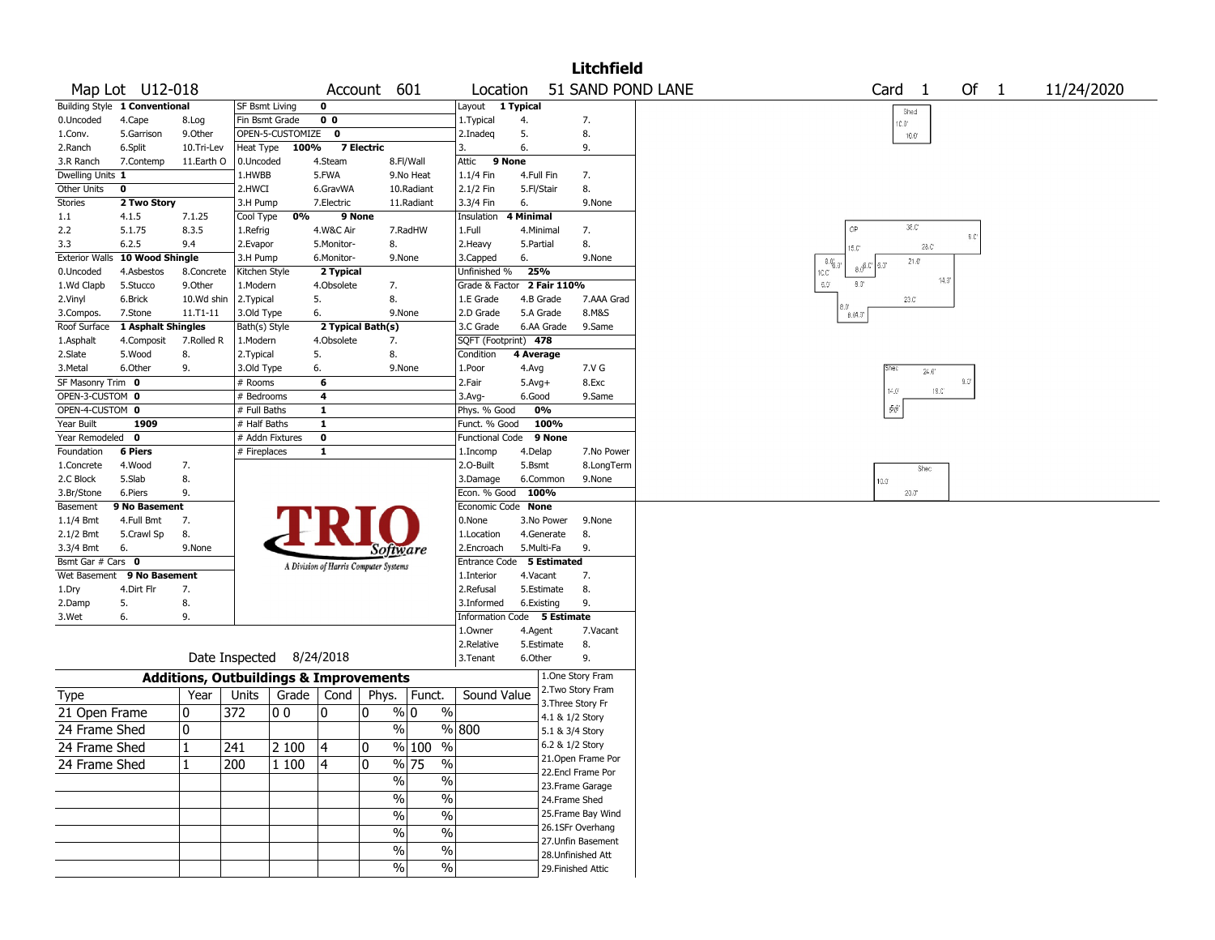# Litchfield

**Map Lot** U12-018 **Account** 601 **Location** 51 SAND POND LANE **Card** 1 **Of** 1 11/24/2020

| | | | | | | | | | | |
|---|---|---|---|---|---|---|---|---|---|---|
| Building Style | 1 Conventional | | SF Bsmt Living | 0 | | | Layout | 1 Typical | | |
| 0.Uncoded | 4.Cape | 8.Log | Fin Bsmt Grade | 0 0 | | | 1.Typical | 4. | 7. | |
| 1.Conv. | 5.Garrison | 9.Other | OPEN-5-CUSTOMIZE | 0 | | | 2.Inadeq | 5. | 8. | |
| 2.Ranch | 6.Split | 10.Tri-Lev | Heat Type | 100% | 7 Electric | | 3. | 6. | 9. | |
| 3.R Ranch | 7.Contemp | 11.Earth O | 0.Uncoded | 4.Steam | 8.Fl/Wall | | Attic | 9 None | | |
| Dwelling Units | 1 | | 1.HWBB | 5.FWA | 9.No Heat | | 1.1/4 Fin | 4.Full Fin | 7. | |
| Other Units | 0 | | 2.HWCI | 6.GravWA | 10.Radiant | | 2.1/2 Fin | 5.Fl/Stair | 8. | |
| Stories | 2 Two Story | | 3.H Pump | 7.Electric | 11.Radiant | | 3.3/4 Fin | 6. | 9.None | |
| 1.1 | 4.1.5 | 7.1.25 | Cool Type | 0% | 9 None | | Insulation | 4 Minimal | | |
| 2.2 | 5.1.75 | 8.3.5 | 1.Refrig | 4.W&C Air | 7.RadHW | | 1.Full | 4.Minimal | 7. | |
| 3.3 | 6.2.5 | 9.4 | 2.Evapor | 5.Monitor- | 8. | | 2.Heavy | 5.Partial | 8. | |
| Exterior Walls | 10 Wood Shingle | | 3.H Pump | 6.Monitor- | 9.None | | 3.Capped | 6. | 9.None | |
| 0.Uncoded | 4.Asbestos | 8.Concrete | Kitchen Style | 2 Typical | | | Unfinished % | 25% | | |
| 1.Wd Clapb | 5.Stucco | 9.Other | 1.Modern | 4.Obsolete | 7. | | Grade & Factor | 2 Fair 110% | | |
| 2.Vinyl | 6.Brick | 10.Wd shin | 2.Typical | 5. | 8. | | 1.E Grade | 4.B Grade | 7.AAA Grad | |
| 3.Compos. | 7.Stone | 11.T1-11 | 3.Old Type | 6. | 9.None | | 2.D Grade | 5.A Grade | 8.M&S | |
| Roof Surface | 1 Asphalt Shingles | | Bath(s) Style | 2 Typical Bath(s) | | | 3.C Grade | 6.AA Grade | 9.Same | |
| 1.Asphalt | 4.Composit | 7.Rolled R | 1.Modern | 4.Obsolete | 7. | | SQFT (Footprint) | 478 | | |
| 2.Slate | 5.Wood | 8. | 2.Typical | 5. | 8. | | Condition | 4 Average | | |
| 3.Metal | 6.Other | 9. | 3.Old Type | 6. | 9.None | | 1.Poor | 4.Avg | 7.V G | |
| SF Masonry Trim | 0 | | # Rooms | 6 | | | 2.Fair | 5.Avg+ | 8.Exc | |
| OPEN-3-CUSTOM | 0 | | # Bedrooms | 4 | | | 3.Avg- | 6.Good | 9.Same | |
| OPEN-4-CUSTOM | 0 | | # Full Baths | 1 | | | Phys. % Good | 0% | | |
| Year Built | 1909 | | # Half Baths | 1 | | | Funct. % Good | 100% | | |
| Year Remodeled | 0 | | # Addn Fixtures | 0 | | | Functional Code | 9 None | | |
| Foundation | 6 Piers | | # Fireplaces | 1 | | | 1.Incomp | 4.Delap | 7.No Power | |
| 1.Concrete | 4.Wood | 7. | | | | | 2.O-Built | 5.Bsmt | 8.LongTerm | |
| 2.C Block | 5.Slab | 8. | | | | | 3.Damage | 6.Common | 9.None | |
| 3.Br/Stone | 6.Piers | 9. | | | | | Econ. % Good | 100% | | |
| Basement | 9 No Basement | | | | | | Economic Code | None | | |
| 1.1/4 Bmt | 4.Full Bmt | 7. | | | | | 0.None | 3.No Power | 9.None | |
| 2.1/2 Bmt | 5.Crawl Sp | 8. | | | | | 1.Location | 4.Generate | 8. | |
| 3.3/4 Bmt | 6. | 9.None | | | | | 2.Encroach | 5.Multi-Fa | 9. | |
| Bsmt Gar # Cars | 0 | | | | | | Entrance Code | 5 Estimated | | |
| Wet Basement | 9 No Basement | | | | | | 1.Interior | 4.Vacant | 7. | |
| 1.Dry | 4.Dirt Flr | 7. | | | | | 2.Refusal | 5.Estimate | 8. | |
| 2.Damp | 5. | 8. | | | | | 3.Informed | 6.Existing | 9. | |
| 3.Wet | 6. | 9. | | | | | Information Code | 5 Estimate | | |
| | | | | | | | 1.Owner | 4.Agent | 7.Vacant | |
| | | | | | | | 2.Relative | 5.Estimate | 8. | |
| | | | Date Inspected | 8/24/2018 | | | 3.Tenant | 6.Other | 9. | |

TRIO Software — A Division of Harris Computer Systems

## Additions, Outbuildings & Improvements

| Type | Year | Units | Grade | Cond | Phys. % | Funct. % | Sound Value |
|---|---|---|---|---|---|---|---|
| 21 Open Frame | 0 | 372 | 0 0 | 0 | 0 % | 0 % | |
| 24 Frame Shed | 0 | | | | % | % | 800 |
| 24 Frame Shed | 1 | 241 | 2 100 | 4 | 0 % | 100 % | |
| 24 Frame Shed | 1 | 200 | 1 100 | 4 | 0 % | 75 % | |
| | | | | | % | % | |
| | | | | | % | % | |
| | | | | | % | % | |
| | | | | | % | % | |
| | | | | | % | % | |
| | | | | | % | % | |

1.One Story Fram
2.Two Story Fram
3.Three Story Fr
4.1 & 1/2 Story
5.1 & 3/4 Story
6.2 & 1/2 Story
21.Open Frame Por
22.Encl Frame Por
23.Frame Garage
24.Frame Shed
25.Frame Bay Wind
26.1SFr Overhang
27.Unfin Basement
28.Unfinished Att
29.Finished Attic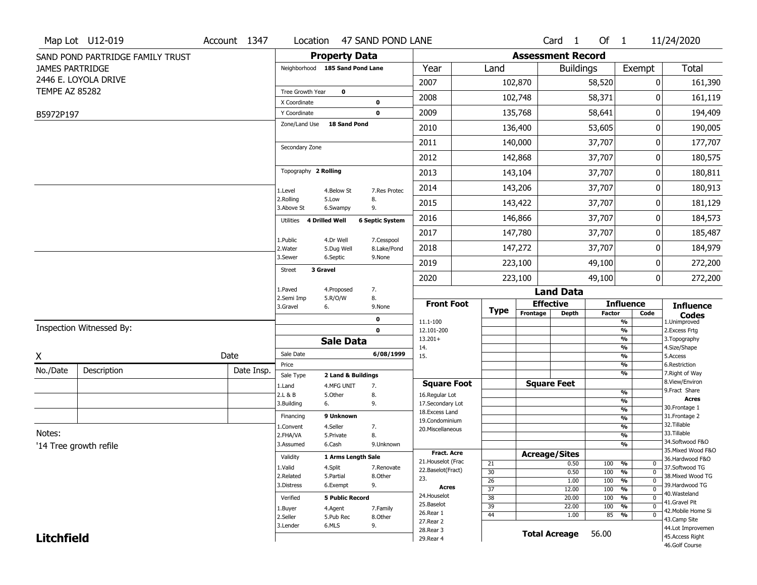Map Lot U12-019 | Account 1347 | Location 47 SAND POND LANE | Card 1 Of 1 | 11/24/2020

SAND POND PARTRIDGE FAMILY TRUST
JAMES PARTRIDGE
2446 E. LOYOLA DRIVE
TEMPE AZ 85282

B5972P197

## Property Data

Neighborhood **185 Sand Pond Lane**

Tree Growth Year **0**
X Coordinate **0**
Y Coordinate **0**
Zone/Land Use **18 Sand Pond**

Secondary Zone

Topography **2 Rolling**

1.Level 4.Below St 7.Res Protec
2.Rolling 5.Low 8.
3.Above St 6.Swampy 9.

Utilities **4 Drilled Well** **6 Septic System**

1.Public 4.Dr Well 7.Cesspool
2.Water 5.Dug Well 8.Lake/Pond
3.Sewer 6.Septic 9.None

Street **3 Gravel**

1.Paved 4.Proposed 7.
2.Semi Imp 5.R/O/W 8.
3.Gravel 6. 9.None

0
0

## Sale Data

Sale Date **6/08/1999**
Price
Sale Type **2 Land & Buildings**

1.Land 4.MFG UNIT 7.
2.L & B 5.Other 8.
3.Building 6. 9.

Financing **9 Unknown**

1.Convent 4.Seller 7.
2.FHA/VA 5.Private 8.
3.Assumed 6.Cash 9.Unknown

Validity **1 Arms Length Sale**

1.Valid 4.Split 7.Renovate
2.Related 5.Partial 8.Other
3.Distress 6.Exempt 9.

Verified **5 Public Record**

1.Buyer 4.Agent 7.Family
2.Seller 5.Pub Rec 8.Other
3.Lender 6.MLS 9.

## Assessment Record

| Year | Land | Buildings | Exempt | Total |
|---|---|---|---|---|
| 2007 | 102,870 | 58,520 | 0 | 161,390 |
| 2008 | 102,748 | 58,371 | 0 | 161,119 |
| 2009 | 135,768 | 58,641 | 0 | 194,409 |
| 2010 | 136,400 | 53,605 | 0 | 190,005 |
| 2011 | 140,000 | 37,707 | 0 | 177,707 |
| 2012 | 142,868 | 37,707 | 0 | 180,575 |
| 2013 | 143,104 | 37,707 | 0 | 180,811 |
| 2014 | 143,206 | 37,707 | 0 | 180,913 |
| 2015 | 143,422 | 37,707 | 0 | 181,129 |
| 2016 | 146,866 | 37,707 | 0 | 184,573 |
| 2017 | 147,780 | 37,707 | 0 | 185,487 |
| 2018 | 147,272 | 37,707 | 0 | 184,979 |
| 2019 | 223,100 | 49,100 | 0 | 272,200 |
| 2020 | 223,100 | 49,100 | 0 | 272,200 |

## Land Data

Front Foot: 11.1-100, 12.101-200, 13.201+, 14., 15.

Square Foot: 16.Regular Lot, 17.Secondary Lot, 18.Excess Land, 19.Condominium, 20.Miscellaneous

Fract. Acre: 21.Houselot (Frac, 22.Baselot(Fract), 23.

Acres: 24.Houselot, 25.Baselot, 26.Rear 1, 27.Rear 2, 28.Rear 3, 29.Rear 4

### Acreage/Sites

| Type | Acreage/Sites | Influence Factor | Code |
|---|---|---|---|
| 21 | 0.50 | 100 % | 0 |
| 30 | 0.50 | 100 % | 0 |
| 26 | 1.00 | 100 % | 0 |
| 37 | 12.00 | 100 % | 0 |
| 38 | 20.00 | 100 % | 0 |
| 39 | 22.00 | 100 % | 0 |
| 44 | 1.00 | 85 % | 0 |

**Total Acreage** 56.00

### Influence Codes

1.Unimproved
2.Excess Frtg
3.Topography
4.Size/Shape
5.Access
6.Restriction
7.Right of Way
8.View/Environ
9.Fract Share

**Acres**

30.Frontage 1
31.Frontage 2
32.Tillable
33.Tillable
34.Softwood F&O
35.Mixed Wood F&O
36.Hardwood F&O
37.Softwood TG
38.Mixed Wood TG
39.Hardwood TG
40.Wasteland
41.Gravel Pit
42.Mobile Home Si
43.Camp Site
44.Lot Improvemen
45.Access Right
46.Golf Course

Inspection Witnessed By:

X Date

| No./Date | Description | Date Insp. |
|---|---|---|
| | | |
| | | |
| | | |

Notes:
'14 Tree growth refile

**Litchfield**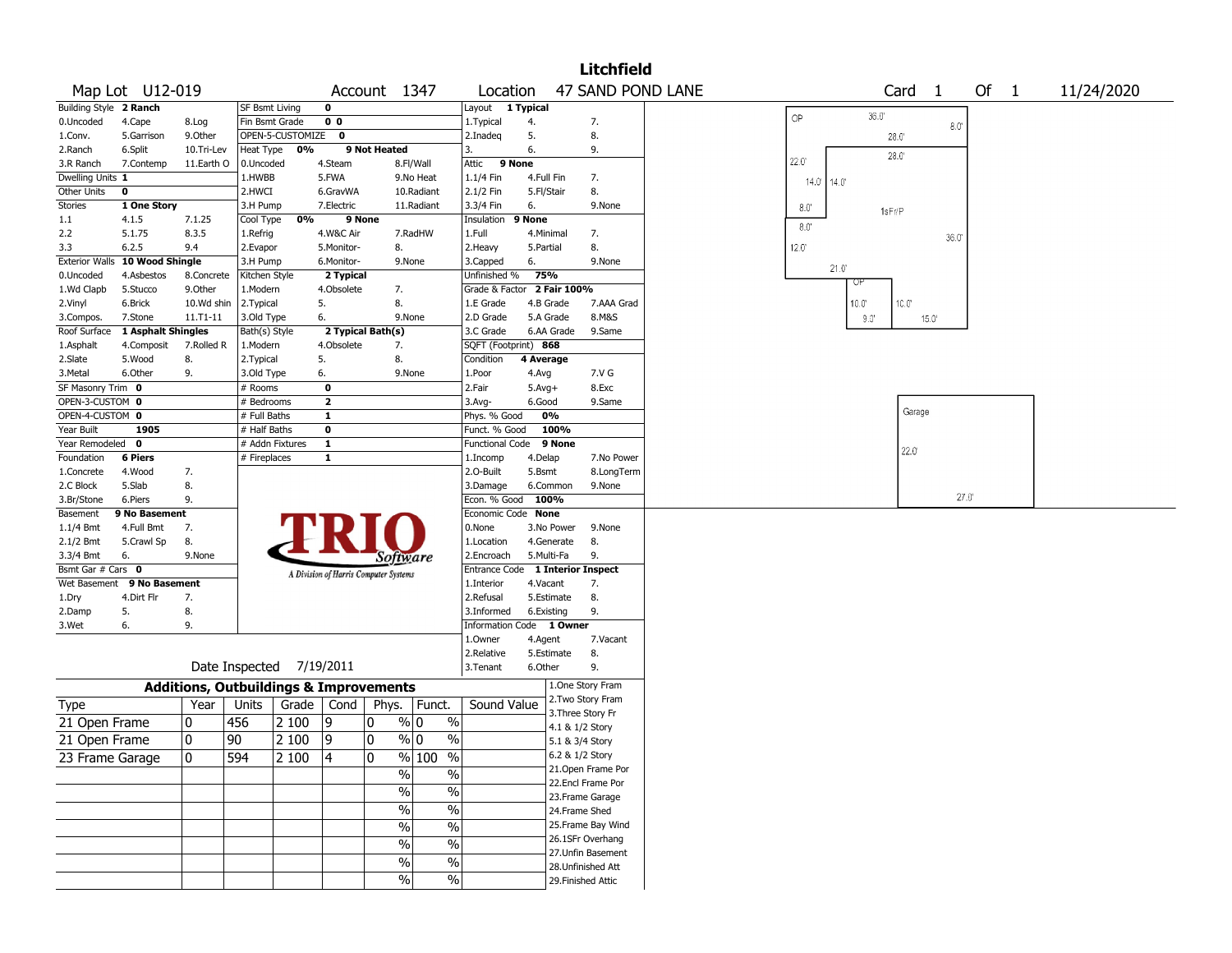# Litchfield

**Map Lot** U12-019 **Account** 1347 **Location** 47 SAND POND LANE **Card** 1 **Of** 1 11/24/2020

| | | | | | | | | | | | |
|---|---|---|---|---|---|---|---|---|---|---|---|
| Building Style | **2 Ranch** | | SF Bsmt Living | **0** | | | Layout | **1 Typical** | | | |
| 0.Uncoded | 4.Cape | 8.Log | Fin Bsmt Grade | **0 0** | | | 1.Typical | 4. | 7. | | |
| 1.Conv. | 5.Garrison | 9.Other | OPEN-5-CUSTOMIZE | **0** | | | 2.Inadeq | 5. | 8. | | |
| 2.Ranch | 6.Split | 10.Tri-Lev | Heat Type | **0%** | **9 Not Heated** | | 3. | 6. | 9. | | |
| 3.R Ranch | 7.Contemp | 11.Earth O | 0.Uncoded | 4.Steam | 8.Fl/Wall | | Attic | **9 None** | | | |
| Dwelling Units | **1** | | 1.HWBB | 5.FWA | 9.No Heat | | 1.1/4 Fin | 4.Full Fin | 7. | | |
| Other Units | **0** | | 2.HWCI | 6.GravWA | 10.Radiant | | 2.1/2 Fin | 5.Fl/Stair | 8. | | |
| Stories | **1 One Story** | | 3.H Pump | 7.Electric | 11.Radiant | | 3.3/4 Fin | 6. | 9.None | | |
| 1.1 | 4.1.5 | 7.1.25 | Cool Type | **0%** | **9 None** | | Insulation | **9 None** | | | |
| 2.2 | 5.1.75 | 8.3.5 | 1.Refrig | 4.W&C Air | 7.RadHW | | 1.Full | 4.Minimal | 7. | | |
| 3.3 | 6.2.5 | 9.4 | 2.Evapor | 5.Monitor- | 8. | | 2.Heavy | 5.Partial | 8. | | |
| Exterior Walls | **10 Wood Shingle** | | 3.H Pump | 6.Monitor- | 9.None | | 3.Capped | 6. | 9.None | | |
| 0.Uncoded | 4.Asbestos | 8.Concrete | Kitchen Style | **2 Typical** | | | Unfinished % | **75%** | | | |
| 1.Wd Clapb | 5.Stucco | 9.Other | 1.Modern | 4.Obsolete | 7. | | Grade & Factor | **2 Fair 100%** | | | |
| 2.Vinyl | 6.Brick | 10.Wd shin | 2.Typical | 5. | 8. | | 1.E Grade | 4.B Grade | 7.AAA Grad | | |
| 3.Compos. | 7.Stone | 11.T1-11 | 3.Old Type | 6. | 9.None | | 2.D Grade | 5.A Grade | 8.M&S | | |
| Roof Surface | **1 Asphalt Shingles** | | Bath(s) Style | **2 Typical Bath(s)** | | | 3.C Grade | 6.AA Grade | 9.Same | | |
| 1.Asphalt | 4.Composit | 7.Rolled R | 1.Modern | 4.Obsolete | 7. | | SQFT (Footprint) | **868** | | | |
| 2.Slate | 5.Wood | 8. | 2.Typical | 5. | 8. | | Condition | **4 Average** | | | |
| 3.Metal | 6.Other | 9. | 3.Old Type | 6. | 9.None | | 1.Poor | 4.Avg | 7.V G | | |
| SF Masonry Trim | **0** | | # Rooms | **0** | | | 2.Fair | 5.Avg+ | 8.Exc | | |
| OPEN-3-CUSTOM | **0** | | # Bedrooms | **2** | | | 3.Avg- | 6.Good | 9.Same | | |
| OPEN-4-CUSTOM | **0** | | # Full Baths | **1** | | | Phys. % Good | **0%** | | | |
| Year Built | **1905** | | # Half Baths | **0** | | | Funct. % Good | **100%** | | | |
| Year Remodeled | **0** | | # Addn Fixtures | **1** | | | Functional Code | **9 None** | | | |
| Foundation | **6 Piers** | | # Fireplaces | **1** | | | 1.Incomp | 4.Delap | 7.No Power | | |
| 1.Concrete | 4.Wood | 7. | | | | | 2.O-Built | 5.Bsmt | 8.LongTerm | | |
| 2.C Block | 5.Slab | 8. | | | | | 3.Damage | 6.Common | 9.None | | |
| 3.Br/Stone | 6.Piers | 9. | | | | | Econ. % Good | **100%** | | | |
| Basement | **9 No Basement** | | | | | | Economic Code | **None** | | | |
| 1.1/4 Bmt | 4.Full Bmt | 7. | | | | | 0.None | 3.No Power | 9.None | | |
| 2.1/2 Bmt | 5.Crawl Sp | 8. | | | | | 1.Location | 4.Generate | 8. | | |
| 3.3/4 Bmt | 6. | 9.None | | | | | 2.Encroach | 5.Multi-Fa | 9. | | |
| Bsmt Gar # Cars | **0** | | | | | | Entrance Code | **1 Interior Inspect** | | | |
| Wet Basement | **9 No Basement** | | | | | | 1.Interior | 4.Vacant | 7. | | |
| 1.Dry | 4.Dirt Flr | 7. | | | | | 2.Refusal | 5.Estimate | 8. | | |
| 2.Damp | 5. | 8. | | | | | 3.Informed | 6.Existing | 9. | | |
| 3.Wet | 6. | 9. | | | | | Information Code | **1 Owner** | | | |
| | | | | | | | 1.Owner | 4.Agent | 7.Vacant | | |
| | | | | | | | 2.Relative | 5.Estimate | 8. | | |
| | | | Date Inspected | 7/19/2011 | | | 3.Tenant | 6.Other | 9. | | |

TRIO Software — A Division of Harris Computer Systems

## Additions, Outbuildings & Improvements

| Type | Year | Units | Grade | Cond | Phys. | Funct. | Sound Value |
|---|---|---|---|---|---|---|---|
| 21 Open Frame | 0 | 456 | 2 100 | 9 | 0 % | 0 % | |
| 21 Open Frame | 0 | 90 | 2 100 | 9 | 0 % | 0 % | |
| 23 Frame Garage | 0 | 594 | 2 100 | 4 | 0 % | 100 % | |
| | | | | | % | % | |
| | | | | | % | % | |
| | | | | | % | % | |
| | | | | | % | % | |
| | | | | | % | % | |
| | | | | | % | % | |
| | | | | | % | % | |

1.One Story Fram
2.Two Story Fram
3.Three Story Fr
4.1 & 1/2 Story
5.1 & 3/4 Story
6.2 & 1/2 Story
21.Open Frame Por
22.Encl Frame Por
23.Frame Garage
24.Frame Shed
25.Frame Bay Wind
26.1SFr Overhang
27.Unfin Basement
28.Unfinished Att
29.Finished Attic

Sketch labels: OP 36.0' 8.0' 28.0' 28.0' 22.0' 14.0' 14.0' 1sFr/P 8.0' 8.0' 36.0' 12.0' 21.0' OP 10.0' 10.0' 9.0' 15.0' Garage 22.0' 27.0'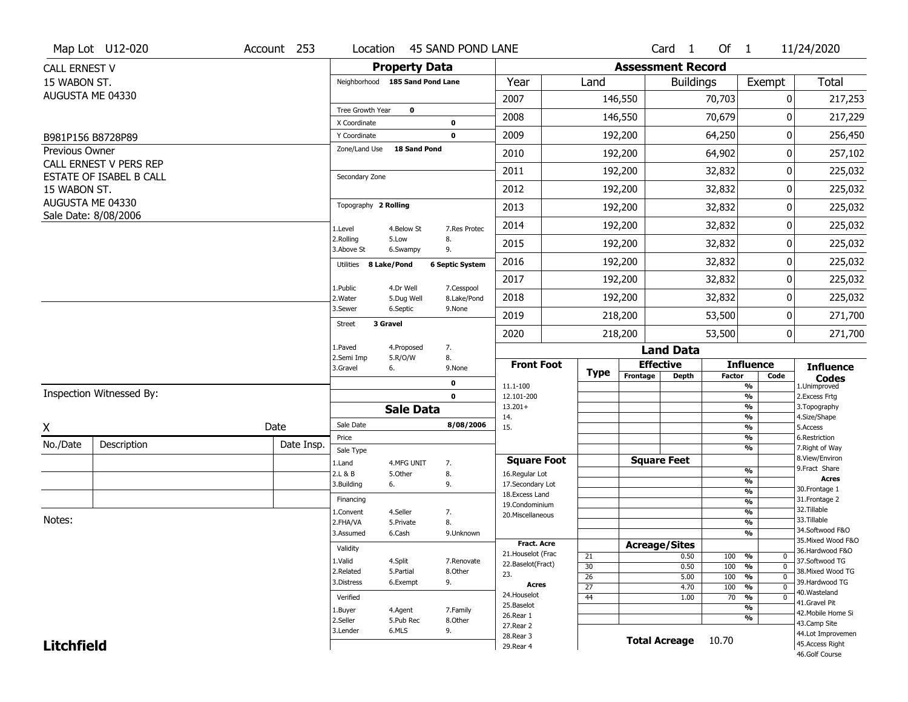Map Lot U12-020 | Account 253 | Location 45 SAND POND LANE | Card 1 Of 1 | 11/24/2020

CALL ERNEST V
15 WABON ST.
AUGUSTA ME 04330

B981P156 B8728P89

Previous Owner
CALL ERNEST V PERS REP
ESTATE OF ISABEL B CALL
15 WABON ST.
AUGUSTA ME 04330
Sale Date: 8/08/2006

Inspection Witnessed By:

X | Date

| No./Date | Description | Date Insp. |
|---|---|---|
| | | |
| | | |
| | | |

Notes:

**Litchfield**

## Property Data

Neighborhood **185 Sand Pond Lane**

Tree Growth Year **0**
X Coordinate **0**
Y Coordinate **0**
Zone/Land Use **18 Sand Pond**

Secondary Zone

Topography **2 Rolling**

1.Level 4.Below St 7.Res Protec
2.Rolling 5.Low 8.
3.Above St 6.Swampy 9.

Utilities **8 Lake/Pond** **6 Septic System**

1.Public 4.Dr Well 7.Cesspool
2.Water 5.Dug Well 8.Lake/Pond
3.Sewer 6.Septic 9.None

Street **3 Gravel**

1.Paved 4.Proposed 7.
2.Semi Imp 5.R/O/W 8.
3.Gravel 6. 9.None

**0**
**0**

## Sale Data

Sale Date **8/08/2006**
Price
Sale Type
1.Land 4.MFG UNIT 7.
2.L & B 5.Other 8.
3.Building 6. 9.

Financing
1.Convent 4.Seller 7.
2.FHA/VA 5.Private 8.
3.Assumed 6.Cash 9.Unknown

Validity
1.Valid 4.Split 7.Renovate
2.Related 5.Partial 8.Other
3.Distress 6.Exempt 9.

Verified
1.Buyer 4.Agent 7.Family
2.Seller 5.Pub Rec 8.Other
3.Lender 6.MLS 9.

## Assessment Record

| Year | Land | Buildings | Exempt | Total |
|---|---|---|---|---|
| 2007 | 146,550 | 70,703 | 0 | 217,253 |
| 2008 | 146,550 | 70,679 | 0 | 217,229 |
| 2009 | 192,200 | 64,250 | 0 | 256,450 |
| 2010 | 192,200 | 64,902 | 0 | 257,102 |
| 2011 | 192,200 | 32,832 | 0 | 225,032 |
| 2012 | 192,200 | 32,832 | 0 | 225,032 |
| 2013 | 192,200 | 32,832 | 0 | 225,032 |
| 2014 | 192,200 | 32,832 | 0 | 225,032 |
| 2015 | 192,200 | 32,832 | 0 | 225,032 |
| 2016 | 192,200 | 32,832 | 0 | 225,032 |
| 2017 | 192,200 | 32,832 | 0 | 225,032 |
| 2018 | 192,200 | 32,832 | 0 | 225,032 |
| 2019 | 218,200 | 53,500 | 0 | 271,700 |
| 2020 | 218,200 | 53,500 | 0 | 271,700 |

## Land Data

| Front Foot | Type | Effective Frontage | Effective Depth | Influence Factor | Influence Code |
|---|---|---|---|---|---|
| 11.1-100 | | | | % | |
| 12.101-200 | | | | % | |
| 13.201+ | | | | % | |
| 14. | | | | % | |
| 15. | | | | % | |
| | | | | % | |
| | | | | % | |
| **Square Foot** | | **Square Feet** | | | |
| 16.Regular Lot | | | | % | |
| 17.Secondary Lot | | | | % | |
| 18.Excess Land | | | | % | |
| 19.Condominium | | | | % | |
| 20.Miscellaneous | | | | % | |
| | | | | % | |
| | | | | % | |
| **Fract. Acre** | | **Acreage/Sites** | | | |
| 21.Houselot (Frac | 21 | | 0.50 | 100 % | 0 |
| 22.Baselot(Fract) | 30 | | 0.50 | 100 % | 0 |
| 23. | 26 | | 5.00 | 100 % | 0 |
| **Acres** | 27 | | 4.70 | 100 % | 0 |
| 24.Houselot | 44 | | 1.00 | 70 % | 0 |
| 25.Baselot | | | | % | |
| 26.Rear 1 | | | | % | |
| 27.Rear 2 | | | | | |
| 28.Rear 3 | | | | | |
| 29.Rear 4 | | | | | |

**Total Acreage** 10.70

**Influence Codes**
1.Unimproved
2.Excess Frtg
3.Topography
4.Size/Shape
5.Access
6.Restriction
7.Right of Way
8.View/Environ
9.Fract Share

**Acres**
30.Frontage 1
31.Frontage 2
32.Tillable
33.Tillable
34.Softwood F&O
35.Mixed Wood F&O
36.Hardwood F&O
37.Softwood TG
38.Mixed Wood TG
39.Hardwood TG
40.Wasteland
41.Gravel Pit
42.Mobile Home Si
43.Camp Site
44.Lot Improvemen
45.Access Right
46.Golf Course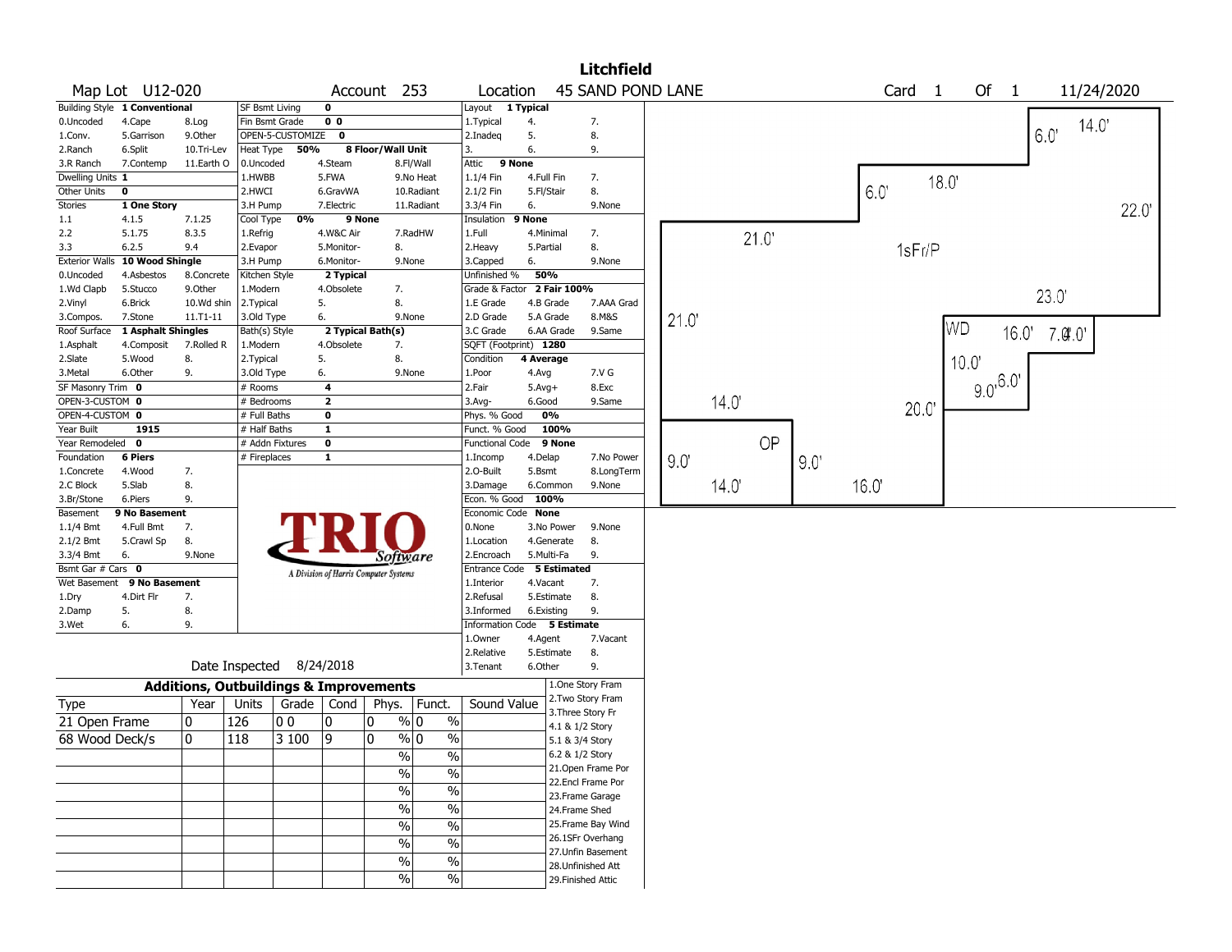# Litchfield

**Map Lot** U12-020 **Account** 253 **Location** 45 SAND POND LANE **Card** 1 **Of** 1 11/24/2020

| Building Style | 1 Conventional | | SF Bsmt Living | 0 | | Layout | 1 Typical | |
|---|---|---|---|---|---|---|---|---|
| 0.Uncoded | 4.Cape | 8.Log | Fin Bsmt Grade | 0 0 | | 1.Typical | 4. | 7. |
| 1.Conv. | 5.Garrison | 9.Other | OPEN-5-CUSTOMIZE | 0 | | 2.Inadeq | 5. | 8. |
| 2.Ranch | 6.Split | 10.Tri-Lev | Heat Type | 50% | 8 Floor/Wall Unit | 3. | 6. | 9. |
| 3.R Ranch | 7.Contemp | 11.Earth O | 0.Uncoded | 4.Steam | 8.Fl/Wall | Attic | 9 None | |
| Dwelling Units | 1 | | 1.HWBB | 5.FWA | 9.No Heat | 1.1/4 Fin | 4.Full Fin | 7. |
| Other Units | 0 | | 2.HWCI | 6.GravWA | 10.Radiant | 2.1/2 Fin | 5.Fl/Stair | 8. |
| Stories | 1 One Story | | 3.H Pump | 7.Electric | 11.Radiant | 3.3/4 Fin | 6. | 9.None |
| 1.1 | 4.1.5 | 7.1.25 | Cool Type | 0% | 9 None | Insulation | 9 None | |
| 2.2 | 5.1.75 | 8.3.5 | 1.Refrig | 4.W&C Air | 7.RadHW | 1.Full | 4.Minimal | 7. |
| 3.3 | 6.2.5 | 9.4 | 2.Evapor | 5.Monitor- | 8. | 2.Heavy | 5.Partial | 8. |
| Exterior Walls | 10 Wood Shingle | | 3.H Pump | 6.Monitor- | 9.None | 3.Capped | 6. | 9.None |
| 0.Uncoded | 4.Asbestos | 8.Concrete | Kitchen Style | 2 Typical | | Unfinished % | 50% | |
| 1.Wd Clapb | 5.Stucco | 9.Other | 1.Modern | 4.Obsolete | 7. | Grade & Factor | 2 Fair 100% | |
| 2.Vinyl | 6.Brick | 10.Wd shin | 2.Typical | 5. | 8. | 1.E Grade | 4.B Grade | 7.AAA Grad |
| 3.Compos. | 7.Stone | 11.T1-11 | 3.Old Type | 6. | 9.None | 2.D Grade | 5.A Grade | 8.M&S |
| Roof Surface | 1 Asphalt Shingles | | Bath(s) Style | 2 Typical Bath(s) | | 3.C Grade | 6.AA Grade | 9.Same |
| 1.Asphalt | 4.Composit | 7.Rolled R | 1.Modern | 4.Obsolete | 7. | SQFT (Footprint) | 1280 | |
| 2.Slate | 5.Wood | 8. | 2.Typical | 5. | 8. | Condition | 4 Average | |
| 3.Metal | 6.Other | 9. | 3.Old Type | 6. | 9.None | 1.Poor | 4.Avg | 7.V G |
| SF Masonry Trim | 0 | | # Rooms | 4 | | 2.Fair | 5.Avg+ | 8.Exc |
| OPEN-3-CUSTOM | 0 | | # Bedrooms | 2 | | 3.Avg- | 6.Good | 9.Same |
| OPEN-4-CUSTOM | 0 | | # Full Baths | 0 | | Phys. % Good | 0% | |
| Year Built | 1915 | | # Half Baths | 1 | | Funct. % Good | 100% | |
| Year Remodeled | 0 | | # Addn Fixtures | 0 | | Functional Code | 9 None | |
| Foundation | 6 Piers | | # Fireplaces | 1 | | 1.Incomp | 4.Delap | 7.No Power |
| 1.Concrete | 4.Wood | 7. | | | | 2.O-Built | 5.Bsmt | 8.LongTerm |
| 2.C Block | 5.Slab | 8. | | | | 3.Damage | 6.Common | 9.None |
| 3.Br/Stone | 6.Piers | 9. | | | | Econ. % Good | 100% | |
| Basement | 9 No Basement | | | | | Economic Code | None | |
| 1.1/4 Bmt | 4.Full Bmt | 7. | | | | 0.None | 3.No Power | 9.None |
| 2.1/2 Bmt | 5.Crawl Sp | 8. | | | | 1.Location | 4.Generate | 8. |
| 3.3/4 Bmt | 6. | 9.None | | | | 2.Encroach | 5.Multi-Fa | 9. |
| Bsmt Gar # Cars | 0 | | | | | Entrance Code | 5 Estimated | |
| Wet Basement | 9 No Basement | | | | | 1.Interior | 4.Vacant | 7. |
| 1.Dry | 4.Dirt Flr | 7. | | | | 2.Refusal | 5.Estimate | 8. |
| 2.Damp | 5. | 8. | | | | 3.Informed | 6.Existing | 9. |
| 3.Wet | 6. | 9. | | | | Information Code | 5 Estimate | |
| | | | | | | 1.Owner | 4.Agent | 7.Vacant |
| | | | | | | 2.Relative | 5.Estimate | 8. |
| Date Inspected | 8/24/2018 | | | | | 3.Tenant | 6.Other | 9. |

TRIO Software — A Division of Harris Computer Systems

## Additions, Outbuildings & Improvements

| Type | Year | Units | Grade | Cond | Phys. | Funct. | Sound Value |
|---|---|---|---|---|---|---|---|
| 21 Open Frame | 0 | 126 | 0 0 | 0 | 0 % | 0 % | |
| 68 Wood Deck/s | 0 | 118 | 3 100 | 9 | 0 % | 0 % | |
| | | | | | % | % | |
| | | | | | % | % | |
| | | | | | % | % | |
| | | | | | % | % | |
| | | | | | % | % | |
| | | | | | % | % | |
| | | | | | % | % | |

1.One Story Fram, 2.Two Story Fram, 3.Three Story Fr, 4.1 & 1/2 Story, 5.1 & 3/4 Story, 6.2 & 1/2 Story, 21.Open Frame Por, 22.Encl Frame Por, 23.Frame Garage, 24.Frame Shed, 25.Frame Bay Wind, 26.1SFr Overhang, 27.Unfin Basement, 28.Unfinished Att, 29.Finished Attic

Sketch labels: 1sFr/P, WD, OP; 14.0', 6.0', 18.0', 6.0', 22.0', 21.0', 23.0', 21.0', 16.0', 7.0', 4.0', 10.0', 9.0', 6.0', 14.0', 20.0', 9.0', 9.0', 14.0', 16.0'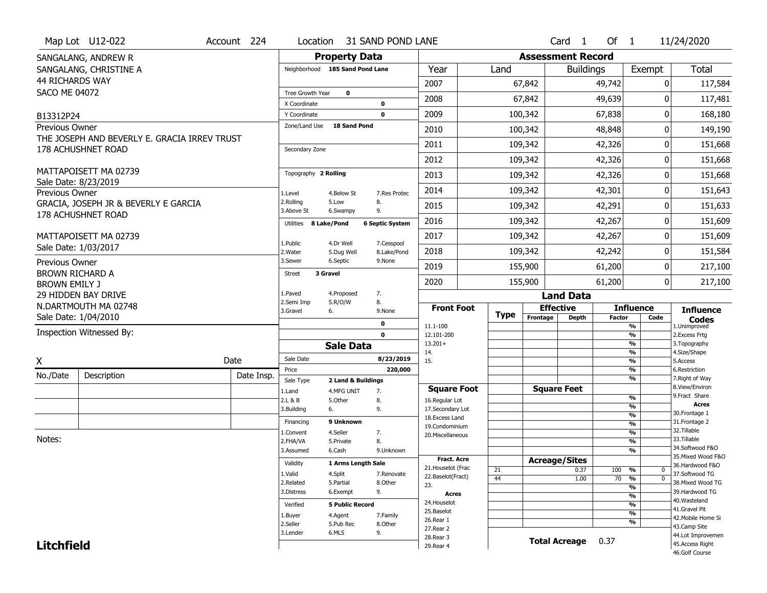Map Lot U12-022 | Account 224 | Location 31 SAND POND LANE | Card 1 Of 1 | 11/24/2020

SANGALANG, ANDREW R
SANGALANG, CHRISTINE A
44 RICHARDS WAY
SACO ME 04072

B13312P24

Previous Owner
THE JOSEPH AND BEVERLY E. GRACIA IRREV TRUST
178 ACHUSHNET ROAD

MATTAPOISETT MA 02739
Sale Date: 8/23/2019

Previous Owner
GRACIA, JOSEPH JR & BEVERLY E GARCIA
178 ACHUSHNET ROAD

MATTAPOISETT MA 02739
Sale Date: 1/03/2017

Previous Owner
BROWN RICHARD A
BROWN EMILY J
29 HIDDEN BAY DRIVE
N.DARTMOUTH MA 02748
Sale Date: 1/04/2010

Inspection Witnessed By:

X ______________________ Date

| No./Date | Description | Date Insp. |
|---|---|---|
| | | |
| | | |
| | | |

Notes:

## Property Data

Neighborhood 185 Sand Pond Lane

Tree Growth Year 0
X Coordinate 0
Y Coordinate 0
Zone/Land Use 18 Sand Pond

Secondary Zone

Topography 2 Rolling

| | | |
|---|---|---|
| 1.Level | 4.Below St | 7.Res Protec |
| 2.Rolling | 5.Low | 8. |
| 3.Above St | 6.Swampy | 9. |

Utilities 8 Lake/Pond | 6 Septic System

| | | |
|---|---|---|
| 1.Public | 4.Dr Well | 7.Cesspool |
| 2.Water | 5.Dug Well | 8.Lake/Pond |
| 3.Sewer | 6.Septic | 9.None |

Street 3 Gravel

| | | |
|---|---|---|
| 1.Paved | 4.Proposed | 7. |
| 2.Semi Imp | 5.R/O/W | 8. |
| 3.Gravel | 6. | 9.None |

0
0

## Sale Data

Sale Date 8/23/2019
Price 220,000
Sale Type 2 Land & Buildings

| | | |
|---|---|---|
| 1.Land | 4.MFG UNIT | 7. |
| 2.L & B | 5.Other | 8. |
| 3.Building | 6. | 9. |

Financing 9 Unknown

| | | |
|---|---|---|
| 1.Convent | 4.Seller | 7. |
| 2.FHA/VA | 5.Private | 8. |
| 3.Assumed | 6.Cash | 9.Unknown |

Validity 1 Arms Length Sale

| | | |
|---|---|---|
| 1.Valid | 4.Split | 7.Renovate |
| 2.Related | 5.Partial | 8.Other |
| 3.Distress | 6.Exempt | 9. |

Verified 5 Public Record

| | | |
|---|---|---|
| 1.Buyer | 4.Agent | 7.Family |
| 2.Seller | 5.Pub Rec | 8.Other |
| 3.Lender | 6.MLS | 9. |

## Assessment Record

| Year | Land | Buildings | Exempt | Total |
|---|---|---|---|---|
| 2007 | 67,842 | 49,742 | 0 | 117,584 |
| 2008 | 67,842 | 49,639 | 0 | 117,481 |
| 2009 | 100,342 | 67,838 | 0 | 168,180 |
| 2010 | 100,342 | 48,848 | 0 | 149,190 |
| 2011 | 109,342 | 42,326 | 0 | 151,668 |
| 2012 | 109,342 | 42,326 | 0 | 151,668 |
| 2013 | 109,342 | 42,326 | 0 | 151,668 |
| 2014 | 109,342 | 42,301 | 0 | 151,643 |
| 2015 | 109,342 | 42,291 | 0 | 151,633 |
| 2016 | 109,342 | 42,267 | 0 | 151,609 |
| 2017 | 109,342 | 42,267 | 0 | 151,609 |
| 2018 | 109,342 | 42,242 | 0 | 151,584 |
| 2019 | 155,900 | 61,200 | 0 | 217,100 |
| 2020 | 155,900 | 61,200 | 0 | 217,100 |

## Land Data

| Front Foot | Type | Effective Frontage | Effective Depth | Influence Factor | Influence Code |
|---|---|---|---|---|---|
| 11.1-100 | | | | % | |
| 12.101-200 | | | | % | |
| 13.201+ | | | | % | |
| 14. | | | | % | |
| 15. | | | | % | |
| | | | | % | |
| **Square Foot** | | **Square Feet** | | | |
| 16.Regular Lot | | | | % | |
| 17.Secondary Lot | | | | % | |
| 18.Excess Land | | | | % | |
| 19.Condominium | | | | % | |
| 20.Miscellaneous | | | | % | |
| | | | | % | |
| | | | | % | |
| **Fract. Acre** | | **Acreage/Sites** | | | |
| 21.Houselot (Frac | 21 | | 0.37 | 100 % | 0 |
| 22.Baselot(Fract) | 44 | | 1.00 | 70 % | 0 |
| 23. | | | | % | |
| **Acres** | | | | % | |
| 24.Houselot | | | | % | |
| 25.Baselot | | | | % | |
| 26.Rear 1 | | | | % | |
| 27.Rear 2 | | | | | |
| 28.Rear 3 | | | | | |
| 29.Rear 4 | | | | | |

Total Acreage 0.37

**Influence Codes**
1.Unimproved
2.Excess Frtg
3.Topography
4.Size/Shape
5.Access
6.Restriction
7.Right of Way
8.View/Environ
9.Fract Share

**Acres**
30.Frontage 1
31.Frontage 2
32.Tillable
33.Tillable
34.Softwood F&O
35.Mixed Wood F&O
36.Hardwood F&O
37.Softwood TG
38.Mixed Wood TG
39.Hardwood TG
40.Wasteland
41.Gravel Pit
42.Mobile Home Si
43.Camp Site
44.Lot Improvemen
45.Access Right
46.Golf Course

**Litchfield**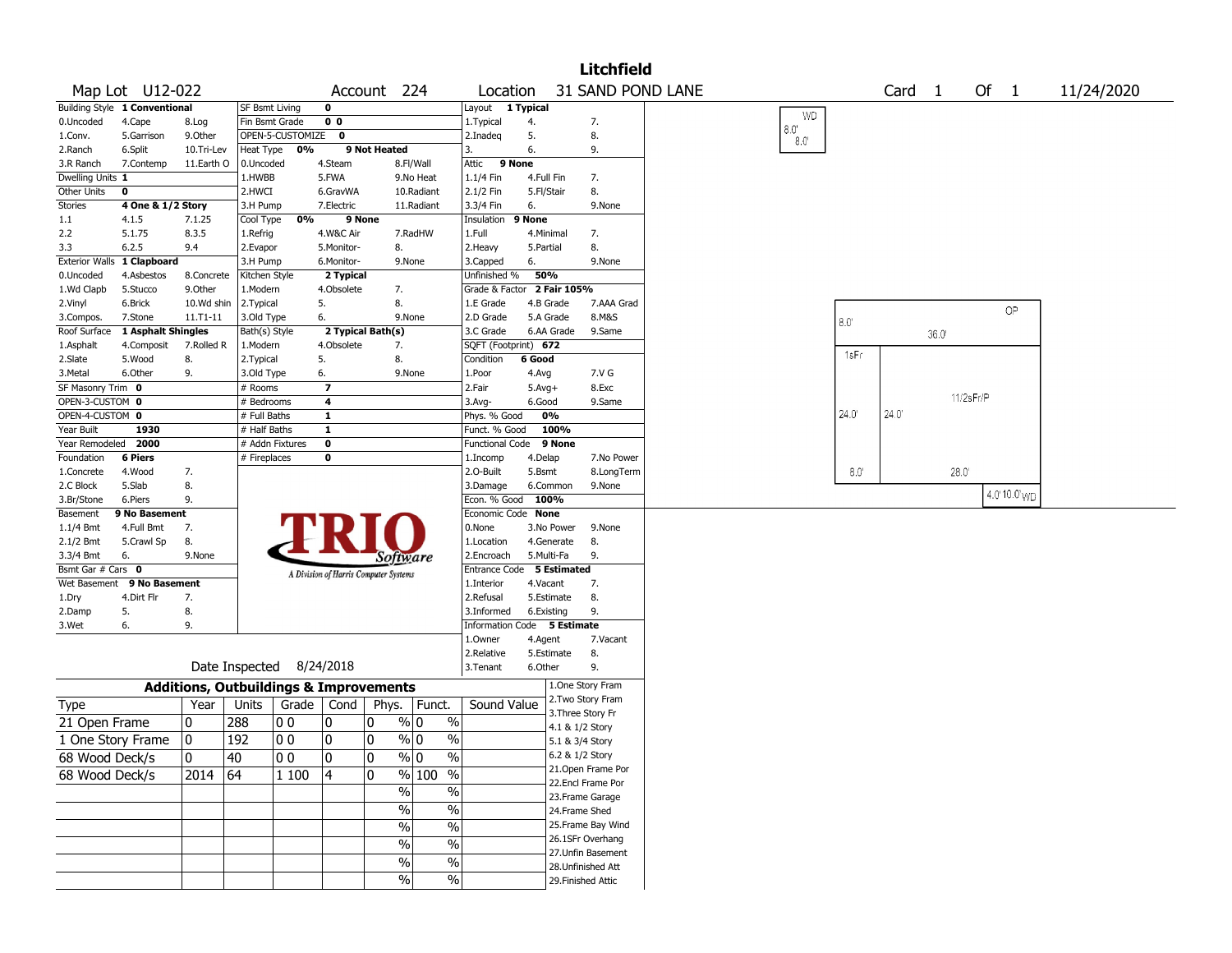# Litchfield

**Map Lot** U12-022 **Account** 224 **Location** 31 SAND POND LANE **Card** 1 **Of** 1 11/24/2020

| | | | | | | |
|---|---|---|---|---|---|---|
| Building Style **1 Conventional** | | | SF Bsmt Living **0** | | | |
| 0.Uncoded | 4.Cape | 8.Log | Fin Bsmt Grade **0 0** | | | |
| 1.Conv. | 5.Garrison | 9.Other | OPEN-5-CUSTOMIZE **0** | | | |
| 2.Ranch | 6.Split | 10.Tri-Lev | Heat Type **0%** **9 Not Heated** | | | |
| 3.R Ranch | 7.Contemp | 11.Earth O | 0.Uncoded | 4.Steam | 8.Fl/Wall | |
| Dwelling Units **1** | | | 1.HWBB | 5.FWA | 9.No Heat | |
| Other Units **0** | | | 2.HWCI | 6.GravWA | 10.Radiant | |
| Stories **4 One & 1/2 Story** | | | 3.H Pump | 7.Electric | 11.Radiant | |
| 1.1 | 4.1.5 | 7.1.25 | Cool Type **0%** **9 None** | | | |
| 2.2 | 5.1.75 | 8.3.5 | 1.Refrig | 4.W&C Air | 7.RadHW | |
| 3.3 | 6.2.5 | 9.4 | 2.Evapor | 5.Monitor- | 8. | |
| Exterior Walls **1 Clapboard** | | | 3.H Pump | 6.Monitor- | 9.None | |
| 0.Uncoded | 4.Asbestos | 8.Concrete | Kitchen Style **2 Typical** | | | |
| 1.Wd Clapb | 5.Stucco | 9.Other | 1.Modern | 4.Obsolete | 7. | |
| 2.Vinyl | 6.Brick | 10.Wd shin | 2.Typical | 5. | 8. | |
| 3.Compos. | 7.Stone | 11.T1-11 | 3.Old Type | 6. | 9.None | |
| Roof Surface **1 Asphalt Shingles** | | | Bath(s) Style **2 Typical Bath(s)** | | | |
| 1.Asphalt | 4.Composit | 7.Rolled R | 1.Modern | 4.Obsolete | 7. | |
| 2.Slate | 5.Wood | 8. | 2.Typical | 5. | 8. | |
| 3.Metal | 6.Other | 9. | 3.Old Type | 6. | 9.None | |
| SF Masonry Trim **0** | | | # Rooms **7** | | | |
| OPEN-3-CUSTOM **0** | | | # Bedrooms **4** | | | |
| OPEN-4-CUSTOM **0** | | | # Full Baths **1** | | | |
| Year Built **1930** | | | # Half Baths **1** | | | |
| Year Remodeled **2000** | | | # Addn Fixtures **0** | | | |
| Foundation **6 Piers** | | | # Fireplaces **0** | | | |
| 1.Concrete | 4.Wood | 7. | | | | |
| 2.C Block | 5.Slab | 8. | | | | |
| 3.Br/Stone | 6.Piers | 9. | | | | |
| Basement **9 No Basement** | | | | | | |
| 1.1/4 Bmt | 4.Full Bmt | 7. | | | | |
| 2.1/2 Bmt | 5.Crawl Sp | 8. | | | | |
| 3.3/4 Bmt | 6. | 9.None | | | | |
| Bsmt Gar # Cars **0** | | | | | | |
| Wet Basement **9 No Basement** | | | | | | |
| 1.Dry | 4.Dirt Flr | 7. | | | | |
| 2.Damp | 5. | 8. | | | | |
| 3.Wet | 6. | 9. | | | | |

TRIO Software — A Division of Harris Computer Systems

| | | |
|---|---|---|
| Layout **1 Typical** | | |
| 1.Typical | 4. | 7. |
| 2.Inadeq | 5. | 8. |
| 3. | 6. | 9. |
| Attic **9 None** | | |
| 1.1/4 Fin | 4.Full Fin | 7. |
| 2.1/2 Fin | 5.Fl/Stair | 8. |
| 3.3/4 Fin | 6. | 9.None |
| Insulation **9 None** | | |
| 1.Full | 4.Minimal | 7. |
| 2.Heavy | 5.Partial | 8. |
| 3.Capped | 6. | 9.None |
| Unfinished % **50%** | | |
| Grade & Factor **2 Fair 105%** | | |
| 1.E Grade | 4.B Grade | 7.AAA Grad |
| 2.D Grade | 5.A Grade | 8.M&S |
| 3.C Grade | 6.AA Grade | 9.Same |
| SQFT (Footprint) **672** | | |
| Condition **6 Good** | | |
| 1.Poor | 4.Avg | 7.V G |
| 2.Fair | 5.Avg+ | 8.Exc |
| 3.Avg- | 6.Good | 9.Same |
| Phys. % Good **0%** | | |
| Funct. % Good **100%** | | |
| Functional Code **9 None** | | |
| 1.Incomp | 4.Delap | 7.No Power |
| 2.O-Built | 5.Bsmt | 8.LongTerm |
| 3.Damage | 6.Common | 9.None |
| Econ. % Good **100%** | | |
| Economic Code **None** | | |
| 0.None | 3.No Power | 9.None |
| 1.Location | 4.Generate | 8. |
| 2.Encroach | 5.Multi-Fa | 9. |
| Entrance Code **5 Estimated** | | |
| 1.Interior | 4.Vacant | 7. |
| 2.Refusal | 5.Estimate | 8. |
| 3.Informed | 6.Existing | 9. |
| Information Code **5 Estimate** | | |
| 1.Owner | 4.Agent | 7.Vacant |
| 2.Relative | 5.Estimate | 8. |
| 3.Tenant | 6.Other | 9. |

Date Inspected 8/24/2018

## Additions, Outbuildings & Improvements

| Type | Year | Units | Grade | Cond | Phys. | Funct. | Sound Value |
|---|---|---|---|---|---|---|---|
| 21 Open Frame | 0 | 288 | 0 0 | 0 | 0 % | 0 % | |
| 1 One Story Frame | 0 | 192 | 0 0 | 0 | 0 % | 0 % | |
| 68 Wood Deck/s | 0 | 40 | 0 0 | 0 | 0 % | 0 % | |
| 68 Wood Deck/s | 2014 | 64 | 1 100 | 4 | 0 % | 100 % | |
| | | | | | % | % | |
| | | | | | % | % | |
| | | | | | % | % | |
| | | | | | % | % | |
| | | | | | % | % | |
| | | | | | % | % | |

1.One Story Fram
2.Two Story Fram
3.Three Story Fr
4.1 & 1/2 Story
5.1 & 3/4 Story
6.2 & 1/2 Story
21.Open Frame Por
22.Encl Frame Por
23.Frame Garage
24.Frame Shed
25.Frame Bay Wind
26.1SFr Overhang
27.Unfin Basement
28.Unfinished Att
29.Finished Attic

WD 8.0' 8.0'
OP 8.0' 36.0'
1sFr 24.0' 24.0' 11/2sFr/P 8.0' 28.0'
4.0' 10.0' WD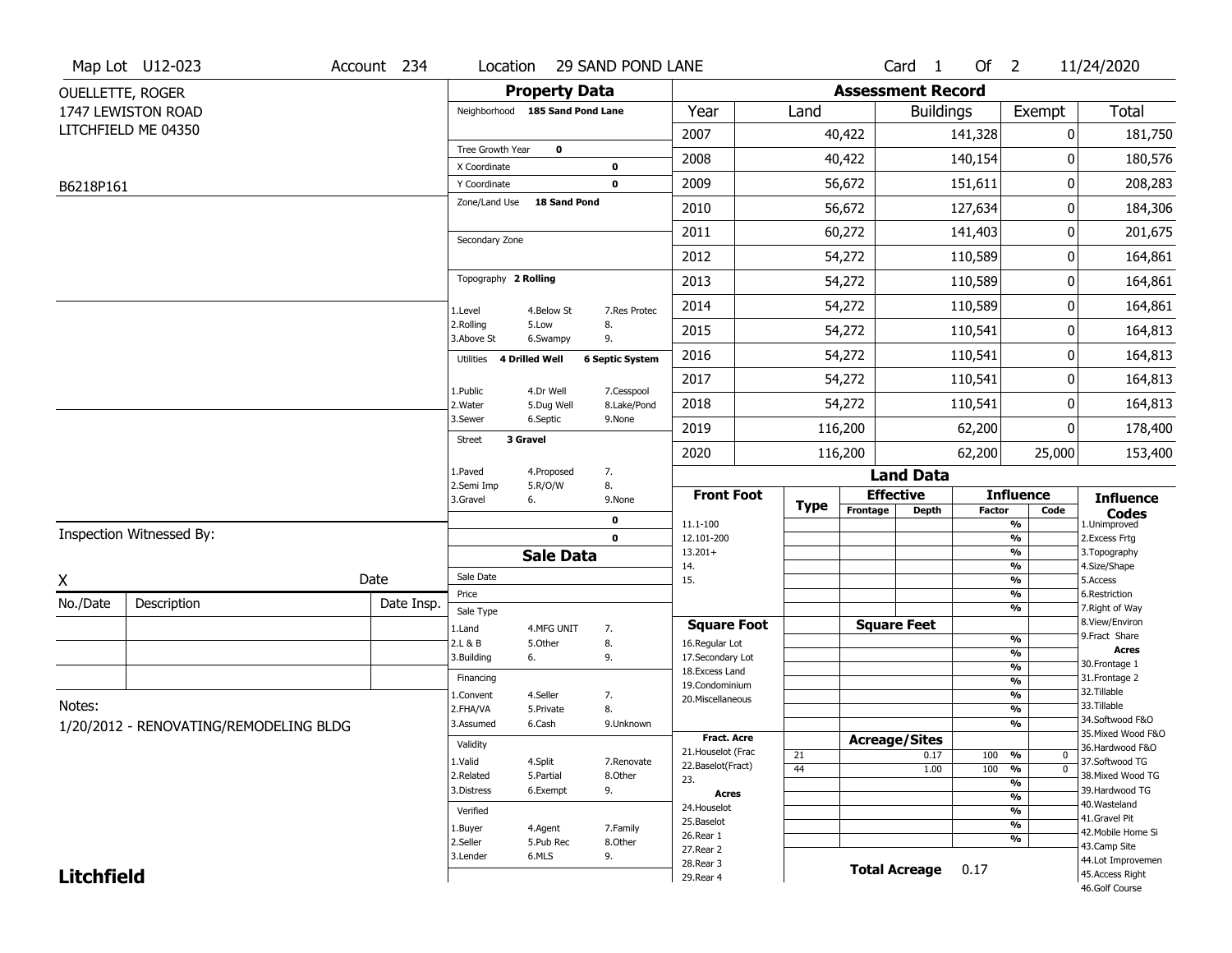Map Lot U12-023 | Account 234 | Location 29 SAND POND LANE | Card 1 Of 2 | 11/24/2020

OUELLETTE, ROGER
1747 LEWISTON ROAD
LITCHFIELD ME 04350

B6218P161

## Property Data

Neighborhood **185 Sand Pond Lane**

Tree Growth Year **0**
X Coordinate **0**
Y Coordinate **0**
Zone/Land Use **18 Sand Pond**

Secondary Zone

Topography **2 Rolling**

1.Level 4.Below St 7.Res Protec
2.Rolling 5.Low 8.
3.Above St 6.Swampy 9.

Utilities **4 Drilled Well** **6 Septic System**

1.Public 4.Dr Well 7.Cesspool
2.Water 5.Dug Well 8.Lake/Pond
3.Sewer 6.Septic 9.None

Street **3 Gravel**

1.Paved 4.Proposed 7.
2.Semi Imp 5.R/O/W 8.
3.Gravel 6. 9.None

0
0

## Assessment Record

| Year | Land | Buildings | Exempt | Total |
|---|---|---|---|---|
| 2007 | 40,422 | 141,328 | 0 | 181,750 |
| 2008 | 40,422 | 140,154 | 0 | 180,576 |
| 2009 | 56,672 | 151,611 | 0 | 208,283 |
| 2010 | 56,672 | 127,634 | 0 | 184,306 |
| 2011 | 60,272 | 141,403 | 0 | 201,675 |
| 2012 | 54,272 | 110,589 | 0 | 164,861 |
| 2013 | 54,272 | 110,589 | 0 | 164,861 |
| 2014 | 54,272 | 110,589 | 0 | 164,861 |
| 2015 | 54,272 | 110,541 | 0 | 164,813 |
| 2016 | 54,272 | 110,541 | 0 | 164,813 |
| 2017 | 54,272 | 110,541 | 0 | 164,813 |
| 2018 | 54,272 | 110,541 | 0 | 164,813 |
| 2019 | 116,200 | 62,200 | 0 | 178,400 |
| 2020 | 116,200 | 62,200 | 25,000 | 153,400 |

## Land Data

| Front Foot | Type | Effective Frontage | Effective Depth | Influence Factor | Influence Code |
|---|---|---|---|---|---|
| 11.1-100 | | | | % | |
| 12.101-200 | | | | % | |
| 13.201+ | | | | % | |
| 14. | | | | % | |
| 15. | | | | % | |
| | | | | % | |
| | | | | % | |

| Square Foot | Square Feet | Influence Factor |
|---|---|---|
| 16.Regular Lot | | % |
| 17.Secondary Lot | | % |
| 18.Excess Land | | % |
| 19.Condominium | | % |
| 20.Miscellaneous | | % |
| | | % |
| | | % |

| Fract. Acre | Type | Acreage/Sites | Influence Factor | Influence Code |
|---|---|---|---|---|
| 21.Houselot (Frac | 21 | 0.17 | 100 % | 0 |
| 22.Baselot(Fract) | 44 | 1.00 | 100 % | 0 |
| 23. | | | % | |
| **Acres** | | | % | |
| 24.Houselot | | | % | |
| 25.Baselot | | | % | |
| 26.Rear 1 | | | % | |
| 27.Rear 2 | | | | |
| 28.Rear 3 | | | | |
| 29.Rear 4 | | | | |

**Total Acreage** 0.17

**Influence Codes**
1.Unimproved
2.Excess Frtg
3.Topography
4.Size/Shape
5.Access
6.Restriction
7.Right of Way
8.View/Environ
9.Fract Share
**Acres**
30.Frontage 1
31.Frontage 2
32.Tillable
33.Tillable
34.Softwood F&O
35.Mixed Wood F&O
36.Hardwood F&O
37.Softwood TG
38.Mixed Wood TG
39.Hardwood TG
40.Wasteland
41.Gravel Pit
42.Mobile Home Si
43.Camp Site
44.Lot Improvemen
45.Access Right
46.Golf Course

## Sale Data

Sale Date
Price
Sale Type
1.Land 4.MFG UNIT 7.
2.L & B 5.Other 8.
3.Building 6. 9.

Financing
1.Convent 4.Seller 7.
2.FHA/VA 5.Private 8.
3.Assumed 6.Cash 9.Unknown

Validity
1.Valid 4.Split 7.Renovate
2.Related 5.Partial 8.Other
3.Distress 6.Exempt 9.

Verified
1.Buyer 4.Agent 7.Family
2.Seller 5.Pub Rec 8.Other
3.Lender 6.MLS 9.

Inspection Witnessed By:

X Date

| No./Date | Description | Date Insp. |
|---|---|---|
| | | |
| | | |
| | | |

Notes:
1/20/2012 - RENOVATING/REMODELING BLDG

**Litchfield**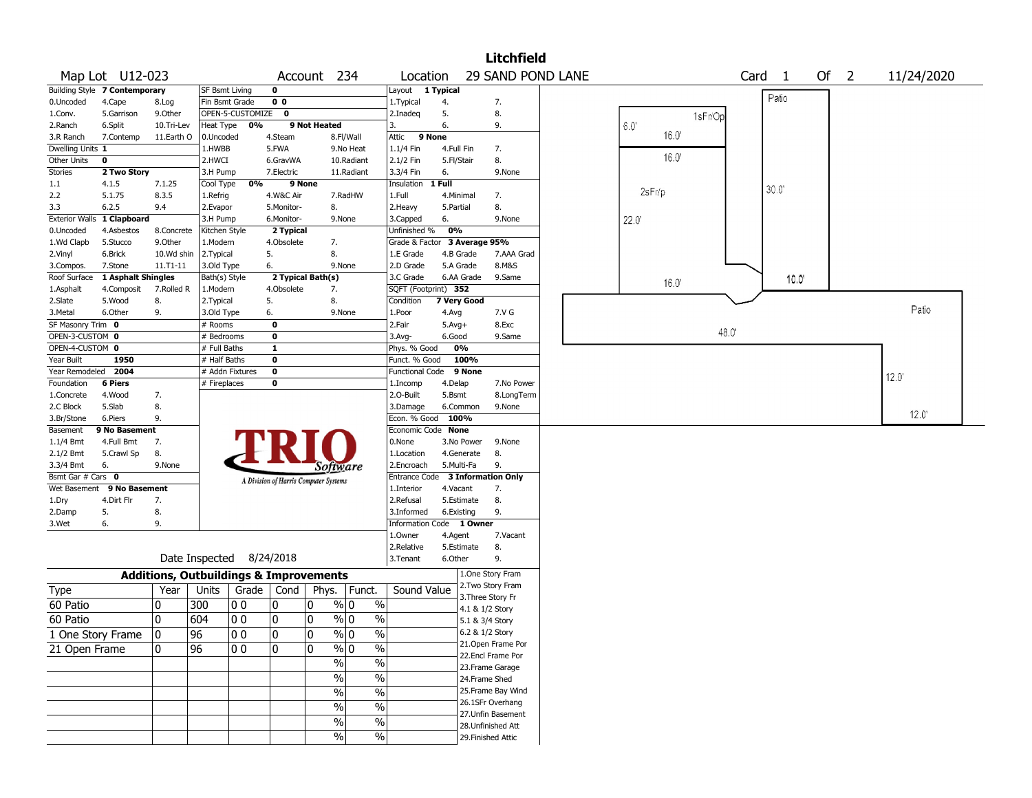# Litchfield

**Map Lot** U12-023 **Account** 234 **Location** 29 SAND POND LANE **Card** 1 **Of** 2 11/24/2020

| Field | Value | Options | | |
|---|---|---|---|---|
| Building Style | 7 Contemporary | 0.Uncoded, 4.Cape, 8.Log | 1.Conv., 5.Garrison, 9.Other | 2.Ranch, 6.Split, 10.Tri-Lev; 3.R Ranch, 7.Contemp, 11.Earth O |
| Dwelling Units | 1 | | | |
| Other Units | 0 | | | |
| Stories | 2 Two Story | 1.1, 4.1.5, 7.1.25 | 2.2, 5.1.75, 8.3.5 | 3.3, 6.2.5, 9.4 |
| Exterior Walls | 1 Clapboard | 0.Uncoded, 4.Asbestos, 8.Concrete | 1.Wd Clapb, 5.Stucco, 9.Other; 2.Vinyl, 6.Brick, 10.Wd shin | 3.Compos., 7.Stone, 11.T1-11 |
| Roof Surface | 1 Asphalt Shingles | 1.Asphalt, 4.Composit, 7.Rolled R | 2.Slate, 5.Wood, 8. | 3.Metal, 6.Other, 9. |
| SF Masonry Trim | 0 | | | |
| OPEN-3-CUSTOM | 0 | | | |
| OPEN-4-CUSTOM | 0 | | | |
| Year Built | 1950 | | | |
| Year Remodeled | 2004 | | | |
| Foundation | 6 Piers | 1.Concrete, 4.Wood, 7. | 2.C Block, 5.Slab, 8. | 3.Br/Stone, 6.Piers, 9. |
| Basement | 9 No Basement | 1.1/4 Bmt, 4.Full Bmt, 7. | 2.1/2 Bmt, 5.Crawl Sp, 8. | 3.3/4 Bmt, 6., 9.None |
| Bsmt Gar # Cars | 0 | | | |
| Wet Basement | 9 No Basement | 1.Dry, 4.Dirt Flr, 7. | 2.Damp, 5., 8. | 3.Wet, 6., 9. |

| Field | Value | Options |
|---|---|---|
| SF Bsmt Living | 0 | |
| Fin Bsmt Grade | 0 0 | |
| OPEN-5-CUSTOMIZE | 0 | |
| Heat Type | 0% 9 Not Heated | 0.Uncoded, 4.Steam, 8.Fl/Wall; 1.HWBB, 5.FWA, 9.No Heat; 2.HWCI, 6.GravWA, 10.Radiant; 3.H Pump, 7.Electric, 11.Radiant |
| Cool Type | 0% 9 None | 1.Refrig, 4.W&C Air, 7.RadHW; 2.Evapor, 5.Monitor-, 8.; 3.H Pump, 6.Monitor-, 9.None |
| Kitchen Style | 2 Typical | 1.Modern, 4.Obsolete, 7.; 2.Typical, 5., 8.; 3.Old Type, 6., 9.None |
| Bath(s) Style | 2 Typical Bath(s) | 1.Modern, 4.Obsolete, 7.; 2.Typical, 5., 8.; 3.Old Type, 6., 9.None |
| # Rooms | 0 | |
| # Bedrooms | 0 | |
| # Full Baths | 1 | |
| # Half Baths | 0 | |
| # Addn Fixtures | 0 | |
| # Fireplaces | 0 | |

| Field | Value | Options |
|---|---|---|
| Layout | 1 Typical | 1.Typical, 4., 7.; 2.Inadeq, 5., 8.; 3., 6., 9. |
| Attic | 9 None | 1.1/4 Fin, 4.Full Fin, 7.; 2.1/2 Fin, 5.Fl/Stair, 8.; 3.3/4 Fin, 6., 9.None |
| Insulation | 1 Full | 1.Full, 4.Minimal, 7.; 2.Heavy, 5.Partial, 8.; 3.Capped, 6., 9.None |
| Unfinished % | 0% | |
| Grade & Factor | 3 Average 95% | 1.E Grade, 4.B Grade, 7.AAA Grad; 2.D Grade, 5.A Grade, 8.M&S; 3.C Grade, 6.AA Grade, 9.Same |
| SQFT (Footprint) | 352 | |
| Condition | 7 Very Good | 1.Poor, 4.Avg, 7.V G; 2.Fair, 5.Avg+, 8.Exc; 3.Avg-, 6.Good, 9.Same |
| Phys. % Good | 0% | |
| Funct. % Good | 100% | |
| Functional Code | 9 None | 1.Incomp, 4.Delap, 7.No Power; 2.O-Built, 5.Bsmt, 8.LongTerm; 3.Damage, 6.Common, 9.None |
| Econ. % Good | 100% | |
| Economic Code | None | 0.None, 3.No Power, 9.None; 1.Location, 4.Generate, 8.; 2.Encroach, 5.Multi-Fa, 9. |
| Entrance Code | 3 Information Only | 1.Interior, 4.Vacant, 7.; 2.Refusal, 5.Estimate, 8.; 3.Informed, 6.Existing, 9. |
| Information Code | 1 Owner | 1.Owner, 4.Agent, 7.Vacant; 2.Relative, 5.Estimate, 8.; 3.Tenant, 6.Other, 9. |

Date Inspected 8/24/2018

## Additions, Outbuildings & Improvements

| Type | Year | Units | Grade | Cond | Phys. | Funct. | Sound Value |
|---|---|---|---|---|---|---|---|
| 60 Patio | 0 | 300 | 0 0 | 0 | 0 % | 0 % | |
| 60 Patio | 0 | 604 | 0 0 | 0 | 0 % | 0 % | |
| 1 One Story Frame | 0 | 96 | 0 0 | 0 | 0 % | 0 % | |
| 21 Open Frame | 0 | 96 | 0 0 | 0 | 0 % | 0 % | |

1.One Story Fram, 2.Two Story Fram, 3.Three Story Fr, 4.1 & 1/2 Story, 5.1 & 3/4 Story, 6.2 & 1/2 Story, 21.Open Frame Por, 22.Encl Frame Por, 23.Frame Garage, 24.Frame Shed, 25.Frame Bay Wind, 26.1SFr Overhang, 27.Unfin Basement, 28.Unfinished Att, 29.Finished Attic

Sketch labels: Patio, 1sFr/Op, 6.0', 16.0', 16.0', 2sFr/p, 30.0', 22.0', 16.0', 10.0', Patio, 48.0', 12.0', 12.0'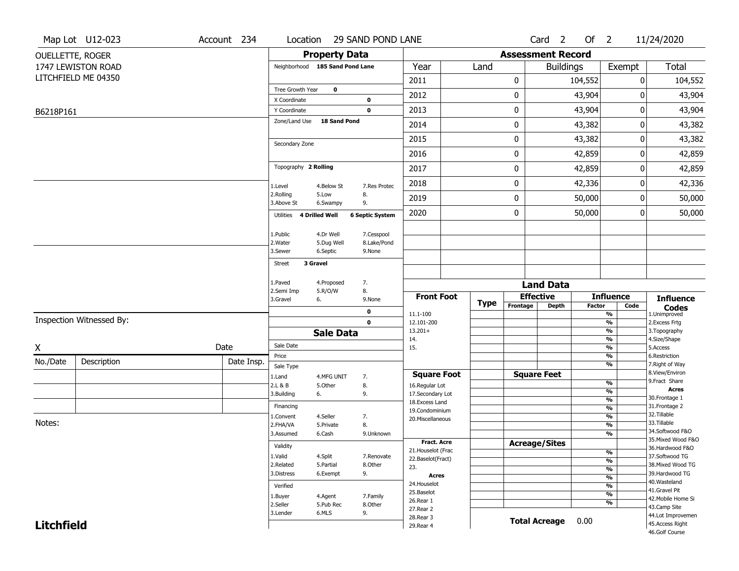Map Lot U12-023 | Account 234 | Location 29 SAND POND LANE | Card 2 Of 2 | 11/24/2020

OUELLETTE, ROGER
1747 LEWISTON ROAD
LITCHFIELD ME 04350

B6218P161

## Property Data

Neighborhood **185 Sand Pond Lane**

Tree Growth Year **0**
X Coordinate **0**
Y Coordinate **0**
Zone/Land Use **18 Sand Pond**

Secondary Zone

Topography **2 Rolling**

1.Level 4.Below St 7.Res Protec
2.Rolling 5.Low 8.
3.Above St 6.Swampy 9.

Utilities **4 Drilled Well** **6 Septic System**

1.Public 4.Dr Well 7.Cesspool
2.Water 5.Dug Well 8.Lake/Pond
3.Sewer 6.Septic 9.None

Street **3 Gravel**

1.Paved 4.Proposed 7.
2.Semi Imp 5.R/O/W 8.
3.Gravel 6. 9.None

**0**
**0**

## Assessment Record

| Year | Land | Buildings | Exempt | Total |
|---|---|---|---|---|
| 2011 | 0 | 104,552 | 0 | 104,552 |
| 2012 | 0 | 43,904 | 0 | 43,904 |
| 2013 | 0 | 43,904 | 0 | 43,904 |
| 2014 | 0 | 43,382 | 0 | 43,382 |
| 2015 | 0 | 43,382 | 0 | 43,382 |
| 2016 | 0 | 42,859 | 0 | 42,859 |
| 2017 | 0 | 42,859 | 0 | 42,859 |
| 2018 | 0 | 42,336 | 0 | 42,336 |
| 2019 | 0 | 50,000 | 0 | 50,000 |
| 2020 | 0 | 50,000 | 0 | 50,000 |

## Land Data

| Front Foot | Type | Effective Frontage | Effective Depth | Influence Factor | Influence Code |
|---|---|---|---|---|---|
| 11.1-100 | | | | % | |
| 12.101-200 | | | | % | |
| 13.201+ | | | | % | |
| 14. | | | | % | |
| 15. | | | | % | |

| Square Foot | Square Feet | | |
|---|---|---|---|
| 16.Regular Lot | | % | |
| 17.Secondary Lot | | % | |
| 18.Excess Land | | % | |
| 19.Condominium | | % | |
| 20.Miscellaneous | | % | |

| Fract. Acre / Acres | Acreage/Sites | | |
|---|---|---|---|
| 21.Houselot (Frac | | % | |
| 22.Baselot(Fract) | | % | |
| 23. | | % | |
| 24.Houselot | | % | |
| 25.Baselot | | % | |
| 26.Rear 1 | | % | |
| 27.Rear 2 | | | |
| 28.Rear 3 | | | |
| 29.Rear 4 | | | |

**Total Acreage** 0.00

### Influence Codes
1.Unimproved
2.Excess Frtg
3.Topography
4.Size/Shape
5.Access
6.Restriction
7.Right of Way
8.View/Environ
9.Fract Share
**Acres**
30.Frontage 1
31.Frontage 2
32.Tillable
33.Tillable
34.Softwood F&O
35.Mixed Wood F&O
36.Hardwood F&O
37.Softwood TG
38.Mixed Wood TG
39.Hardwood TG
40.Wasteland
41.Gravel Pit
42.Mobile Home Si
43.Camp Site
44.Lot Improvemen
45.Access Right
46.Golf Course

## Sale Data

Sale Date
Price
Sale Type
1.Land 4.MFG UNIT 7.
2.L & B 5.Other 8.
3.Building 6. 9.

Financing
1.Convent 4.Seller 7.
2.FHA/VA 5.Private 8.
3.Assumed 6.Cash 9.Unknown

Validity
1.Valid 4.Split 7.Renovate
2.Related 5.Partial 8.Other
3.Distress 6.Exempt 9.

Verified
1.Buyer 4.Agent 7.Family
2.Seller 5.Pub Rec 8.Other
3.Lender 6.MLS 9.

Inspection Witnessed By:

X Date

| No./Date | Description | Date Insp. |
|---|---|---|
| | | |
| | | |
| | | |

Notes:

**Litchfield**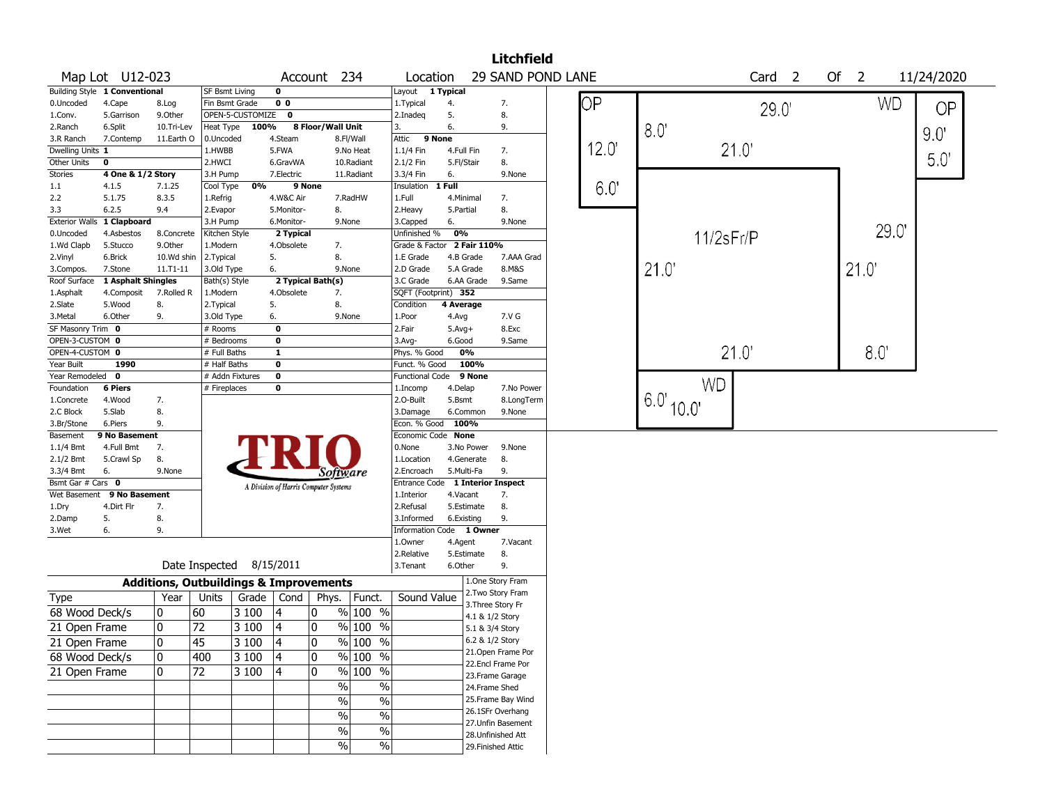# Litchfield

**Map Lot** U12-023 **Account** 234 **Location** 29 SAND POND LANE **Card** 2 **Of** 2 11/24/2020

| Field | Value | Options | | |
|---|---|---|---|---|
| Building Style | 1 Conventional | | | |
| | | 0.Uncoded | 4.Cape | 8.Log |
| | | 1.Conv. | 5.Garrison | 9.Other |
| | | 2.Ranch | 6.Split | 10.Tri-Lev |
| | | 3.R Ranch | 7.Contemp | 11.Earth O |
| Dwelling Units | 1 | | | |
| Other Units | 0 | | | |
| Stories | 4 One & 1/2 Story | | | |
| | | 1.1 | 4.1.5 | 7.1.25 |
| | | 2.2 | 5.1.75 | 8.3.5 |
| | | 3.3 | 6.2.5 | 9.4 |
| Exterior Walls | 1 Clapboard | | | |
| | | 0.Uncoded | 4.Asbestos | 8.Concrete |
| | | 1.Wd Clapb | 5.Stucco | 9.Other |
| | | 2.Vinyl | 6.Brick | 10.Wd shin |
| | | 3.Compos. | 7.Stone | 11.T1-11 |
| Roof Surface | 1 Asphalt Shingles | | | |
| | | 1.Asphalt | 4.Composit | 7.Rolled R |
| | | 2.Slate | 5.Wood | 8. |
| | | 3.Metal | 6.Other | 9. |
| SF Masonry Trim | 0 | | | |
| OPEN-3-CUSTOM | 0 | | | |
| OPEN-4-CUSTOM | 0 | | | |
| Year Built | 1990 | | | |
| Year Remodeled | 0 | | | |
| Foundation | 6 Piers | | | |
| | | 1.Concrete | 4.Wood | 7. |
| | | 2.C Block | 5.Slab | 8. |
| | | 3.Br/Stone | 6.Piers | 9. |
| Basement | 9 No Basement | | | |
| | | 1.1/4 Bmt | 4.Full Bmt | 7. |
| | | 2.1/2 Bmt | 5.Crawl Sp | 8. |
| | | 3.3/4 Bmt | 6. | 9.None |
| Bsmt Gar # Cars | 0 | | | |
| Wet Basement | 9 No Basement | | | |
| | | 1.Dry | 4.Dirt Flr | 7. |
| | | 2.Damp | 5. | 8. |
| | | 3.Wet | 6. | 9. |

| Field | Value | Options | | |
|---|---|---|---|---|
| SF Bsmt Living | 0 | | | |
| Fin Bsmt Grade | 0 0 | | | |
| OPEN-5-CUSTOMIZE | 0 | | | |
| Heat Type | 100% 8 Floor/Wall Unit | | | |
| | | 0.Uncoded | 4.Steam | 8.Fl/Wall |
| | | 1.HWBB | 5.FWA | 9.No Heat |
| | | 2.HWCI | 6.GravWA | 10.Radiant |
| | | 3.H Pump | 7.Electric | 11.Radiant |
| Cool Type | 0% 9 None | | | |
| | | 1.Refrig | 4.W&C Air | 7.RadHW |
| | | 2.Evapor | 5.Monitor- | 8. |
| | | 3.H Pump | 6.Monitor- | 9.None |
| Kitchen Style | 2 Typical | | | |
| | | 1.Modern | 4.Obsolete | 7. |
| | | 2.Typical | 5. | 8. |
| | | 3.Old Type | 6. | 9.None |
| Bath(s) Style | 2 Typical Bath(s) | | | |
| | | 1.Modern | 4.Obsolete | 7. |
| | | 2.Typical | 5. | 8. |
| | | 3.Old Type | 6. | 9.None |
| # Rooms | 0 | | | |
| # Bedrooms | 0 | | | |
| # Full Baths | 1 | | | |
| # Half Baths | 0 | | | |
| # Addn Fixtures | 0 | | | |
| # Fireplaces | 0 | | | |

| Field | Value | Options | | |
|---|---|---|---|---|
| Layout | 1 Typical | | | |
| | | 1.Typical | 4. | 7. |
| | | 2.Inadeq | 5. | 8. |
| | | 3. | 6. | 9. |
| Attic | 9 None | | | |
| | | 1.1/4 Fin | 4.Full Fin | 7. |
| | | 2.1/2 Fin | 5.Fl/Stair | 8. |
| | | 3.3/4 Fin | 6. | 9.None |
| Insulation | 1 Full | | | |
| | | 1.Full | 4.Minimal | 7. |
| | | 2.Heavy | 5.Partial | 8. |
| | | 3.Capped | 6. | 9.None |
| Unfinished % | 0% | | | |
| Grade & Factor | 2 Fair 110% | | | |
| | | 1.E Grade | 4.B Grade | 7.AAA Grad |
| | | 2.D Grade | 5.A Grade | 8.M&S |
| | | 3.C Grade | 6.AA Grade | 9.Same |
| SQFT (Footprint) | 352 | | | |
| Condition | 4 Average | | | |
| | | 1.Poor | 4.Avg | 7.V G |
| | | 2.Fair | 5.Avg+ | 8.Exc |
| | | 3.Avg- | 6.Good | 9.Same |
| Phys. % Good | 0% | | | |
| Funct. % Good | 100% | | | |
| Functional Code | 9 None | | | |
| | | 1.Incomp | 4.Delap | 7.No Power |
| | | 2.O-Built | 5.Bsmt | 8.LongTerm |
| | | 3.Damage | 6.Common | 9.None |
| Econ. % Good | 100% | | | |
| Economic Code | None | | | |
| | | 0.None | 3.No Power | 9.None |
| | | 1.Location | 4.Generate | 8. |
| | | 2.Encroach | 5.Multi-Fa | 9. |
| Entrance Code | 1 Interior Inspect | | | |
| | | 1.Interior | 4.Vacant | 7. |
| | | 2.Refusal | 5.Estimate | 8. |
| | | 3.Informed | 6.Existing | 9. |
| Information Code | 1 Owner | | | |
| | | 1.Owner | 4.Agent | 7.Vacant |
| | | 2.Relative | 5.Estimate | 8. |
| | | 3.Tenant | 6.Other | 9. |

Date Inspected 8/15/2011

## Additions, Outbuildings & Improvements

| Type | Year | Units | Grade | Cond | Phys. | Funct. | Sound Value |
|---|---|---|---|---|---|---|---|
| 68 Wood Deck/s | 0 | 60 | 3 100 | 4 | 0 % | 100 % | |
| 21 Open Frame | 0 | 72 | 3 100 | 4 | 0 % | 100 % | |
| 21 Open Frame | 0 | 45 | 3 100 | 4 | 0 % | 100 % | |
| 68 Wood Deck/s | 0 | 400 | 3 100 | 4 | 0 % | 100 % | |
| 21 Open Frame | 0 | 72 | 3 100 | 4 | 0 % | 100 % | |
| | | | | | % | % | |
| | | | | | % | % | |
| | | | | | % | % | |
| | | | | | % | % | |
| | | | | | % | % | |

1.One Story Fram
2.Two Story Fram
3.Three Story Fr
4.1 & 1/2 Story
5.1 & 3/4 Story
6.2 & 1/2 Story
21.Open Frame Por
22.Encl Frame Por
23.Frame Garage
24.Frame Shed
25.Frame Bay Wind
26.1SFr Overhang
27.Unfin Basement
28.Unfinished Att
29.Finished Attic

Sketch labels: OP 12.0' 6.0'; WD 29.0' 8.0' 21.0'; OP 9.0' 5.0'; 11/2sFr/P 29.0' 21.0' 21.0' 21.0' 8.0'; WD 6.0' 10.0'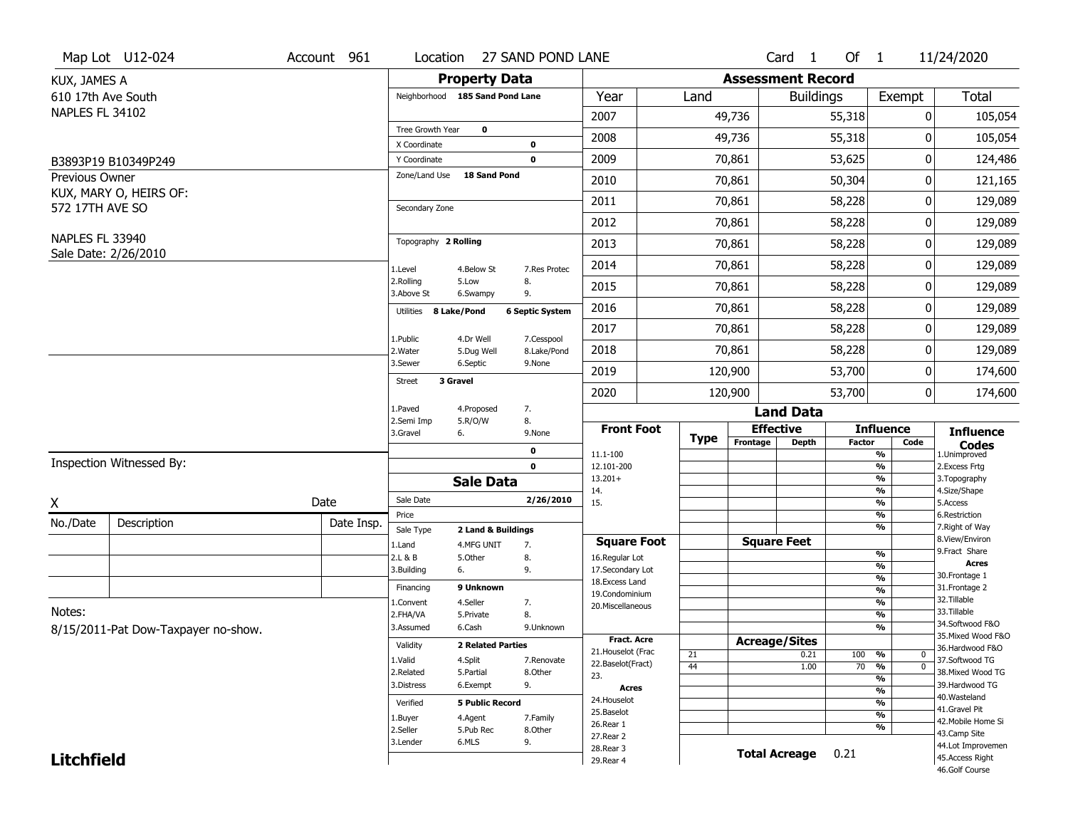Map Lot U12-024 | Account 961 | Location 27 SAND POND LANE | Card 1 Of 1 | 11/24/2020

KUX, JAMES A
610 17th Ave South
NAPLES FL 34102

B3893P19 B10349P249

Previous Owner
KUX, MARY O, HEIRS OF:
572 17TH AVE SO

NAPLES FL 33940
Sale Date: 2/26/2010

## Property Data

| | | |
|---|---|---|
| Neighborhood | 185 Sand Pond Lane | |
| Tree Growth Year | 0 | |
| X Coordinate | | 0 |
| Y Coordinate | | 0 |
| Zone/Land Use | 18 Sand Pond | |
| Secondary Zone | | |
| Topography | 2 Rolling | |
| 1.Level | 4.Below St | 7.Res Protec |
| 2.Rolling | 5.Low | 8. |
| 3.Above St | 6.Swampy | 9. |
| Utilities | 8 Lake/Pond | 6 Septic System |
| 1.Public | 4.Dr Well | 7.Cesspool |
| 2.Water | 5.Dug Well | 8.Lake/Pond |
| 3.Sewer | 6.Septic | 9.None |
| Street | 3 Gravel | |
| 1.Paved | 4.Proposed | 7. |
| 2.Semi Imp | 5.R/O/W | 8. |
| 3.Gravel | 6. | 9.None |
| | | 0 |
| | | 0 |

## Sale Data

| | | |
|---|---|---|
| Sale Date | | 2/26/2010 |
| Price | | |
| Sale Type | 2 Land & Buildings | |
| 1.Land | 4.MFG UNIT | 7. |
| 2.L & B | 5.Other | 8. |
| 3.Building | 6. | 9. |
| Financing | 9 Unknown | |
| 1.Convent | 4.Seller | 7. |
| 2.FHA/VA | 5.Private | 8. |
| 3.Assumed | 6.Cash | 9.Unknown |
| Validity | 2 Related Parties | |
| 1.Valid | 4.Split | 7.Renovate |
| 2.Related | 5.Partial | 8.Other |
| 3.Distress | 6.Exempt | 9. |
| Verified | 5 Public Record | |
| 1.Buyer | 4.Agent | 7.Family |
| 2.Seller | 5.Pub Rec | 8.Other |
| 3.Lender | 6.MLS | 9. |

## Assessment Record

| Year | Land | Buildings | Exempt | Total |
|---|---|---|---|---|
| 2007 | 49,736 | 55,318 | 0 | 105,054 |
| 2008 | 49,736 | 55,318 | 0 | 105,054 |
| 2009 | 70,861 | 53,625 | 0 | 124,486 |
| 2010 | 70,861 | 50,304 | 0 | 121,165 |
| 2011 | 70,861 | 58,228 | 0 | 129,089 |
| 2012 | 70,861 | 58,228 | 0 | 129,089 |
| 2013 | 70,861 | 58,228 | 0 | 129,089 |
| 2014 | 70,861 | 58,228 | 0 | 129,089 |
| 2015 | 70,861 | 58,228 | 0 | 129,089 |
| 2016 | 70,861 | 58,228 | 0 | 129,089 |
| 2017 | 70,861 | 58,228 | 0 | 129,089 |
| 2018 | 70,861 | 58,228 | 0 | 129,089 |
| 2019 | 120,900 | 53,700 | 0 | 174,600 |
| 2020 | 120,900 | 53,700 | 0 | 174,600 |

## Land Data

| Front Foot | Type | Effective Frontage | Effective Depth | Influence Factor | Influence Code |
|---|---|---|---|---|---|
| 11.1-100 | | | | % | |
| 12.101-200 | | | | % | |
| 13.201+ | | | | % | |
| 14. | | | | % | |
| 15. | | | | % | |
| | | | | % | |
| **Square Foot** | | **Square Feet** | | | |
| 16.Regular Lot | | | | % | |
| 17.Secondary Lot | | | | % | |
| 18.Excess Land | | | | % | |
| 19.Condominium | | | | % | |
| 20.Miscellaneous | | | | % | |
| | | | | % | |
| | | | | % | |
| **Fract. Acre** | | **Acreage/Sites** | | | |
| 21.Houselot (Frac | 21 | | 0.21 | 100 % | 0 |
| 22.Baselot(Fract) | 44 | | 1.00 | 70 % | 0 |
| 23. | | | | % | |
| **Acres** | | | | % | |
| 24.Houselot | | | | % | |
| 25.Baselot | | | | % | |
| 26.Rear 1 | | | | % | |
| 27.Rear 2 | | | | | |
| 28.Rear 3 | | | | | |
| 29.Rear 4 | | | | | |

**Total Acreage** 0.21

**Influence Codes**
1.Unimproved
2.Excess Frtg
3.Topography
4.Size/Shape
5.Access
6.Restriction
7.Right of Way
8.View/Environ
9.Fract Share
**Acres**
30.Frontage 1
31.Frontage 2
32.Tillable
33.Tillable
34.Softwood F&O
35.Mixed Wood F&O
36.Hardwood F&O
37.Softwood TG
38.Mixed Wood TG
39.Hardwood TG
40.Wasteland
41.Gravel Pit
42.Mobile Home Si
43.Camp Site
44.Lot Improvemen
45.Access Right
46.Golf Course

Inspection Witnessed By:

X _______________ Date

| No./Date | Description | Date Insp. |
|---|---|---|
| | | |
| | | |
| | | |

Notes:
8/15/2011-Pat Dow-Taxpayer no-show.

**Litchfield**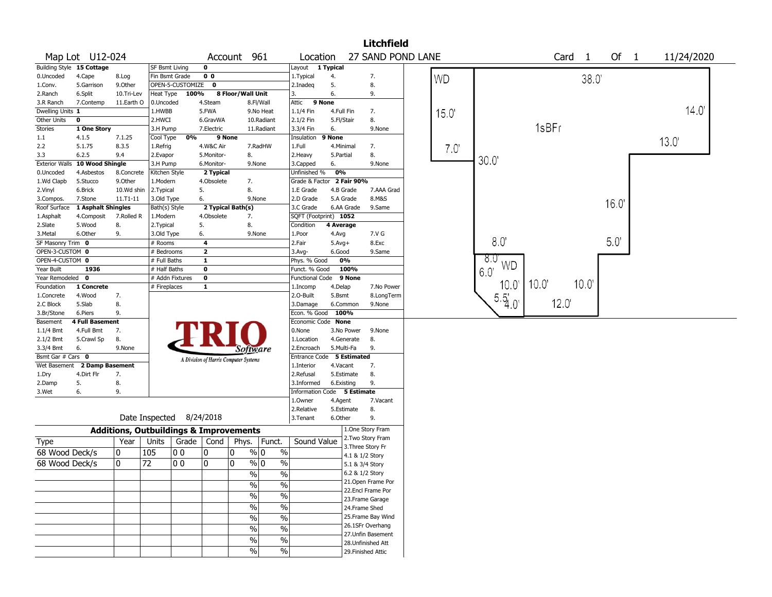# Litchfield

**Map Lot** U12-024 **Account** 961 **Location** 27 SAND POND LANE **Card** 1 **Of** 1 11/24/2020

| | | | | | | | | | | |
|---|---|---|---|---|---|---|---|---|---|---|
| Building Style **15 Cottage** | | | SF Bsmt Living **0** | | | | Layout **1 Typical** | | | |
| 0.Uncoded | 4.Cape | 8.Log | Fin Bsmt Grade **0 0** | | | | 1.Typical | 4. | 7. | |
| 1.Conv. | 5.Garrison | 9.Other | OPEN-5-CUSTOMIZE **0** | | | | 2.Inadeq | 5. | 8. | |
| 2.Ranch | 6.Split | 10.Tri-Lev | Heat Type **100%** | **8 Floor/Wall Unit** | | | 3. | 6. | 9. | |
| 3.R Ranch | 7.Contemp | 11.Earth O | 0.Uncoded | 4.Steam | 8.Fl/Wall | | Attic **9 None** | | | |
| Dwelling Units **1** | | | 1.HWBB | 5.FWA | 9.No Heat | | 1.1/4 Fin | 4.Full Fin | 7. | |
| Other Units **0** | | | 2.HWCI | 6.GravWA | 10.Radiant | | 2.1/2 Fin | 5.Fl/Stair | 8. | |
| Stories **1 One Story** | | | 3.H Pump | 7.Electric | 11.Radiant | | 3.3/4 Fin | 6. | 9.None | |
| 1.1 | 4.1.5 | 7.1.25 | Cool Type **0%** | **9 None** | | | Insulation **9 None** | | | |
| 2.2 | 5.1.75 | 8.3.5 | 1.Refrig | 4.W&C Air | 7.RadHW | | 1.Full | 4.Minimal | 7. | |
| 3.3 | 6.2.5 | 9.4 | 2.Evapor | 5.Monitor- | 8. | | 2.Heavy | 5.Partial | 8. | |
| Exterior Walls **10 Wood Shingle** | | | 3.H Pump | 6.Monitor- | 9.None | | 3.Capped | 6. | 9.None | |
| 0.Uncoded | 4.Asbestos | 8.Concrete | Kitchen Style **2 Typical** | | | | Unfinished % **0%** | | | |
| 1.Wd Clapb | 5.Stucco | 9.Other | 1.Modern | 4.Obsolete | 7. | | Grade & Factor **2 Fair 90%** | | | |
| 2.Vinyl | 6.Brick | 10.Wd shin | 2.Typical | 5. | 8. | | 1.E Grade | 4.B Grade | 7.AAA Grad | |
| 3.Compos. | 7.Stone | 11.T1-11 | 3.Old Type | 6. | 9.None | | 2.D Grade | 5.A Grade | 8.M&S | |
| Roof Surface **1 Asphalt Shingles** | | | Bath(s) Style **2 Typical Bath(s)** | | | | 3.C Grade | 6.AA Grade | 9.Same | |
| 1.Asphalt | 4.Composit | 7.Rolled R | 1.Modern | 4.Obsolete | 7. | | SQFT (Footprint) **1052** | | | |
| 2.Slate | 5.Wood | 8. | 2.Typical | 5. | 8. | | Condition **4 Average** | | | |
| 3.Metal | 6.Other | 9. | 3.Old Type | 6. | 9.None | | 1.Poor | 4.Avg | 7.V G | |
| SF Masonry Trim **0** | | | # Rooms **4** | | | | 2.Fair | 5.Avg+ | 8.Exc | |
| OPEN-3-CUSTOM **0** | | | # Bedrooms **2** | | | | 3.Avg- | 6.Good | 9.Same | |
| OPEN-4-CUSTOM **0** | | | # Full Baths **1** | | | | Phys. % Good **0%** | | | |
| Year Built **1936** | | | # Half Baths **0** | | | | Funct. % Good **100%** | | | |
| Year Remodeled **0** | | | # Addn Fixtures **0** | | | | Functional Code **9 None** | | | |
| Foundation **1 Concrete** | | | # Fireplaces **1** | | | | 1.Incomp | 4.Delap | 7.No Power | |
| 1.Concrete | 4.Wood | 7. | | | | | 2.O-Built | 5.Bsmt | 8.LongTerm | |
| 2.C Block | 5.Slab | 8. | | | | | 3.Damage | 6.Common | 9.None | |
| 3.Br/Stone | 6.Piers | 9. | | | | | Econ. % Good **100%** | | | |
| Basement **4 Full Basement** | | | | | | | Economic Code **None** | | | |
| 1.1/4 Bmt | 4.Full Bmt | 7. | | | | | 0.None | 3.No Power | 9.None | |
| 2.1/2 Bmt | 5.Crawl Sp | 8. | | | | | 1.Location | 4.Generate | 8. | |
| 3.3/4 Bmt | 6. | 9.None | | | | | 2.Encroach | 5.Multi-Fa | 9. | |
| Bsmt Gar # Cars **0** | | | | | | | Entrance Code **5 Estimated** | | | |
| Wet Basement **2 Damp Basement** | | | | | | | 1.Interior | 4.Vacant | 7. | |
| 1.Dry | 4.Dirt Flr | 7. | | | | | 2.Refusal | 5.Estimate | 8. | |
| 2.Damp | 5. | 8. | | | | | 3.Informed | 6.Existing | 9. | |
| 3.Wet | 6. | 9. | | | | | Information Code **5 Estimate** | | | |
| | | | | | | | 1.Owner | 4.Agent | 7.Vacant | |
| | | | | | | | 2.Relative | 5.Estimate | 8. | |
| Date Inspected 8/24/2018 | | | | | | | 3.Tenant | 6.Other | 9. | |

TRIO Software — A Division of Harris Computer Systems

## Additions, Outbuildings & Improvements

| Type | Year | Units | Grade | Cond | Phys. | Funct. | Sound Value |
|---|---|---|---|---|---|---|---|
| 68 Wood Deck/s | 0 | 105 | 0 0 | 0 | 0 % | 0 % | |
| 68 Wood Deck/s | 0 | 72 | 0 0 | 0 | 0 % | 0 % | |
| | | | | | % | % | |
| | | | | | % | % | |
| | | | | | % | % | |
| | | | | | % | % | |
| | | | | | % | % | |
| | | | | | % | % | |
| | | | | | % | % | |

1.One Story Fram, 2.Two Story Fram, 3.Three Story Fr, 4.1 & 1/2 Story, 5.1 & 3/4 Story, 6.2 & 1/2 Story, 21.Open Frame Por, 22.Encl Frame Por, 23.Frame Garage, 24.Frame Shed, 25.Frame Bay Wind, 26.1SFr Overhang, 27.Unfin Basement, 28.Unfinished Att, 29.Finished Attic

Sketch: WD 38.0' × 15.0' / 7.0'; 1sBFr 30.0', 14.0', 13.0', 16.0', 8.0', 5.0'; WD 8.0', 6.0', 10.0', 5.5', 4.0'; 10.0', 10.0', 12.0'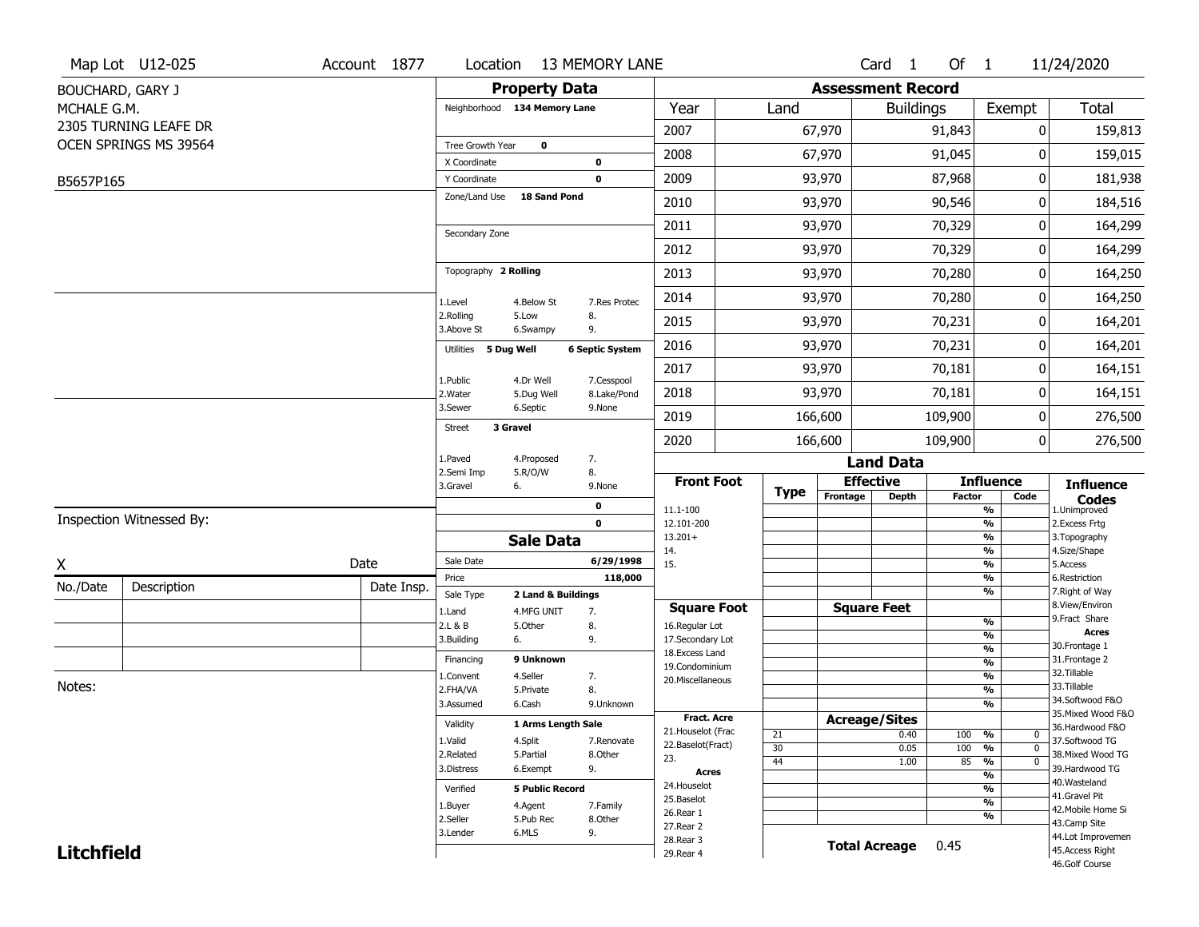Map Lot U12-025 | Account 1877 | Location 13 MEMORY LANE | Card 1 Of 1 | 11/24/2020

BOUCHARD, GARY J
MCHALE G.M.
2305 TURNING LEAFE DR
OCEN SPRINGS MS 39564

B5657P165

## Property Data

| Field | Value |
|---|---|
| Neighborhood | 134 Memory Lane |
| Tree Growth Year | 0 |
| X Coordinate | 0 |
| Y Coordinate | 0 |
| Zone/Land Use | 18 Sand Pond |
| Secondary Zone | |
| Topography | 2 Rolling |
| Utilities | 5 Dug Well, 6 Septic System |
| Street | 3 Gravel |

Topography codes: 1.Level, 2.Rolling, 3.Above St, 4.Below St, 5.Low, 6.Swampy, 7.Res Protec, 8., 9.

Utilities codes: 1.Public, 2.Water, 3.Sewer, 4.Dr Well, 5.Dug Well, 6.Septic, 7.Cesspool, 8.Lake/Pond, 9.None

Street codes: 1.Paved, 2.Semi Imp, 3.Gravel, 4.Proposed, 5.R/O/W, 6., 7., 8., 9.None

## Assessment Record

| Year | Land | Buildings | Exempt | Total |
|---|---|---|---|---|
| 2007 | 67,970 | 91,843 | 0 | 159,813 |
| 2008 | 67,970 | 91,045 | 0 | 159,015 |
| 2009 | 93,970 | 87,968 | 0 | 181,938 |
| 2010 | 93,970 | 90,546 | 0 | 184,516 |
| 2011 | 93,970 | 70,329 | 0 | 164,299 |
| 2012 | 93,970 | 70,329 | 0 | 164,299 |
| 2013 | 93,970 | 70,280 | 0 | 164,250 |
| 2014 | 93,970 | 70,280 | 0 | 164,250 |
| 2015 | 93,970 | 70,231 | 0 | 164,201 |
| 2016 | 93,970 | 70,231 | 0 | 164,201 |
| 2017 | 93,970 | 70,181 | 0 | 164,151 |
| 2018 | 93,970 | 70,181 | 0 | 164,151 |
| 2019 | 166,600 | 109,900 | 0 | 276,500 |
| 2020 | 166,600 | 109,900 | 0 | 276,500 |

## Sale Data

| Field | Value |
|---|---|
| Sale Date | 6/29/1998 |
| Price | 118,000 |
| Sale Type | 2 Land & Buildings |
| Financing | 9 Unknown |
| Validity | 1 Arms Length Sale |
| Verified | 5 Public Record |

Sale Type codes: 1.Land, 2.L & B, 3.Building, 4.MFG UNIT, 5.Other, 6., 7., 8., 9.

Financing codes: 1.Convent, 2.FHA/VA, 3.Assumed, 4.Seller, 5.Private, 6.Cash, 7., 8., 9.Unknown

Validity codes: 1.Valid, 2.Related, 3.Distress, 4.Split, 5.Partial, 6.Exempt, 7.Renovate, 8.Other, 9.

Verified codes: 1.Buyer, 2.Seller, 3.Lender, 4.Agent, 5.Pub Rec, 6.MLS, 7.Family, 8.Other, 9.

## Land Data

Front Foot: 11.1-100, 12.101-200, 13.201+, 14., 15.

Square Foot: 16.Regular Lot, 17.Secondary Lot, 18.Excess Land, 19.Condominium, 20.Miscellaneous

Fract. Acre: 21.Houselot (Frac, 22.Baselot(Fract), 23.

Acres: 24.Houselot, 25.Baselot, 26.Rear 1, 27.Rear 2, 28.Rear 3, 29.Rear 4

### Acreage/Sites

| Type | Acreage/Sites | Influence Factor | Code |
|---|---|---|---|
| 21 | 0.40 | 100 % | 0 |
| 30 | 0.05 | 100 % | 0 |
| 44 | 1.00 | 85 % | 0 |

**Total Acreage** 0.45

### Influence Codes

1.Unimproved, 2.Excess Frtg, 3.Topography, 4.Size/Shape, 5.Access, 6.Restriction, 7.Right of Way, 8.View/Environ, 9.Fract Share

**Acres**: 30.Frontage 1, 31.Frontage 2, 32.Tillable, 33.Tillable, 34.Softwood F&O, 35.Mixed Wood F&O, 36.Hardwood F&O, 37.Softwood TG, 38.Mixed Wood TG, 39.Hardwood TG, 40.Wasteland, 41.Gravel Pit, 42.Mobile Home Si, 43.Camp Site, 44.Lot Improvemen, 45.Access Right, 46.Golf Course

Inspection Witnessed By:

X ____________________ Date

| No./Date | Description | Date Insp. |
|---|---|---|
| | | |
| | | |
| | | |

Notes:

**Litchfield**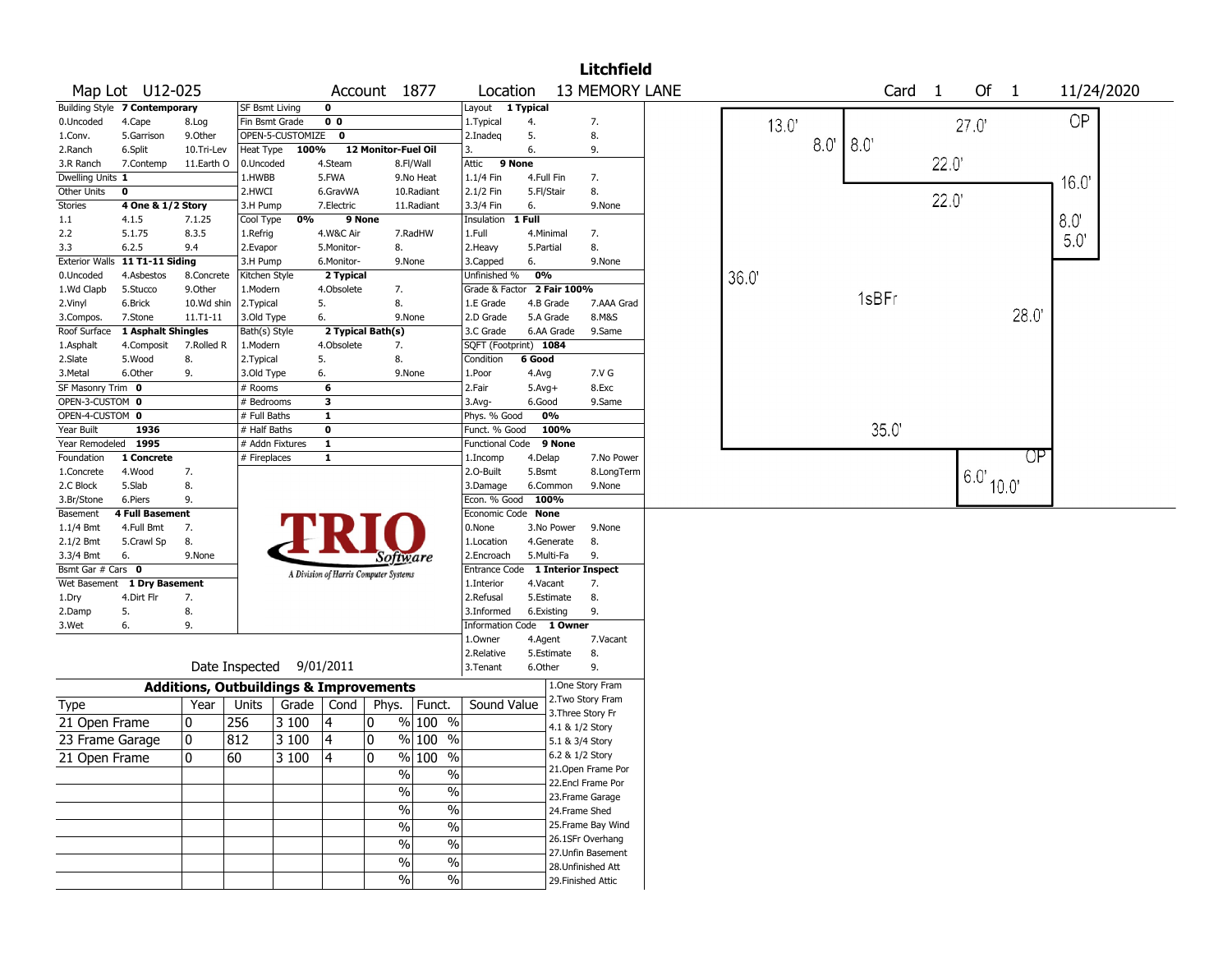# Litchfield

Map Lot U12-025 | Account 1877 | Location 13 MEMORY LANE | Card 1 Of 1 | 11/24/2020

| | | | |
|---|---|---|---|
| Building Style | 7 Contemporary | SF Bsmt Living | 0 |
| 0.Uncoded 4.Cape 8.Log | | Fin Bsmt Grade | 0 0 |
| 1.Conv. 5.Garrison 9.Other | | OPEN-5-CUSTOMIZE | 0 |
| 2.Ranch 6.Split 10.Tri-Lev | | Heat Type 100% | 12 Monitor-Fuel Oil |
| 3.R Ranch 7.Contemp 11.Earth O | | 0.Uncoded 4.Steam 8.Fl/Wall | |
| Dwelling Units | 1 | 1.HWBB 5.FWA 9.No Heat | |
| Other Units | 0 | 2.HWCI 6.GravWA 10.Radiant | |
| Stories | 4 One & 1/2 Story | 3.H Pump 7.Electric 11.Radiant | |
| 1.1 4.1.5 7.1.25 | | Cool Type 0% | 9 None |
| 2.2 5.1.75 8.3.5 | | 1.Refrig 4.W&C Air 7.RadHW | |
| 3.3 6.2.5 9.4 | | 2.Evapor 5.Monitor- 8. | |
| Exterior Walls | 11 T1-11 Siding | 3.H Pump 6.Monitor- 9.None | |
| 0.Uncoded 4.Asbestos 8.Concrete | | Kitchen Style | 2 Typical |
| 1.Wd Clapb 5.Stucco 9.Other | | 1.Modern 4.Obsolete 7. | |
| 2.Vinyl 6.Brick 10.Wd shin | | 2.Typical 5. 8. | |
| 3.Compos. 7.Stone 11.T1-11 | | 3.Old Type 6. 9.None | |
| Roof Surface | 1 Asphalt Shingles | Bath(s) Style | 2 Typical Bath(s) |
| 1.Asphalt 4.Composit 7.Rolled R | | 1.Modern 4.Obsolete 7. | |
| 2.Slate 5.Wood 8. | | 2.Typical 5. 8. | |
| 3.Metal 6.Other 9. | | 3.Old Type 6. 9.None | |
| SF Masonry Trim | 0 | # Rooms | 6 |
| OPEN-3-CUSTOM | 0 | # Bedrooms | 3 |
| OPEN-4-CUSTOM | 0 | # Full Baths | 1 |
| Year Built | 1936 | # Half Baths | 0 |
| Year Remodeled | 1995 | # Addn Fixtures | 1 |
| Foundation | 1 Concrete | # Fireplaces | 1 |
| 1.Concrete 4.Wood 7. | | | |
| 2.C Block 5.Slab 8. | | | |
| 3.Br/Stone 6.Piers 9. | | | |
| Basement | 4 Full Basement | | |
| 1.1/4 Bmt 4.Full Bmt 7. | | | |
| 2.1/2 Bmt 5.Crawl Sp 8. | | | |
| 3.3/4 Bmt 6. 9.None | | | |
| Bsmt Gar # Cars | 0 | | |
| Wet Basement | 1 Dry Basement | | |
| 1.Dry 4.Dirt Flr 7. | | | |
| 2.Damp 5. 8. | | | |
| 3.Wet 6. 9. | | | |

| | |
|---|---|
| Layout | 1 Typical |
| 1.Typical 4. 7. | |
| 2.Inadeq 5. 8. | |
| 3. 6. 9. | |
| Attic | 9 None |
| 1.1/4 Fin 4.Full Fin 7. | |
| 2.1/2 Fin 5.Fl/Stair 8. | |
| 3.3/4 Fin 6. 9.None | |
| Insulation | 1 Full |
| 1.Full 4.Minimal 7. | |
| 2.Heavy 5.Partial 8. | |
| 3.Capped 6. 9.None | |
| Unfinished % | 0% |
| Grade & Factor | 2 Fair 100% |
| 1.E Grade 4.B Grade 7.AAA Grad | |
| 2.D Grade 5.A Grade 8.M&S | |
| 3.C Grade 6.AA Grade 9.Same | |
| SQFT (Footprint) | 1084 |
| Condition | 6 Good |
| 1.Poor 4.Avg 7.V G | |
| 2.Fair 5.Avg+ 8.Exc | |
| 3.Avg- 6.Good 9.Same | |
| Phys. % Good | 0% |
| Funct. % Good | 100% |
| Functional Code | 9 None |
| 1.Incomp 4.Delap 7.No Power | |
| 2.O-Built 5.Bsmt 8.LongTerm | |
| 3.Damage 6.Common 9.None | |
| Econ. % Good | 100% |
| Economic Code | None |
| 0.None 3.No Power 9.None | |
| 1.Location 4.Generate 8. | |
| 2.Encroach 5.Multi-Fa 9. | |
| Entrance Code | 1 Interior Inspect |
| 1.Interior 4.Vacant 7. | |
| 2.Refusal 5.Estimate 8. | |
| 3.Informed 6.Existing 9. | |
| Information Code | 1 Owner |
| 1.Owner 4.Agent 7.Vacant | |
| 2.Relative 5.Estimate 8. | |
| 3.Tenant 6.Other 9. | |

Date Inspected 9/01/2011

## Additions, Outbuildings & Improvements

| Type | Year | Units | Grade | Cond | Phys. | Funct. | Sound Value |
|---|---|---|---|---|---|---|---|
| 21 Open Frame | 0 | 256 | 3 100 | 4 | 0 % | 100 % | |
| 23 Frame Garage | 0 | 812 | 3 100 | 4 | 0 % | 100 % | |
| 21 Open Frame | 0 | 60 | 3 100 | 4 | 0 % | 100 % | |
| | | | | | % | % | |
| | | | | | % | % | |
| | | | | | % | % | |
| | | | | | % | % | |
| | | | | | % | % | |
| | | | | | % | % | |
| | | | | | % | % | |

1.One Story Fram
2.Two Story Fram
3.Three Story Fr
4.1 & 1/2 Story
5.1 & 3/4 Story
6.2 & 1/2 Story
21.Open Frame Por
22.Encl Frame Por
23.Frame Garage
24.Frame Shed
25.Frame Bay Wind
26.1SFr Overhang
27.Unfin Basement
28.Unfinished Att
29.Finished Attic

13.0'
27.0'
OP
8.0'
8.0'
22.0'
16.0'
22.0'
8.0'
5.0'
36.0'
1sBFr
28.0'
35.0'
OP
6.0'
10.0'